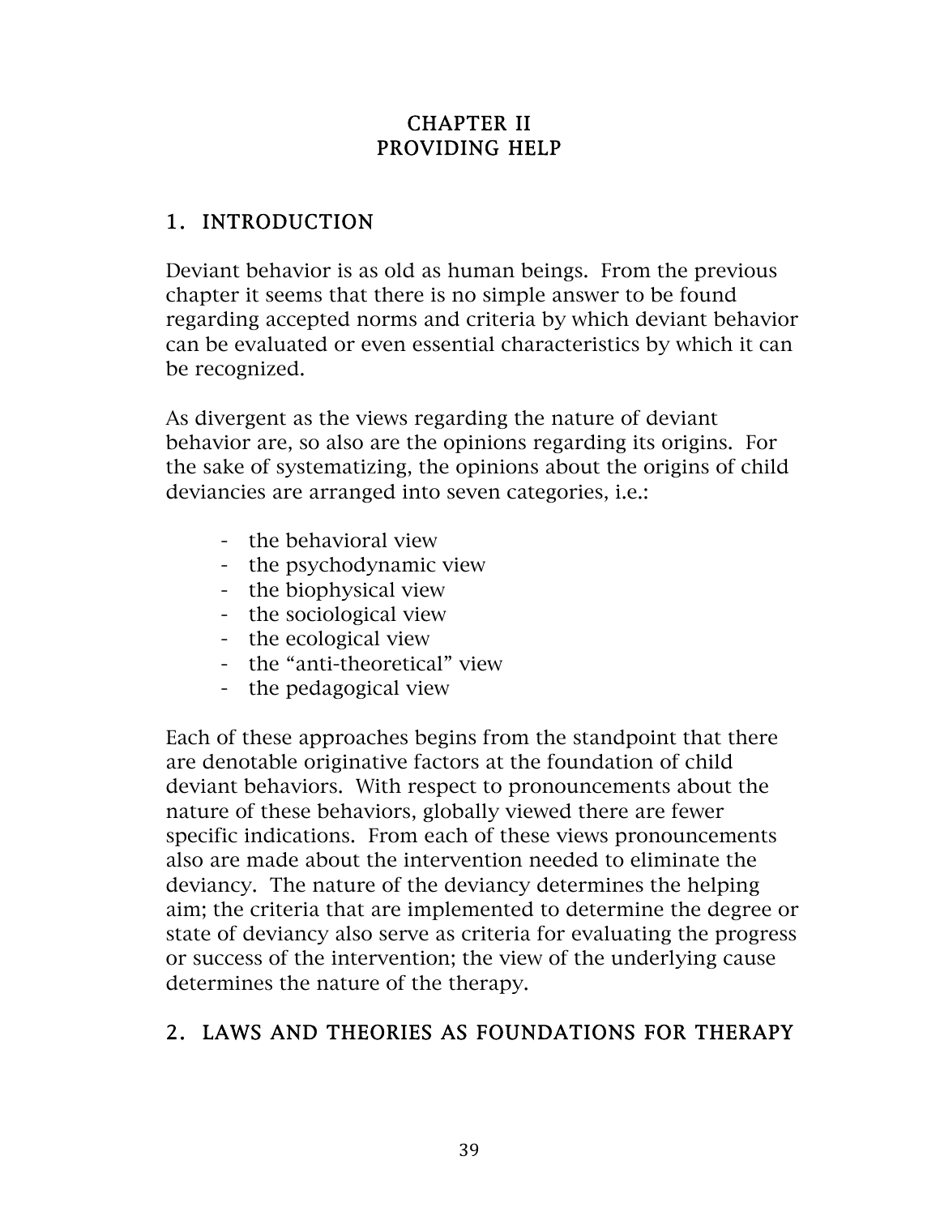# CHAPTER II
# PROVIDING HELP

## 1. INTRODUCTION

Deviant behavior is as old as human beings. From the previous chapter it seems that there is no simple answer to be found regarding accepted norms and criteria by which deviant behavior can be evaluated or even essential characteristics by which it can be recognized.

As divergent as the views regarding the nature of deviant behavior are, so also are the opinions regarding its origins. For the sake of systematizing, the opinions about the origins of child deviancies are arranged into seven categories, i.e.:

- the behavioral view
- the psychodynamic view
- the biophysical view
- the sociological view
- the ecological view
- the "anti-theoretical" view
- the pedagogical view

Each of these approaches begins from the standpoint that there are denotable originative factors at the foundation of child deviant behaviors. With respect to pronouncements about the nature of these behaviors, globally viewed there are fewer specific indications. From each of these views pronouncements also are made about the intervention needed to eliminate the deviancy. The nature of the deviancy determines the helping aim; the criteria that are implemented to determine the degree or state of deviancy also serve as criteria for evaluating the progress or success of the intervention; the view of the underlying cause determines the nature of the therapy.

## 2. LAWS AND THEORIES AS FOUNDATIONS FOR THERAPY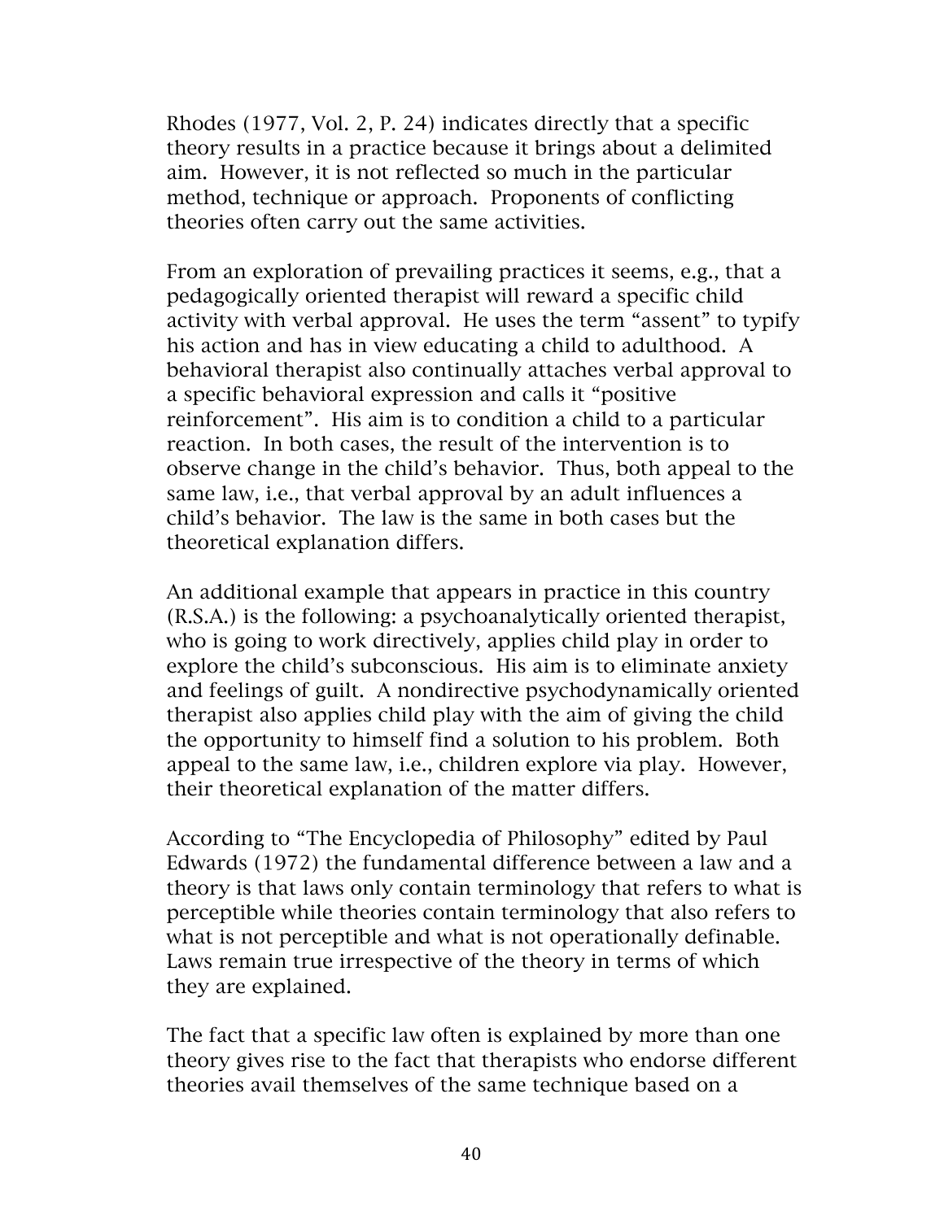Rhodes (1977, Vol. 2, P. 24) indicates directly that a specific theory results in a practice because it brings about a delimited aim. However, it is not reflected so much in the particular method, technique or approach. Proponents of conflicting theories often carry out the same activities.

From an exploration of prevailing practices it seems, e.g., that a pedagogically oriented therapist will reward a specific child activity with verbal approval. He uses the term "assent" to typify his action and has in view educating a child to adulthood. A behavioral therapist also continually attaches verbal approval to a specific behavioral expression and calls it "positive reinforcement". His aim is to condition a child to a particular reaction. In both cases, the result of the intervention is to observe change in the child's behavior. Thus, both appeal to the same law, i.e., that verbal approval by an adult influences a child's behavior. The law is the same in both cases but the theoretical explanation differs.

An additional example that appears in practice in this country (R.S.A.) is the following: a psychoanalytically oriented therapist, who is going to work directively, applies child play in order to explore the child's subconscious. His aim is to eliminate anxiety and feelings of guilt. A nondirective psychodynamically oriented therapist also applies child play with the aim of giving the child the opportunity to himself find a solution to his problem. Both appeal to the same law, i.e., children explore via play. However, their theoretical explanation of the matter differs.

According to "The Encyclopedia of Philosophy" edited by Paul Edwards (1972) the fundamental difference between a law and a theory is that laws only contain terminology that refers to what is perceptible while theories contain terminology that also refers to what is not perceptible and what is not operationally definable. Laws remain true irrespective of the theory in terms of which they are explained.

The fact that a specific law often is explained by more than one theory gives rise to the fact that therapists who endorse different theories avail themselves of the same technique based on a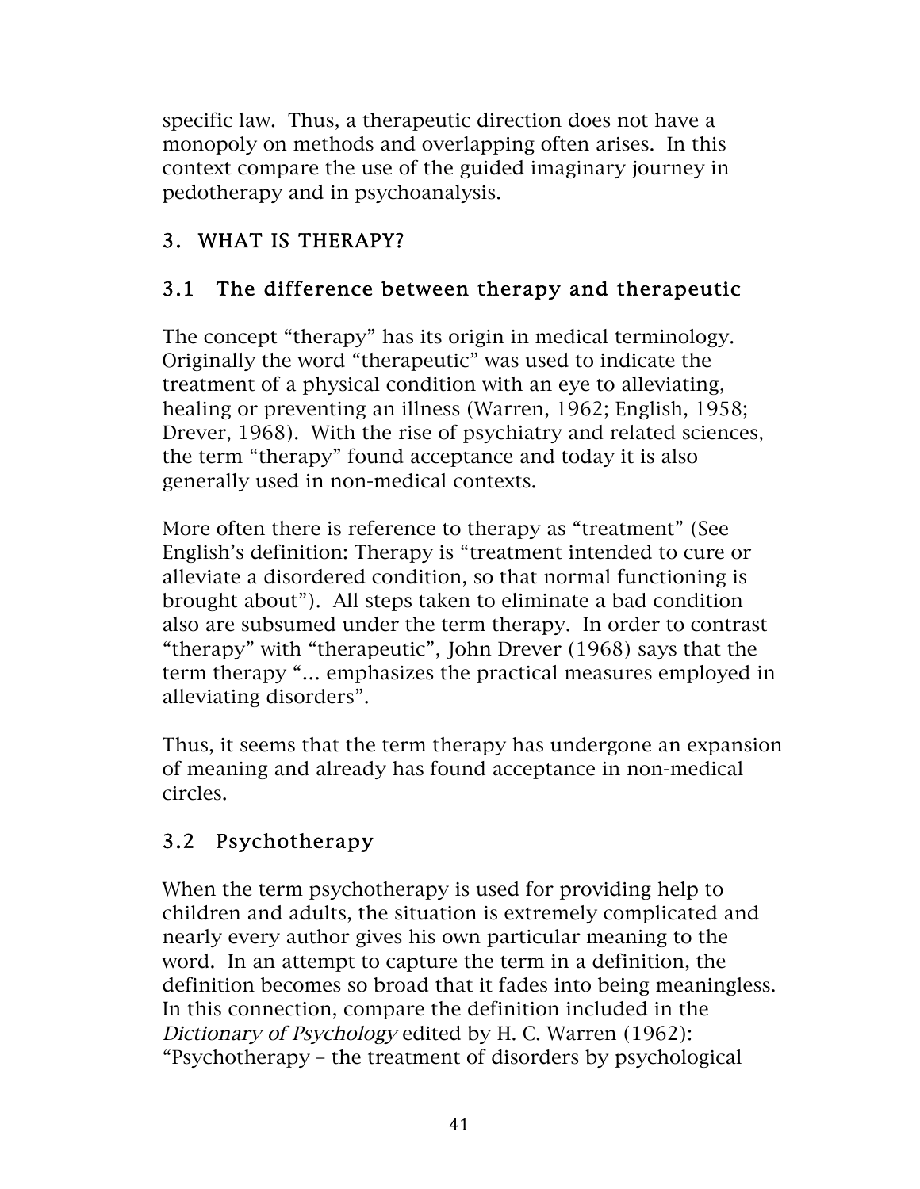specific law. Thus, a therapeutic direction does not have a monopoly on methods and overlapping often arises. In this context compare the use of the guided imaginary journey in pedotherapy and in psychoanalysis.

## 3. WHAT IS THERAPY?

### 3.1 The difference between therapy and therapeutic

The concept "therapy" has its origin in medical terminology. Originally the word "therapeutic" was used to indicate the treatment of a physical condition with an eye to alleviating, healing or preventing an illness (Warren, 1962; English, 1958; Drever, 1968). With the rise of psychiatry and related sciences, the term "therapy" found acceptance and today it is also generally used in non-medical contexts.

More often there is reference to therapy as "treatment" (See English's definition: Therapy is "treatment intended to cure or alleviate a disordered condition, so that normal functioning is brought about"). All steps taken to eliminate a bad condition also are subsumed under the term therapy. In order to contrast "therapy" with "therapeutic", John Drever (1968) says that the term therapy "... emphasizes the practical measures employed in alleviating disorders".

Thus, it seems that the term therapy has undergone an expansion of meaning and already has found acceptance in non-medical circles.

### 3.2 Psychotherapy

When the term psychotherapy is used for providing help to children and adults, the situation is extremely complicated and nearly every author gives his own particular meaning to the word. In an attempt to capture the term in a definition, the definition becomes so broad that it fades into being meaningless. In this connection, compare the definition included in the *Dictionary of Psychology* edited by H. C. Warren (1962): "Psychotherapy – the treatment of disorders by psychological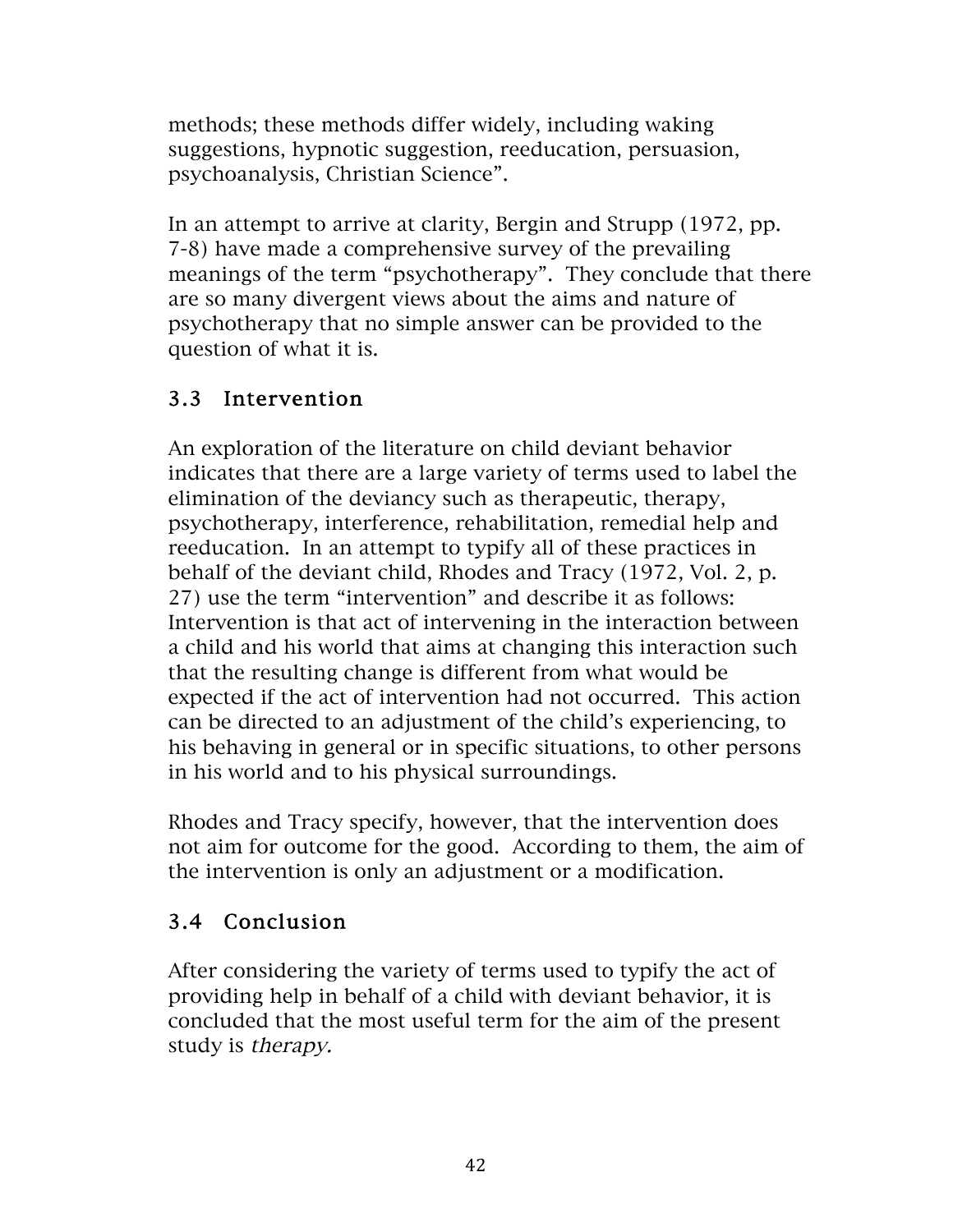methods; these methods differ widely, including waking suggestions, hypnotic suggestion, reeducation, persuasion, psychoanalysis, Christian Science".

In an attempt to arrive at clarity, Bergin and Strupp (1972, pp. 7-8) have made a comprehensive survey of the prevailing meanings of the term "psychotherapy". They conclude that there are so many divergent views about the aims and nature of psychotherapy that no simple answer can be provided to the question of what it is.

### 3.3 Intervention

An exploration of the literature on child deviant behavior indicates that there are a large variety of terms used to label the elimination of the deviancy such as therapeutic, therapy, psychotherapy, interference, rehabilitation, remedial help and reeducation. In an attempt to typify all of these practices in behalf of the deviant child, Rhodes and Tracy (1972, Vol. 2, p. 27) use the term "intervention" and describe it as follows: Intervention is that act of intervening in the interaction between a child and his world that aims at changing this interaction such that the resulting change is different from what would be expected if the act of intervention had not occurred. This action can be directed to an adjustment of the child's experiencing, to his behaving in general or in specific situations, to other persons in his world and to his physical surroundings.

Rhodes and Tracy specify, however, that the intervention does not aim for outcome for the good. According to them, the aim of the intervention is only an adjustment or a modification.

### 3.4 Conclusion

After considering the variety of terms used to typify the act of providing help in behalf of a child with deviant behavior, it is concluded that the most useful term for the aim of the present study is *therapy.*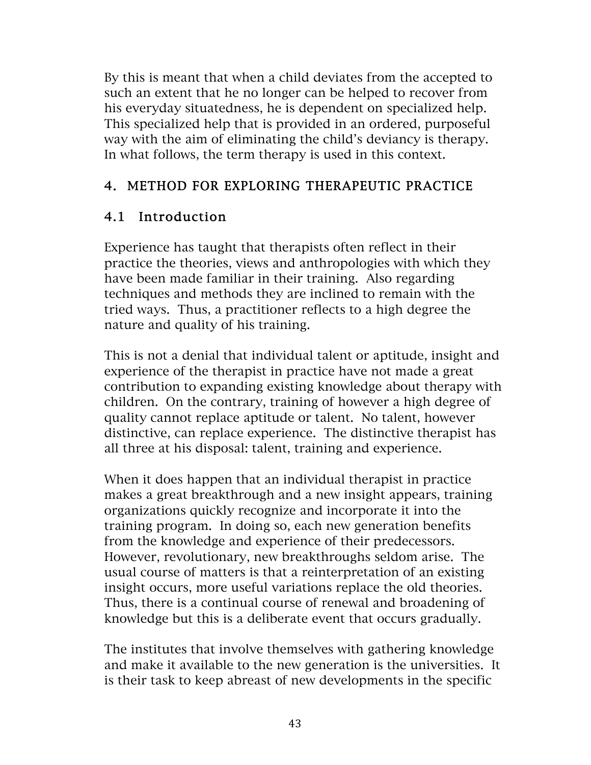By this is meant that when a child deviates from the accepted to such an extent that he no longer can be helped to recover from his everyday situatedness, he is dependent on specialized help. This specialized help that is provided in an ordered, purposeful way with the aim of eliminating the child's deviancy is therapy. In what follows, the term therapy is used in this context.

## 4. METHOD FOR EXPLORING THERAPEUTIC PRACTICE

### 4.1 Introduction

Experience has taught that therapists often reflect in their practice the theories, views and anthropologies with which they have been made familiar in their training. Also regarding techniques and methods they are inclined to remain with the tried ways. Thus, a practitioner reflects to a high degree the nature and quality of his training.

This is not a denial that individual talent or aptitude, insight and experience of the therapist in practice have not made a great contribution to expanding existing knowledge about therapy with children. On the contrary, training of however a high degree of quality cannot replace aptitude or talent. No talent, however distinctive, can replace experience. The distinctive therapist has all three at his disposal: talent, training and experience.

When it does happen that an individual therapist in practice makes a great breakthrough and a new insight appears, training organizations quickly recognize and incorporate it into the training program. In doing so, each new generation benefits from the knowledge and experience of their predecessors. However, revolutionary, new breakthroughs seldom arise. The usual course of matters is that a reinterpretation of an existing insight occurs, more useful variations replace the old theories. Thus, there is a continual course of renewal and broadening of knowledge but this is a deliberate event that occurs gradually.

The institutes that involve themselves with gathering knowledge and make it available to the new generation is the universities. It is their task to keep abreast of new developments in the specific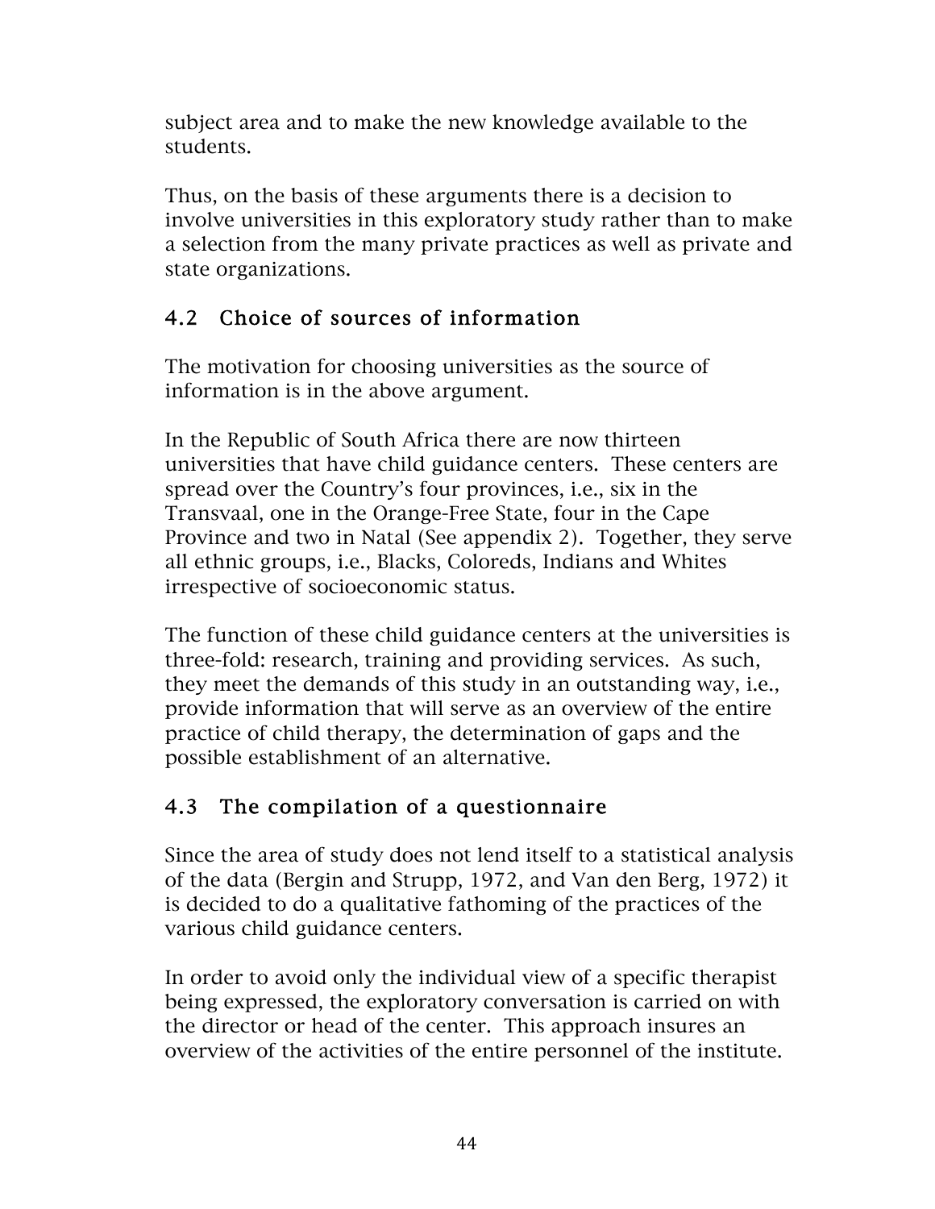subject area and to make the new knowledge available to the students.

Thus, on the basis of these arguments there is a decision to involve universities in this exploratory study rather than to make a selection from the many private practices as well as private and state organizations.

## 4.2 Choice of sources of information

The motivation for choosing universities as the source of information is in the above argument.

In the Republic of South Africa there are now thirteen universities that have child guidance centers. These centers are spread over the Country's four provinces, i.e., six in the Transvaal, one in the Orange-Free State, four in the Cape Province and two in Natal (See appendix 2). Together, they serve all ethnic groups, i.e., Blacks, Coloreds, Indians and Whites irrespective of socioeconomic status.

The function of these child guidance centers at the universities is three-fold: research, training and providing services. As such, they meet the demands of this study in an outstanding way, i.e., provide information that will serve as an overview of the entire practice of child therapy, the determination of gaps and the possible establishment of an alternative.

## 4.3 The compilation of a questionnaire

Since the area of study does not lend itself to a statistical analysis of the data (Bergin and Strupp, 1972, and Van den Berg, 1972) it is decided to do a qualitative fathoming of the practices of the various child guidance centers.

In order to avoid only the individual view of a specific therapist being expressed, the exploratory conversation is carried on with the director or head of the center. This approach insures an overview of the activities of the entire personnel of the institute.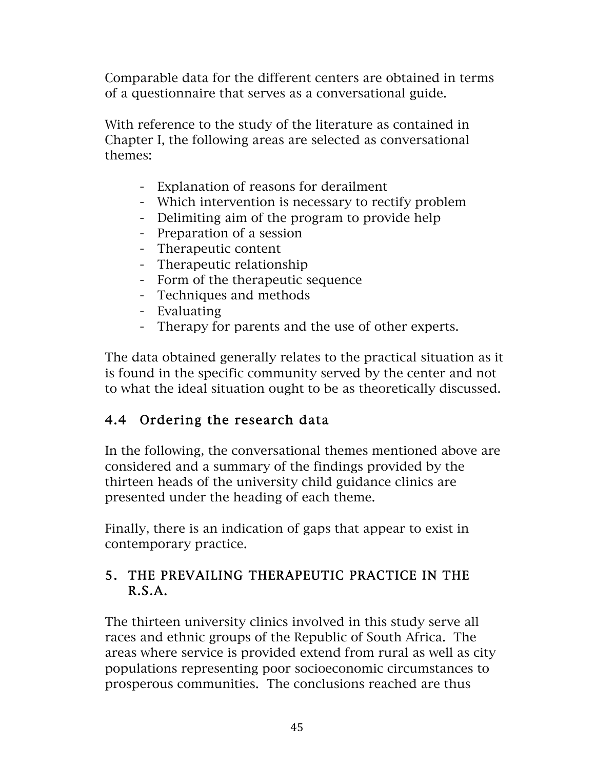Comparable data for the different centers are obtained in terms of a questionnaire that serves as a conversational guide.

With reference to the study of the literature as contained in Chapter I, the following areas are selected as conversational themes:

- Explanation of reasons for derailment
- Which intervention is necessary to rectify problem
- Delimiting aim of the program to provide help
- Preparation of a session
- Therapeutic content
- Therapeutic relationship
- Form of the therapeutic sequence
- Techniques and methods
- Evaluating
- Therapy for parents and the use of other experts.

The data obtained generally relates to the practical situation as it is found in the specific community served by the center and not to what the ideal situation ought to be as theoretically discussed.

### 4.4 Ordering the research data

In the following, the conversational themes mentioned above are considered and a summary of the findings provided by the thirteen heads of the university child guidance clinics are presented under the heading of each theme.

Finally, there is an indication of gaps that appear to exist in contemporary practice.

## 5. THE PREVAILING THERAPEUTIC PRACTICE IN THE R.S.A.

The thirteen university clinics involved in this study serve all races and ethnic groups of the Republic of South Africa. The areas where service is provided extend from rural as well as city populations representing poor socioeconomic circumstances to prosperous communities. The conclusions reached are thus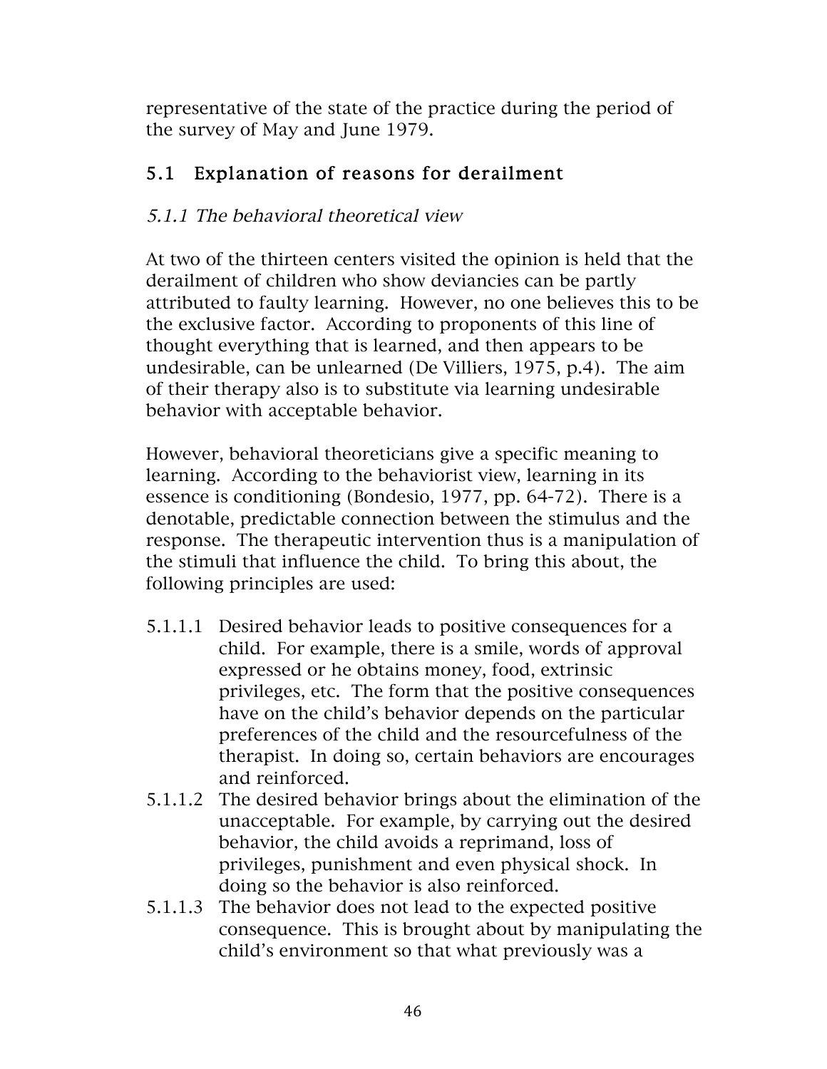representative of the state of the practice during the period of the survey of May and June 1979.

## 5.1 Explanation of reasons for derailment

### *5.1.1 The behavioral theoretical view*

At two of the thirteen centers visited the opinion is held that the derailment of children who show deviancies can be partly attributed to faulty learning. However, no one believes this to be the exclusive factor. According to proponents of this line of thought everything that is learned, and then appears to be undesirable, can be unlearned (De Villiers, 1975, p.4). The aim of their therapy also is to substitute via learning undesirable behavior with acceptable behavior.

However, behavioral theoreticians give a specific meaning to learning. According to the behaviorist view, learning in its essence is conditioning (Bondesio, 1977, pp. 64-72). There is a denotable, predictable connection between the stimulus and the response. The therapeutic intervention thus is a manipulation of the stimuli that influence the child. To bring this about, the following principles are used:

5.1.1.1 Desired behavior leads to positive consequences for a child. For example, there is a smile, words of approval expressed or he obtains money, food, extrinsic privileges, etc. The form that the positive consequences have on the child's behavior depends on the particular preferences of the child and the resourcefulness of the therapist. In doing so, certain behaviors are encourages and reinforced.

5.1.1.2 The desired behavior brings about the elimination of the unacceptable. For example, by carrying out the desired behavior, the child avoids a reprimand, loss of privileges, punishment and even physical shock. In doing so the behavior is also reinforced.

5.1.1.3 The behavior does not lead to the expected positive consequence. This is brought about by manipulating the child's environment so that what previously was a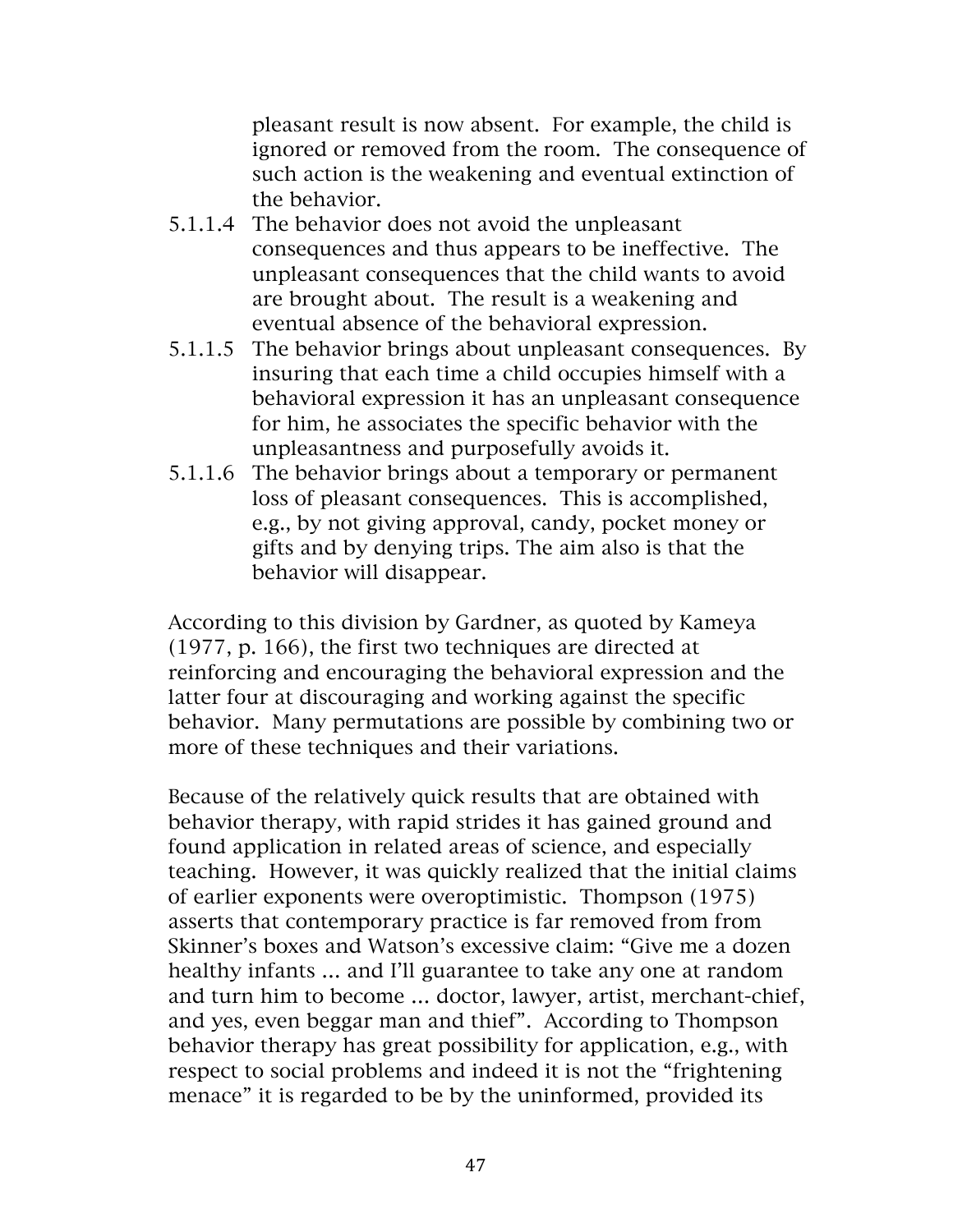pleasant result is now absent. For example, the child is ignored or removed from the room. The consequence of such action is the weakening and eventual extinction of the behavior.

5.1.1.4 The behavior does not avoid the unpleasant consequences and thus appears to be ineffective. The unpleasant consequences that the child wants to avoid are brought about. The result is a weakening and eventual absence of the behavioral expression.

5.1.1.5 The behavior brings about unpleasant consequences. By insuring that each time a child occupies himself with a behavioral expression it has an unpleasant consequence for him, he associates the specific behavior with the unpleasantness and purposefully avoids it.

5.1.1.6 The behavior brings about a temporary or permanent loss of pleasant consequences. This is accomplished, e.g., by not giving approval, candy, pocket money or gifts and by denying trips. The aim also is that the behavior will disappear.

According to this division by Gardner, as quoted by Kameya (1977, p. 166), the first two techniques are directed at reinforcing and encouraging the behavioral expression and the latter four at discouraging and working against the specific behavior. Many permutations are possible by combining two or more of these techniques and their variations.

Because of the relatively quick results that are obtained with behavior therapy, with rapid strides it has gained ground and found application in related areas of science, and especially teaching. However, it was quickly realized that the initial claims of earlier exponents were overoptimistic. Thompson (1975) asserts that contemporary practice is far removed from from Skinner's boxes and Watson's excessive claim: "Give me a dozen healthy infants ... and I'll guarantee to take any one at random and turn him to become ... doctor, lawyer, artist, merchant-chief, and yes, even beggar man and thief". According to Thompson behavior therapy has great possibility for application, e.g., with respect to social problems and indeed it is not the "frightening menace" it is regarded to be by the uninformed, provided its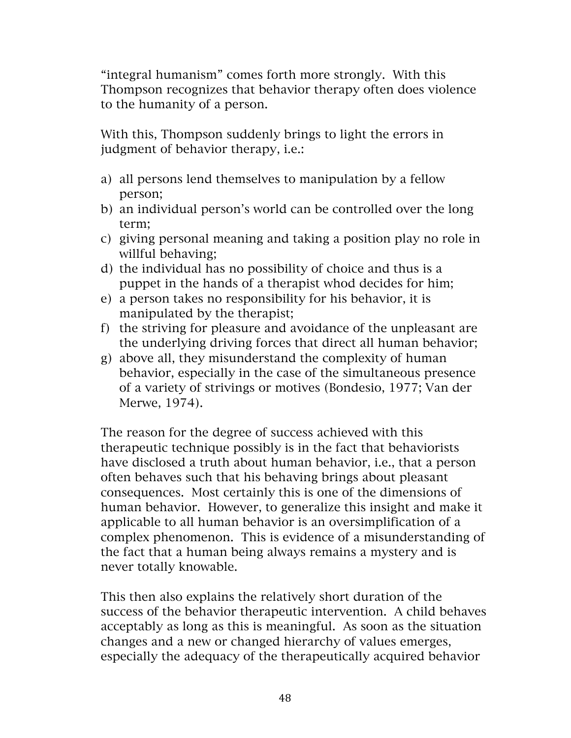"integral humanism" comes forth more strongly. With this Thompson recognizes that behavior therapy often does violence to the humanity of a person.

With this, Thompson suddenly brings to light the errors in judgment of behavior therapy, i.e.:

a) all persons lend themselves to manipulation by a fellow person;
b) an individual person's world can be controlled over the long term;
c) giving personal meaning and taking a position play no role in willful behaving;
d) the individual has no possibility of choice and thus is a puppet in the hands of a therapist whod decides for him;
e) a person takes no responsibility for his behavior, it is manipulated by the therapist;
f) the striving for pleasure and avoidance of the unpleasant are the underlying driving forces that direct all human behavior;
g) above all, they misunderstand the complexity of human behavior, especially in the case of the simultaneous presence of a variety of strivings or motives (Bondesio, 1977; Van der Merwe, 1974).

The reason for the degree of success achieved with this therapeutic technique possibly is in the fact that behaviorists have disclosed a truth about human behavior, i.e., that a person often behaves such that his behaving brings about pleasant consequences. Most certainly this is one of the dimensions of human behavior. However, to generalize this insight and make it applicable to all human behavior is an oversimplification of a complex phenomenon. This is evidence of a misunderstanding of the fact that a human being always remains a mystery and is never totally knowable.

This then also explains the relatively short duration of the success of the behavior therapeutic intervention. A child behaves acceptably as long as this is meaningful. As soon as the situation changes and a new or changed hierarchy of values emerges, especially the adequacy of the therapeutically acquired behavior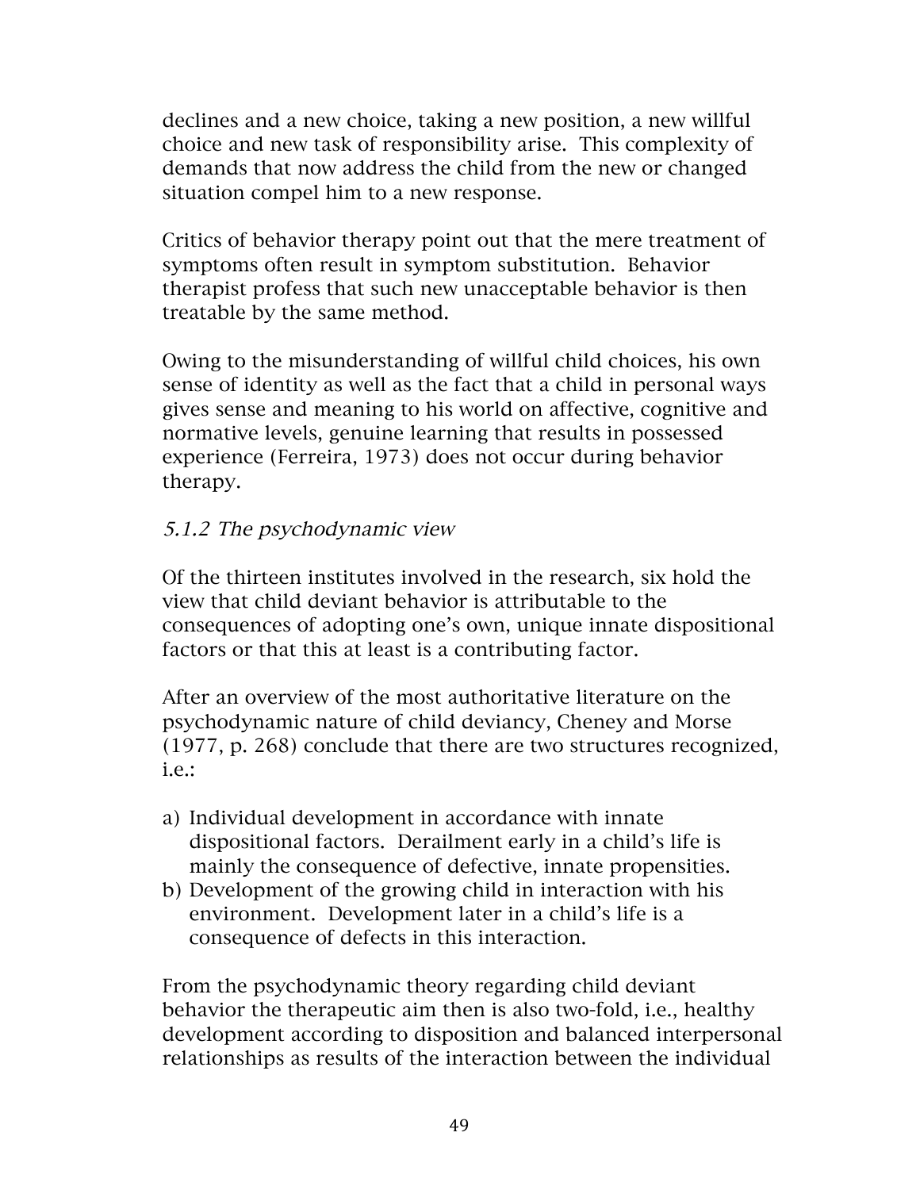declines and a new choice, taking a new position, a new willful choice and new task of responsibility arise. This complexity of demands that now address the child from the new or changed situation compel him to a new response.

Critics of behavior therapy point out that the mere treatment of symptoms often result in symptom substitution. Behavior therapist profess that such new unacceptable behavior is then treatable by the same method.

Owing to the misunderstanding of willful child choices, his own sense of identity as well as the fact that a child in personal ways gives sense and meaning to his world on affective, cognitive and normative levels, genuine learning that results in possessed experience (Ferreira, 1973) does not occur during behavior therapy.

### *5.1.2 The psychodynamic view*

Of the thirteen institutes involved in the research, six hold the view that child deviant behavior is attributable to the consequences of adopting one's own, unique innate dispositional factors or that this at least is a contributing factor.

After an overview of the most authoritative literature on the psychodynamic nature of child deviancy, Cheney and Morse (1977, p. 268) conclude that there are two structures recognized, i.e.:

a) Individual development in accordance with innate dispositional factors. Derailment early in a child's life is mainly the consequence of defective, innate propensities.
b) Development of the growing child in interaction with his environment. Development later in a child's life is a consequence of defects in this interaction.

From the psychodynamic theory regarding child deviant behavior the therapeutic aim then is also two-fold, i.e., healthy development according to disposition and balanced interpersonal relationships as results of the interaction between the individual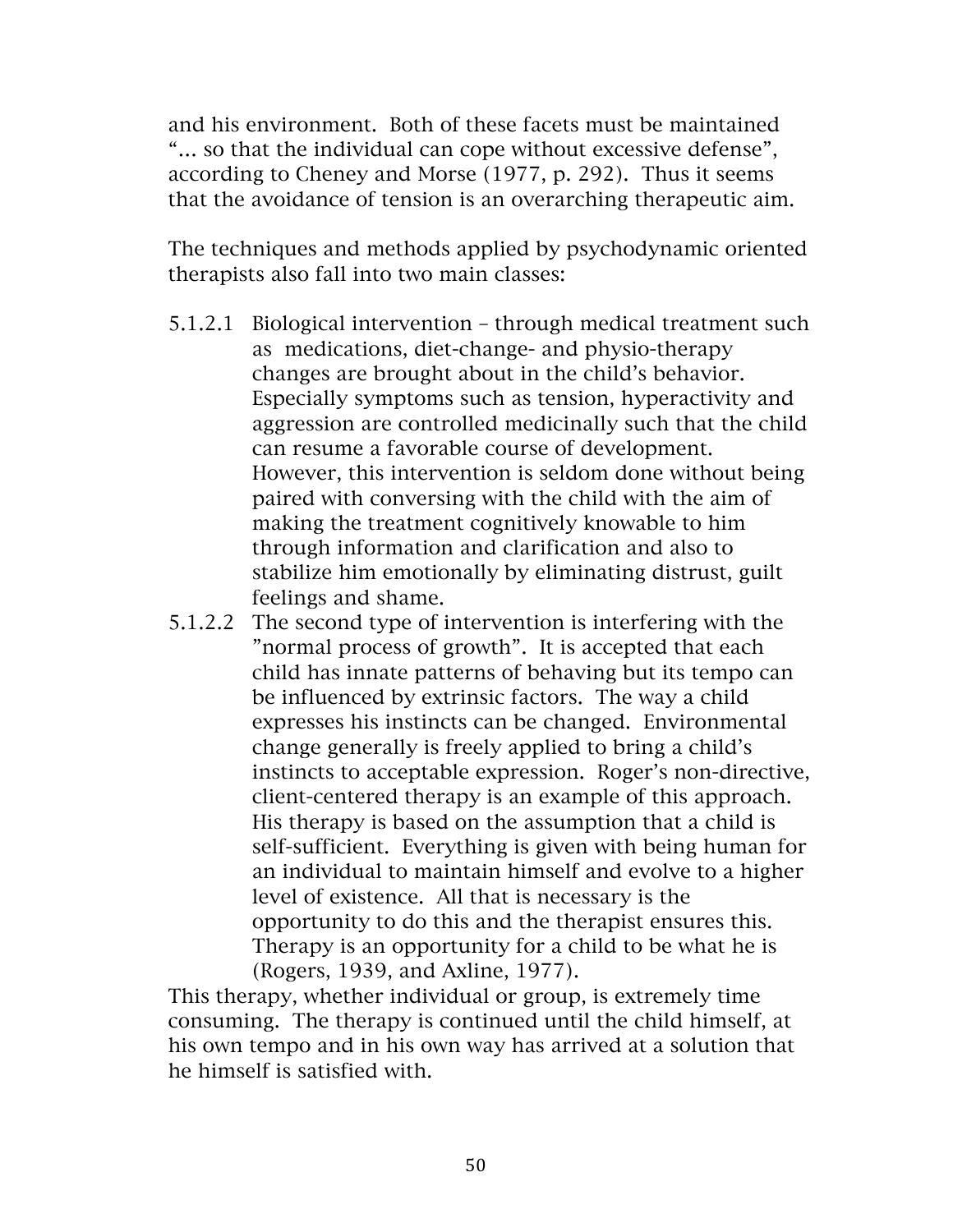and his environment. Both of these facets must be maintained "... so that the individual can cope without excessive defense", according to Cheney and Morse (1977, p. 292). Thus it seems that the avoidance of tension is an overarching therapeutic aim.

The techniques and methods applied by psychodynamic oriented therapists also fall into two main classes:

5.1.2.1 Biological intervention – through medical treatment such as medications, diet-change- and physio-therapy changes are brought about in the child's behavior. Especially symptoms such as tension, hyperactivity and aggression are controlled medicinally such that the child can resume a favorable course of development. However, this intervention is seldom done without being paired with conversing with the child with the aim of making the treatment cognitively knowable to him through information and clarification and also to stabilize him emotionally by eliminating distrust, guilt feelings and shame.

5.1.2.2 The second type of intervention is interfering with the "normal process of growth". It is accepted that each child has innate patterns of behaving but its tempo can be influenced by extrinsic factors. The way a child expresses his instincts can be changed. Environmental change generally is freely applied to bring a child's instincts to acceptable expression. Roger's non-directive, client-centered therapy is an example of this approach. His therapy is based on the assumption that a child is self-sufficient. Everything is given with being human for an individual to maintain himself and evolve to a higher level of existence. All that is necessary is the opportunity to do this and the therapist ensures this. Therapy is an opportunity for a child to be what he is (Rogers, 1939, and Axline, 1977).

This therapy, whether individual or group, is extremely time consuming. The therapy is continued until the child himself, at his own tempo and in his own way has arrived at a solution that he himself is satisfied with.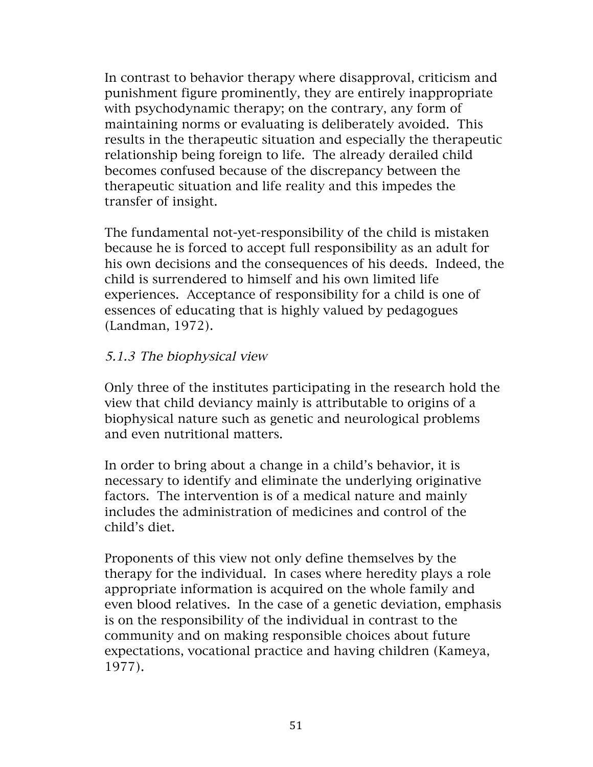In contrast to behavior therapy where disapproval, criticism and punishment figure prominently, they are entirely inappropriate with psychodynamic therapy; on the contrary, any form of maintaining norms or evaluating is deliberately avoided. This results in the therapeutic situation and especially the therapeutic relationship being foreign to life. The already derailed child becomes confused because of the discrepancy between the therapeutic situation and life reality and this impedes the transfer of insight.

The fundamental not-yet-responsibility of the child is mistaken because he is forced to accept full responsibility as an adult for his own decisions and the consequences of his deeds. Indeed, the child is surrendered to himself and his own limited life experiences. Acceptance of responsibility for a child is one of essences of educating that is highly valued by pedagogues (Landman, 1972).

### *5.1.3 The biophysical view*

Only three of the institutes participating in the research hold the view that child deviancy mainly is attributable to origins of a biophysical nature such as genetic and neurological problems and even nutritional matters.

In order to bring about a change in a child's behavior, it is necessary to identify and eliminate the underlying originative factors. The intervention is of a medical nature and mainly includes the administration of medicines and control of the child's diet.

Proponents of this view not only define themselves by the therapy for the individual. In cases where heredity plays a role appropriate information is acquired on the whole family and even blood relatives. In the case of a genetic deviation, emphasis is on the responsibility of the individual in contrast to the community and on making responsible choices about future expectations, vocational practice and having children (Kameya, 1977).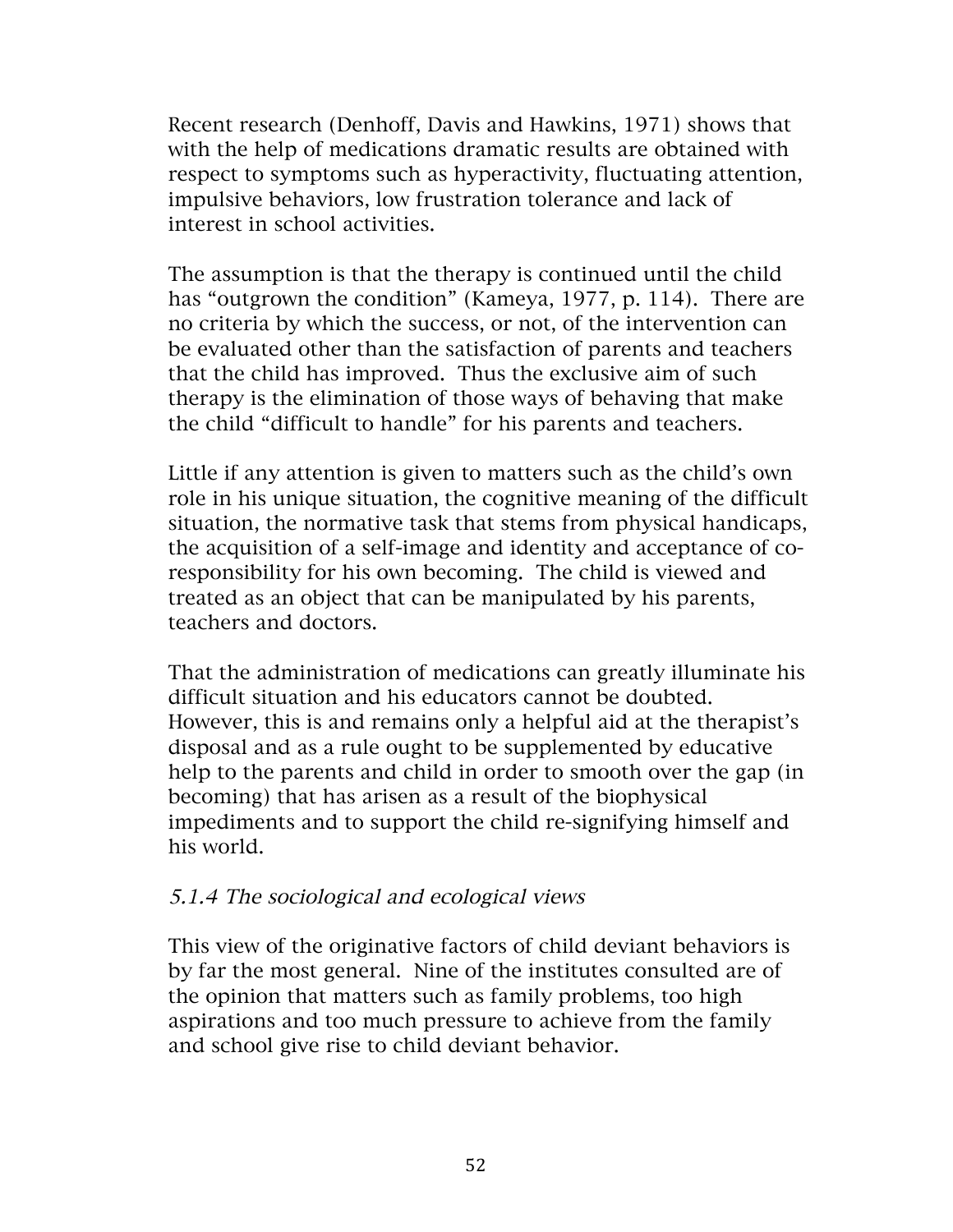Recent research (Denhoff, Davis and Hawkins, 1971) shows that with the help of medications dramatic results are obtained with respect to symptoms such as hyperactivity, fluctuating attention, impulsive behaviors, low frustration tolerance and lack of interest in school activities.

The assumption is that the therapy is continued until the child has "outgrown the condition" (Kameya, 1977, p. 114). There are no criteria by which the success, or not, of the intervention can be evaluated other than the satisfaction of parents and teachers that the child has improved. Thus the exclusive aim of such therapy is the elimination of those ways of behaving that make the child "difficult to handle" for his parents and teachers.

Little if any attention is given to matters such as the child's own role in his unique situation, the cognitive meaning of the difficult situation, the normative task that stems from physical handicaps, the acquisition of a self-image and identity and acceptance of co-responsibility for his own becoming. The child is viewed and treated as an object that can be manipulated by his parents, teachers and doctors.

That the administration of medications can greatly illuminate his difficult situation and his educators cannot be doubted. However, this is and remains only a helpful aid at the therapist's disposal and as a rule ought to be supplemented by educative help to the parents and child in order to smooth over the gap (in becoming) that has arisen as a result of the biophysical impediments and to support the child re-signifying himself and his world.

### *5.1.4 The sociological and ecological views*

This view of the originative factors of child deviant behaviors is by far the most general. Nine of the institutes consulted are of the opinion that matters such as family problems, too high aspirations and too much pressure to achieve from the family and school give rise to child deviant behavior.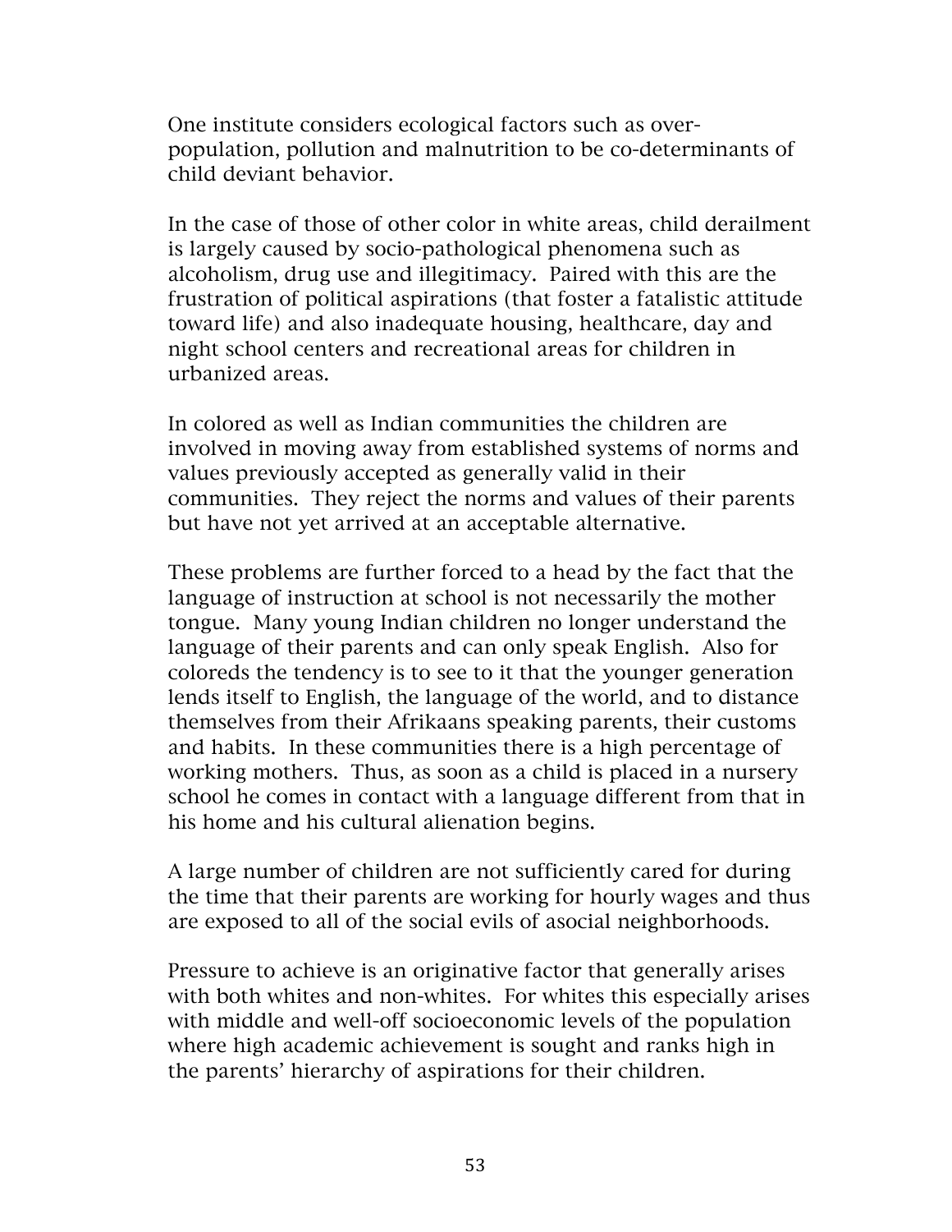One institute considers ecological factors such as over-population, pollution and malnutrition to be co-determinants of child deviant behavior.

In the case of those of other color in white areas, child derailment is largely caused by socio-pathological phenomena such as alcoholism, drug use and illegitimacy. Paired with this are the frustration of political aspirations (that foster a fatalistic attitude toward life) and also inadequate housing, healthcare, day and night school centers and recreational areas for children in urbanized areas.

In colored as well as Indian communities the children are involved in moving away from established systems of norms and values previously accepted as generally valid in their communities. They reject the norms and values of their parents but have not yet arrived at an acceptable alternative.

These problems are further forced to a head by the fact that the language of instruction at school is not necessarily the mother tongue. Many young Indian children no longer understand the language of their parents and can only speak English. Also for coloreds the tendency is to see to it that the younger generation lends itself to English, the language of the world, and to distance themselves from their Afrikaans speaking parents, their customs and habits. In these communities there is a high percentage of working mothers. Thus, as soon as a child is placed in a nursery school he comes in contact with a language different from that in his home and his cultural alienation begins.

A large number of children are not sufficiently cared for during the time that their parents are working for hourly wages and thus are exposed to all of the social evils of asocial neighborhoods.

Pressure to achieve is an originative factor that generally arises with both whites and non-whites. For whites this especially arises with middle and well-off socioeconomic levels of the population where high academic achievement is sought and ranks high in the parents' hierarchy of aspirations for their children.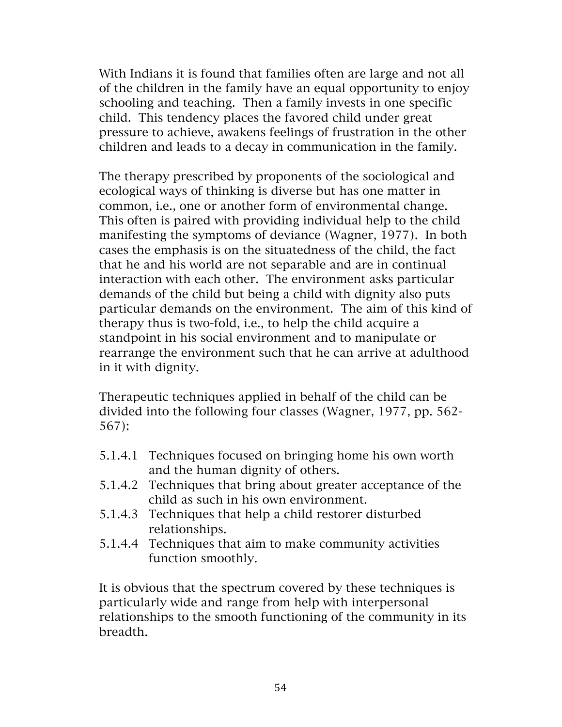With Indians it is found that families often are large and not all of the children in the family have an equal opportunity to enjoy schooling and teaching. Then a family invests in one specific child. This tendency places the favored child under great pressure to achieve, awakens feelings of frustration in the other children and leads to a decay in communication in the family.

The therapy prescribed by proponents of the sociological and ecological ways of thinking is diverse but has one matter in common, i.e., one or another form of environmental change. This often is paired with providing individual help to the child manifesting the symptoms of deviance (Wagner, 1977). In both cases the emphasis is on the situatedness of the child, the fact that he and his world are not separable and are in continual interaction with each other. The environment asks particular demands of the child but being a child with dignity also puts particular demands on the environment. The aim of this kind of therapy thus is two-fold, i.e., to help the child acquire a standpoint in his social environment and to manipulate or rearrange the environment such that he can arrive at adulthood in it with dignity.

Therapeutic techniques applied in behalf of the child can be divided into the following four classes (Wagner, 1977, pp. 562-567):

- 5.1.4.1 Techniques focused on bringing home his own worth and the human dignity of others.
- 5.1.4.2 Techniques that bring about greater acceptance of the child as such in his own environment.
- 5.1.4.3 Techniques that help a child restorer disturbed relationships.
- 5.1.4.4 Techniques that aim to make community activities function smoothly.

It is obvious that the spectrum covered by these techniques is particularly wide and range from help with interpersonal relationships to the smooth functioning of the community in its breadth.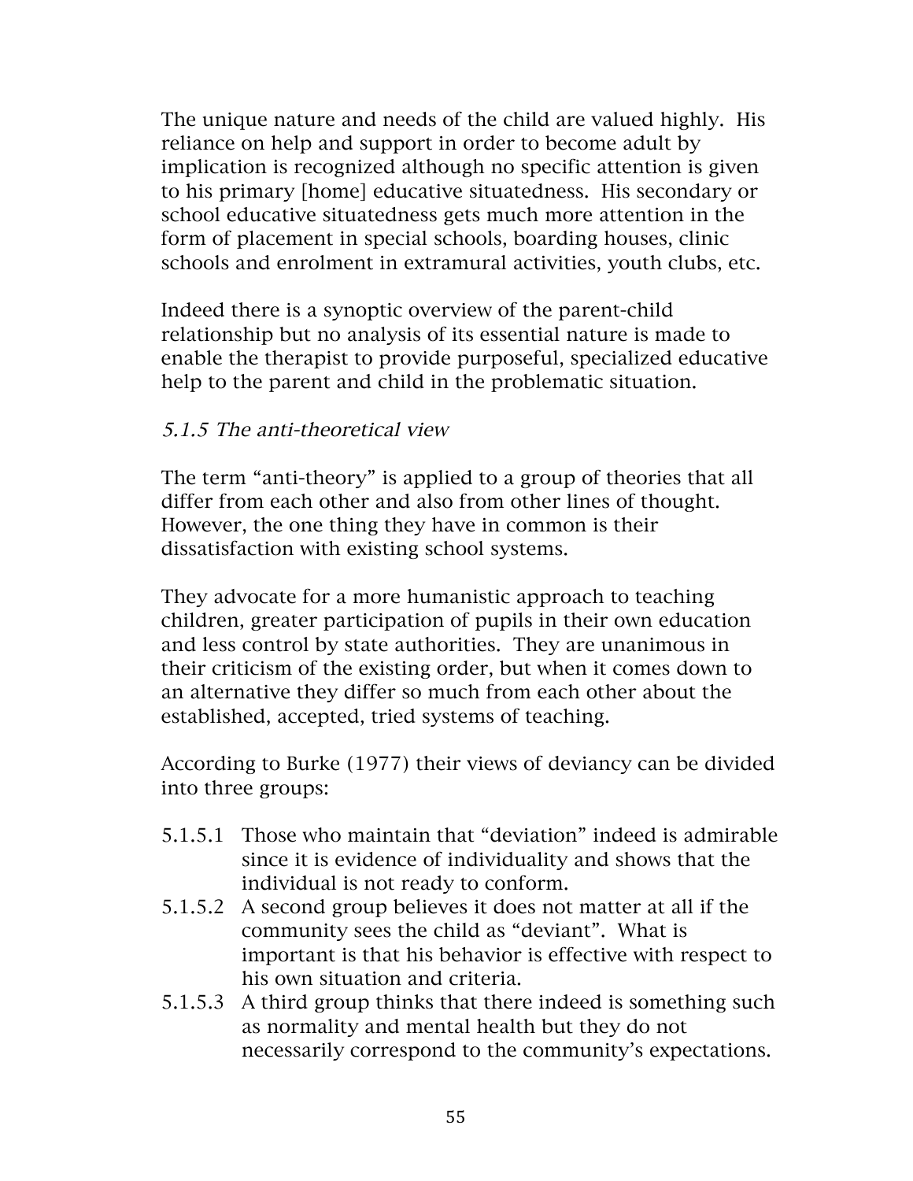The unique nature and needs of the child are valued highly. His reliance on help and support in order to become adult by implication is recognized although no specific attention is given to his primary [home] educative situatedness. His secondary or school educative situatedness gets much more attention in the form of placement in special schools, boarding houses, clinic schools and enrolment in extramural activities, youth clubs, etc.

Indeed there is a synoptic overview of the parent-child relationship but no analysis of its essential nature is made to enable the therapist to provide purposeful, specialized educative help to the parent and child in the problematic situation.

### *5.1.5 The anti-theoretical view*

The term “anti-theory” is applied to a group of theories that all differ from each other and also from other lines of thought. However, the one thing they have in common is their dissatisfaction with existing school systems.

They advocate for a more humanistic approach to teaching children, greater participation of pupils in their own education and less control by state authorities. They are unanimous in their criticism of the existing order, but when it comes down to an alternative they differ so much from each other about the established, accepted, tried systems of teaching.

According to Burke (1977) their views of deviancy can be divided into three groups:

- 5.1.5.1 Those who maintain that “deviation” indeed is admirable since it is evidence of individuality and shows that the individual is not ready to conform.
- 5.1.5.2 A second group believes it does not matter at all if the community sees the child as “deviant”. What is important is that his behavior is effective with respect to his own situation and criteria.
- 5.1.5.3 A third group thinks that there indeed is something such as normality and mental health but they do not necessarily correspond to the community’s expectations.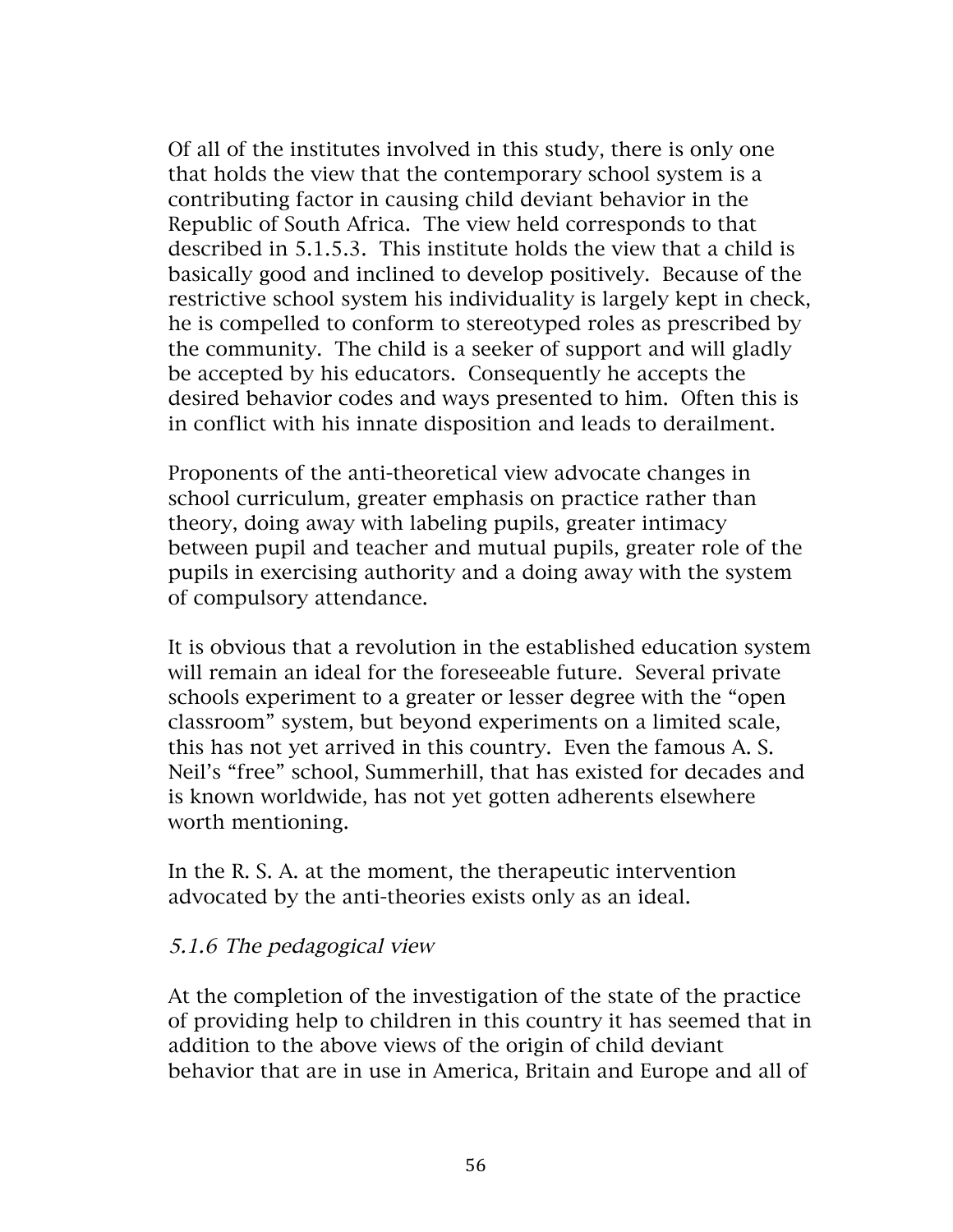Of all of the institutes involved in this study, there is only one that holds the view that the contemporary school system is a contributing factor in causing child deviant behavior in the Republic of South Africa. The view held corresponds to that described in 5.1.5.3. This institute holds the view that a child is basically good and inclined to develop positively. Because of the restrictive school system his individuality is largely kept in check, he is compelled to conform to stereotyped roles as prescribed by the community. The child is a seeker of support and will gladly be accepted by his educators. Consequently he accepts the desired behavior codes and ways presented to him. Often this is in conflict with his innate disposition and leads to derailment.

Proponents of the anti-theoretical view advocate changes in school curriculum, greater emphasis on practice rather than theory, doing away with labeling pupils, greater intimacy between pupil and teacher and mutual pupils, greater role of the pupils in exercising authority and a doing away with the system of compulsory attendance.

It is obvious that a revolution in the established education system will remain an ideal for the foreseeable future. Several private schools experiment to a greater or lesser degree with the "open classroom" system, but beyond experiments on a limited scale, this has not yet arrived in this country. Even the famous A. S. Neil's "free" school, Summerhill, that has existed for decades and is known worldwide, has not yet gotten adherents elsewhere worth mentioning.

In the R. S. A. at the moment, the therapeutic intervention advocated by the anti-theories exists only as an ideal.

### *5.1.6 The pedagogical view*

At the completion of the investigation of the state of the practice of providing help to children in this country it has seemed that in addition to the above views of the origin of child deviant behavior that are in use in America, Britain and Europe and all of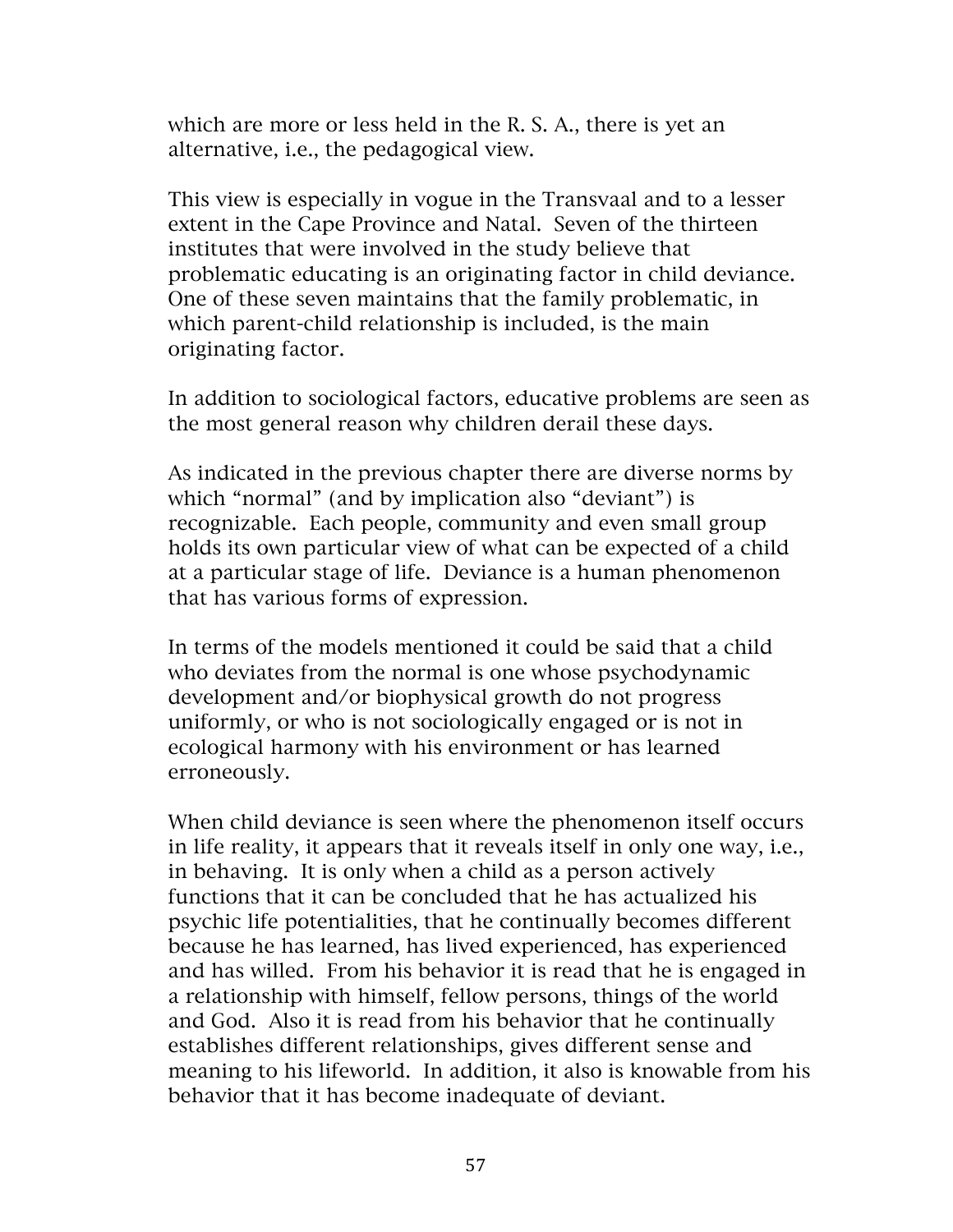which are more or less held in the R. S. A., there is yet an alternative, i.e., the pedagogical view.

This view is especially in vogue in the Transvaal and to a lesser extent in the Cape Province and Natal. Seven of the thirteen institutes that were involved in the study believe that problematic educating is an originating factor in child deviance. One of these seven maintains that the family problematic, in which parent-child relationship is included, is the main originating factor.

In addition to sociological factors, educative problems are seen as the most general reason why children derail these days.

As indicated in the previous chapter there are diverse norms by which "normal" (and by implication also "deviant") is recognizable. Each people, community and even small group holds its own particular view of what can be expected of a child at a particular stage of life. Deviance is a human phenomenon that has various forms of expression.

In terms of the models mentioned it could be said that a child who deviates from the normal is one whose psychodynamic development and/or biophysical growth do not progress uniformly, or who is not sociologically engaged or is not in ecological harmony with his environment or has learned erroneously.

When child deviance is seen where the phenomenon itself occurs in life reality, it appears that it reveals itself in only one way, i.e., in behaving. It is only when a child as a person actively functions that it can be concluded that he has actualized his psychic life potentialities, that he continually becomes different because he has learned, has lived experienced, has experienced and has willed. From his behavior it is read that he is engaged in a relationship with himself, fellow persons, things of the world and God. Also it is read from his behavior that he continually establishes different relationships, gives different sense and meaning to his lifeworld. In addition, it also is knowable from his behavior that it has become inadequate of deviant.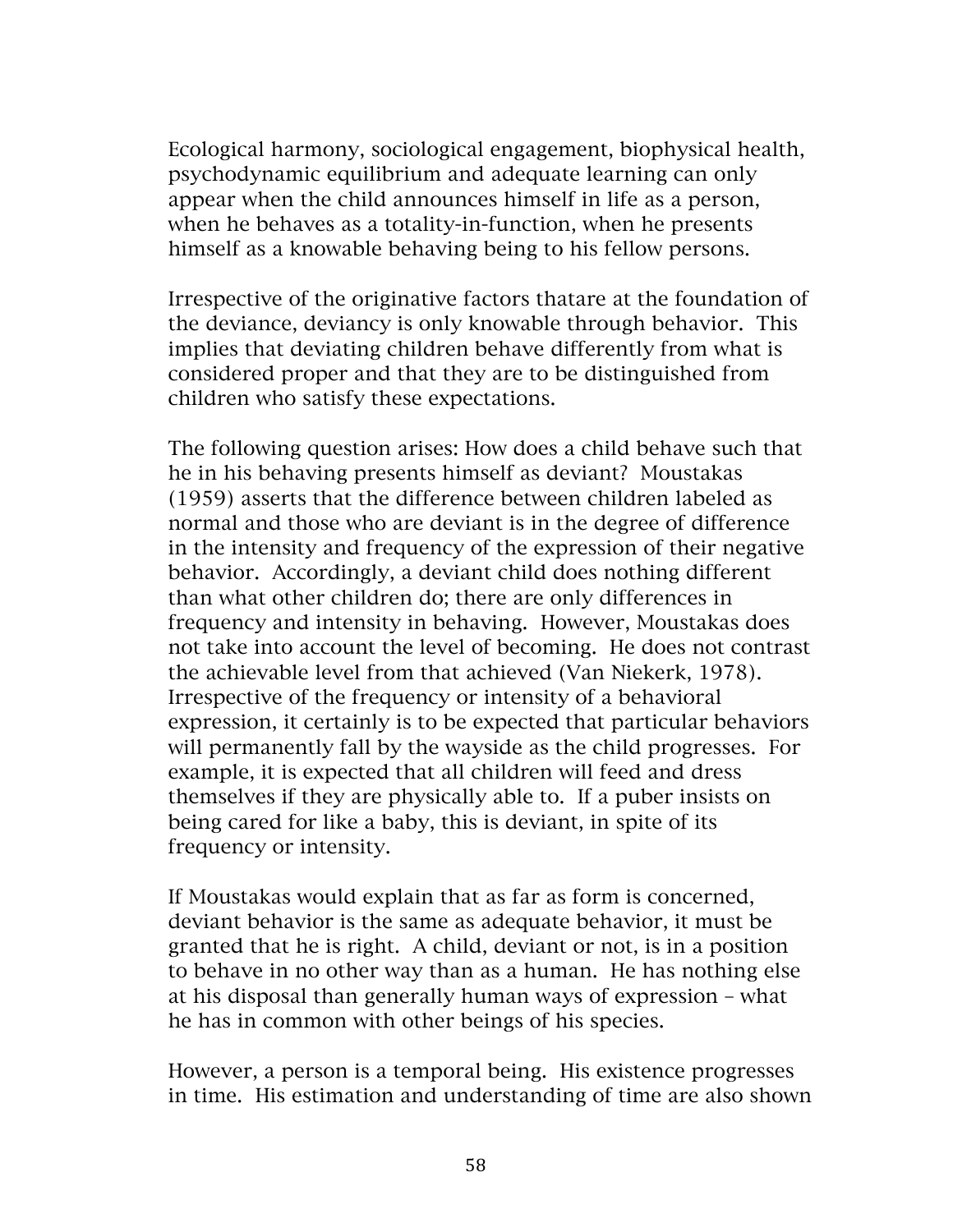Ecological harmony, sociological engagement, biophysical health, psychodynamic equilibrium and adequate learning can only appear when the child announces himself in life as a person, when he behaves as a totality-in-function, when he presents himself as a knowable behaving being to his fellow persons.

Irrespective of the originative factors thatare at the foundation of the deviance, deviancy is only knowable through behavior. This implies that deviating children behave differently from what is considered proper and that they are to be distinguished from children who satisfy these expectations.

The following question arises: How does a child behave such that he in his behaving presents himself as deviant? Moustakas (1959) asserts that the difference between children labeled as normal and those who are deviant is in the degree of difference in the intensity and frequency of the expression of their negative behavior. Accordingly, a deviant child does nothing different than what other children do; there are only differences in frequency and intensity in behaving. However, Moustakas does not take into account the level of becoming. He does not contrast the achievable level from that achieved (Van Niekerk, 1978). Irrespective of the frequency or intensity of a behavioral expression, it certainly is to be expected that particular behaviors will permanently fall by the wayside as the child progresses. For example, it is expected that all children will feed and dress themselves if they are physically able to. If a puber insists on being cared for like a baby, this is deviant, in spite of its frequency or intensity.

If Moustakas would explain that as far as form is concerned, deviant behavior is the same as adequate behavior, it must be granted that he is right. A child, deviant or not, is in a position to behave in no other way than as a human. He has nothing else at his disposal than generally human ways of expression – what he has in common with other beings of his species.

However, a person is a temporal being. His existence progresses in time. His estimation and understanding of time are also shown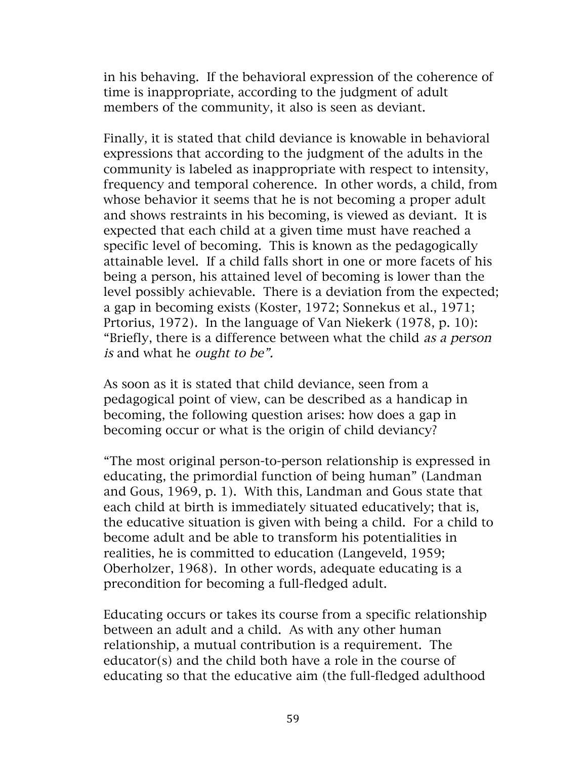in his behaving. If the behavioral expression of the coherence of time is inappropriate, according to the judgment of adult members of the community, it also is seen as deviant.

Finally, it is stated that child deviance is knowable in behavioral expressions that according to the judgment of the adults in the community is labeled as inappropriate with respect to intensity, frequency and temporal coherence. In other words, a child, from whose behavior it seems that he is not becoming a proper adult and shows restraints in his becoming, is viewed as deviant. It is expected that each child at a given time must have reached a specific level of becoming. This is known as the pedagogically attainable level. If a child falls short in one or more facets of his being a person, his attained level of becoming is lower than the level possibly achievable. There is a deviation from the expected; a gap in becoming exists (Koster, 1972; Sonnekus et al., 1971; Prtorius, 1972). In the language of Van Niekerk (1978, p. 10): "Briefly, there is a difference between what the child *as a person is* and what he *ought to be".*

As soon as it is stated that child deviance, seen from a pedagogical point of view, can be described as a handicap in becoming, the following question arises: how does a gap in becoming occur or what is the origin of child deviancy?

"The most original person-to-person relationship is expressed in educating, the primordial function of being human" (Landman and Gous, 1969, p. 1). With this, Landman and Gous state that each child at birth is immediately situated educatively; that is, the educative situation is given with being a child. For a child to become adult and be able to transform his potentialities in realities, he is committed to education (Langeveld, 1959; Oberholzer, 1968). In other words, adequate educating is a precondition for becoming a full-fledged adult.

Educating occurs or takes its course from a specific relationship between an adult and a child. As with any other human relationship, a mutual contribution is a requirement. The educator(s) and the child both have a role in the course of educating so that the educative aim (the full-fledged adulthood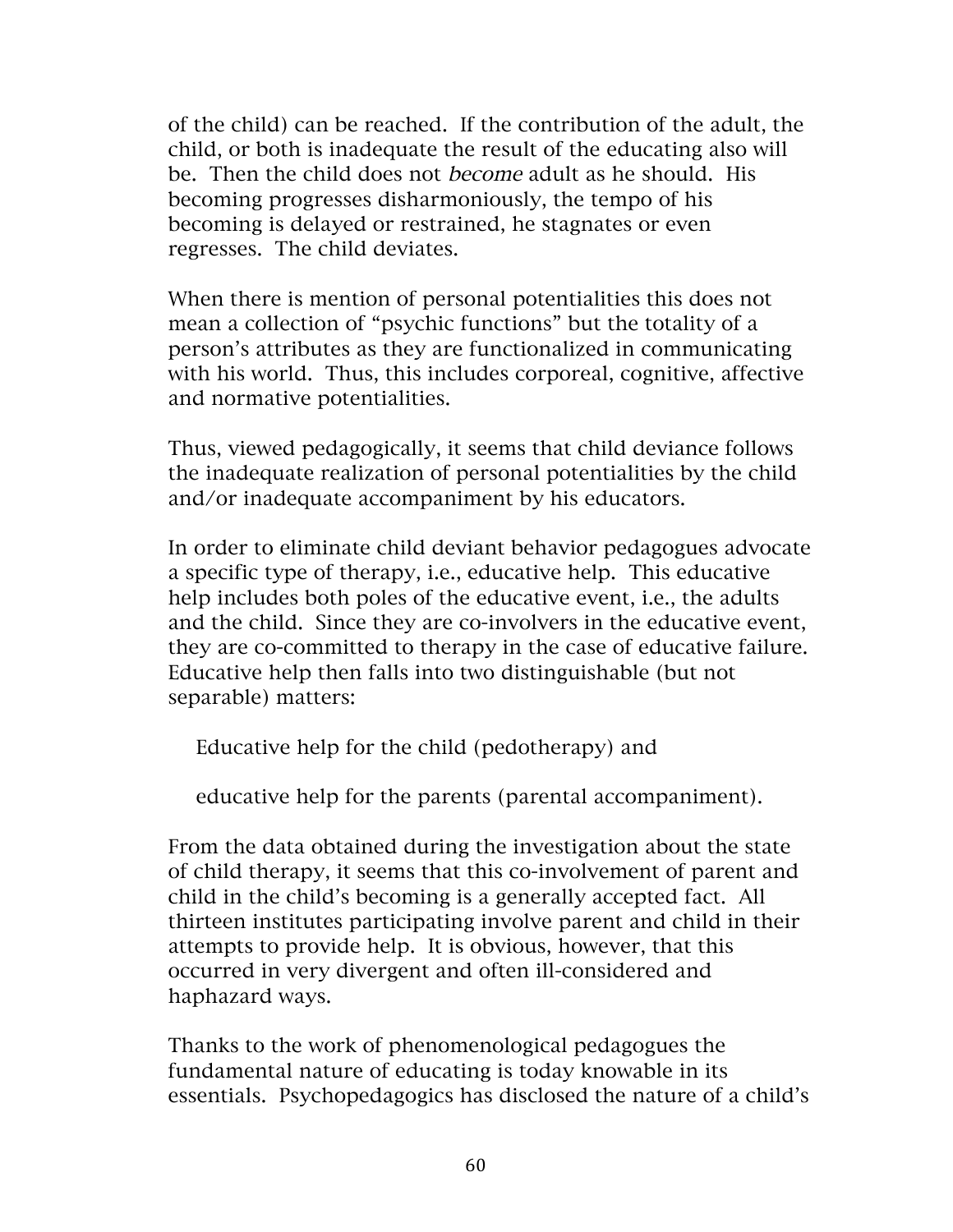of the child) can be reached. If the contribution of the adult, the child, or both is inadequate the result of the educating also will be. Then the child does not *become* adult as he should. His becoming progresses disharmoniously, the tempo of his becoming is delayed or restrained, he stagnates or even regresses. The child deviates.

When there is mention of personal potentialities this does not mean a collection of "psychic functions" but the totality of a person's attributes as they are functionalized in communicating with his world. Thus, this includes corporeal, cognitive, affective and normative potentialities.

Thus, viewed pedagogically, it seems that child deviance follows the inadequate realization of personal potentialities by the child and/or inadequate accompaniment by his educators.

In order to eliminate child deviant behavior pedagogues advocate a specific type of therapy, i.e., educative help. This educative help includes both poles of the educative event, i.e., the adults and the child. Since they are co-involvers in the educative event, they are co-committed to therapy in the case of educative failure. Educative help then falls into two distinguishable (but not separable) matters:

Educative help for the child (pedotherapy) and

educative help for the parents (parental accompaniment).

From the data obtained during the investigation about the state of child therapy, it seems that this co-involvement of parent and child in the child's becoming is a generally accepted fact. All thirteen institutes participating involve parent and child in their attempts to provide help. It is obvious, however, that this occurred in very divergent and often ill-considered and haphazard ways.

Thanks to the work of phenomenological pedagogues the fundamental nature of educating is today knowable in its essentials. Psychopedagogics has disclosed the nature of a child's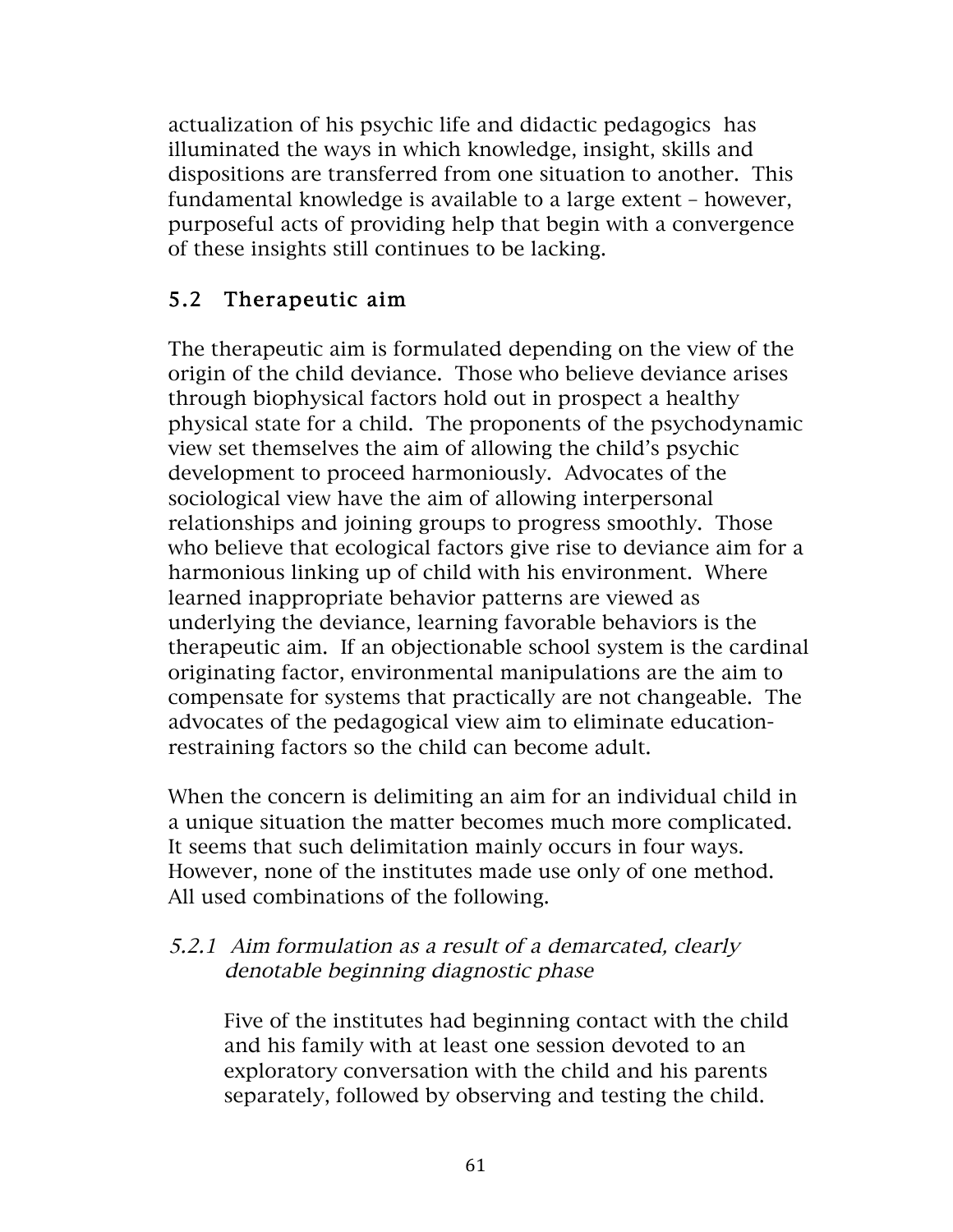actualization of his psychic life and didactic pedagogics has illuminated the ways in which knowledge, insight, skills and dispositions are transferred from one situation to another. This fundamental knowledge is available to a large extent – however, purposeful acts of providing help that begin with a convergence of these insights still continues to be lacking.

## 5.2 Therapeutic aim

The therapeutic aim is formulated depending on the view of the origin of the child deviance. Those who believe deviance arises through biophysical factors hold out in prospect a healthy physical state for a child. The proponents of the psychodynamic view set themselves the aim of allowing the child's psychic development to proceed harmoniously. Advocates of the sociological view have the aim of allowing interpersonal relationships and joining groups to progress smoothly. Those who believe that ecological factors give rise to deviance aim for a harmonious linking up of child with his environment. Where learned inappropriate behavior patterns are viewed as underlying the deviance, learning favorable behaviors is the therapeutic aim. If an objectionable school system is the cardinal originating factor, environmental manipulations are the aim to compensate for systems that practically are not changeable. The advocates of the pedagogical view aim to eliminate education-restraining factors so the child can become adult.

When the concern is delimiting an aim for an individual child in a unique situation the matter becomes much more complicated. It seems that such delimitation mainly occurs in four ways. However, none of the institutes made use only of one method. All used combinations of the following.

### *5.2.1 Aim formulation as a result of a demarcated, clearly denotable beginning diagnostic phase*

Five of the institutes had beginning contact with the child and his family with at least one session devoted to an exploratory conversation with the child and his parents separately, followed by observing and testing the child.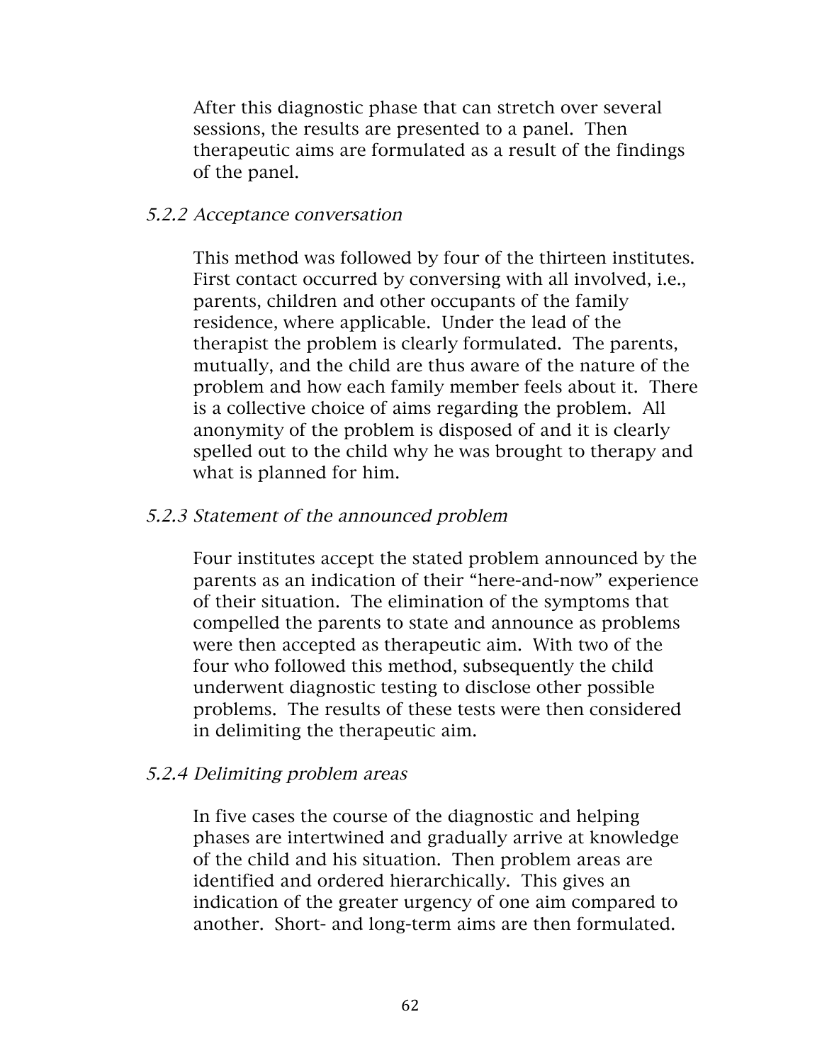After this diagnostic phase that can stretch over several sessions, the results are presented to a panel. Then therapeutic aims are formulated as a result of the findings of the panel.

### *5.2.2 Acceptance conversation*

This method was followed by four of the thirteen institutes. First contact occurred by conversing with all involved, i.e., parents, children and other occupants of the family residence, where applicable. Under the lead of the therapist the problem is clearly formulated. The parents, mutually, and the child are thus aware of the nature of the problem and how each family member feels about it. There is a collective choice of aims regarding the problem. All anonymity of the problem is disposed of and it is clearly spelled out to the child why he was brought to therapy and what is planned for him.

### *5.2.3 Statement of the announced problem*

Four institutes accept the stated problem announced by the parents as an indication of their "here-and-now" experience of their situation. The elimination of the symptoms that compelled the parents to state and announce as problems were then accepted as therapeutic aim. With two of the four who followed this method, subsequently the child underwent diagnostic testing to disclose other possible problems. The results of these tests were then considered in delimiting the therapeutic aim.

### *5.2.4 Delimiting problem areas*

In five cases the course of the diagnostic and helping phases are intertwined and gradually arrive at knowledge of the child and his situation. Then problem areas are identified and ordered hierarchically. This gives an indication of the greater urgency of one aim compared to another. Short- and long-term aims are then formulated.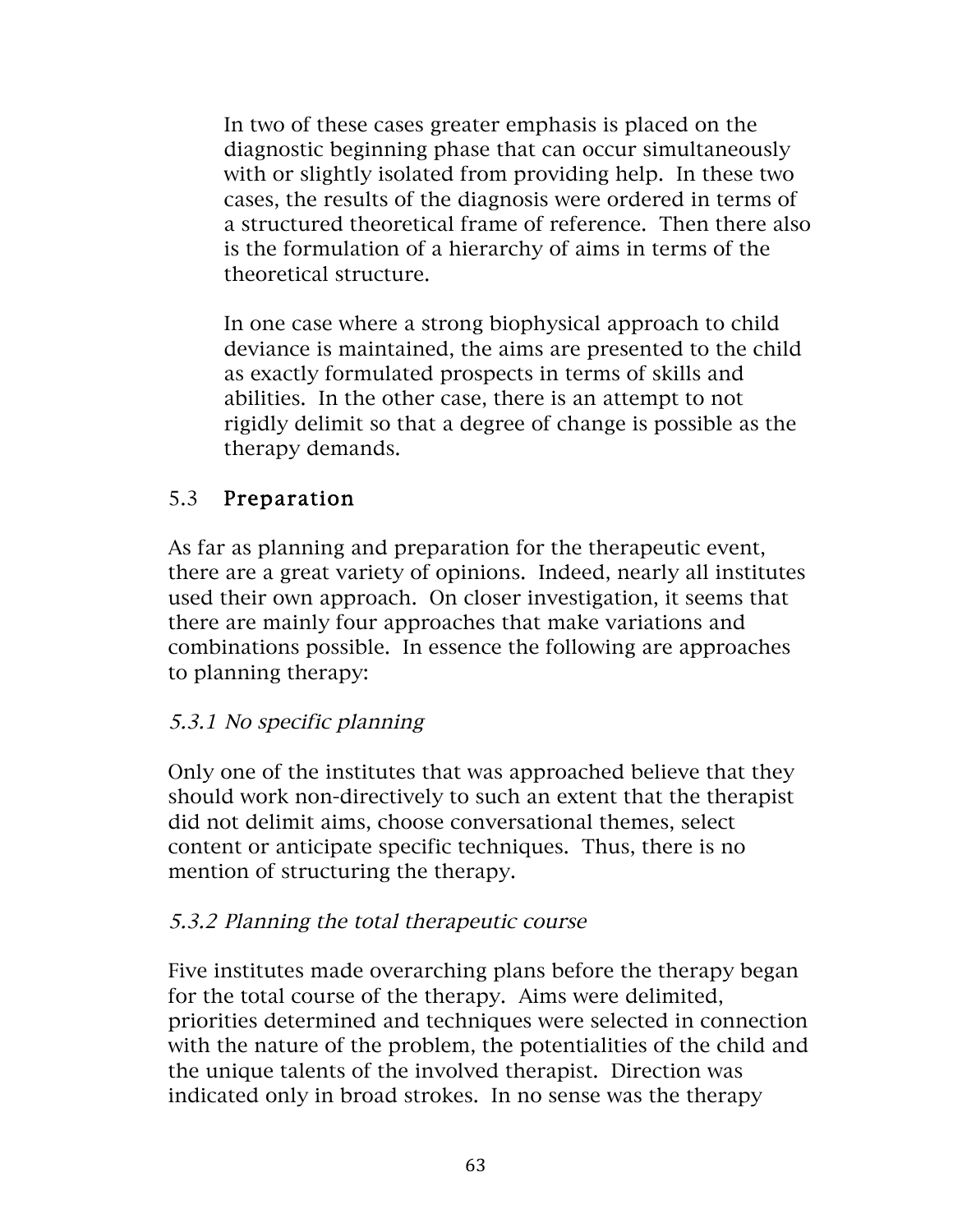In two of these cases greater emphasis is placed on the diagnostic beginning phase that can occur simultaneously with or slightly isolated from providing help. In these two cases, the results of the diagnosis were ordered in terms of a structured theoretical frame of reference. Then there also is the formulation of a hierarchy of aims in terms of the theoretical structure.

In one case where a strong biophysical approach to child deviance is maintained, the aims are presented to the child as exactly formulated prospects in terms of skills and abilities. In the other case, there is an attempt to not rigidly delimit so that a degree of change is possible as the therapy demands.

## 5.3 **Preparation**

As far as planning and preparation for the therapeutic event, there are a great variety of opinions. Indeed, nearly all institutes used their own approach. On closer investigation, it seems that there are mainly four approaches that make variations and combinations possible. In essence the following are approaches to planning therapy:

### *5.3.1 No specific planning*

Only one of the institutes that was approached believe that they should work non-directively to such an extent that the therapist did not delimit aims, choose conversational themes, select content or anticipate specific techniques. Thus, there is no mention of structuring the therapy.

### *5.3.2 Planning the total therapeutic course*

Five institutes made overarching plans before the therapy began for the total course of the therapy. Aims were delimited, priorities determined and techniques were selected in connection with the nature of the problem, the potentialities of the child and the unique talents of the involved therapist. Direction was indicated only in broad strokes. In no sense was the therapy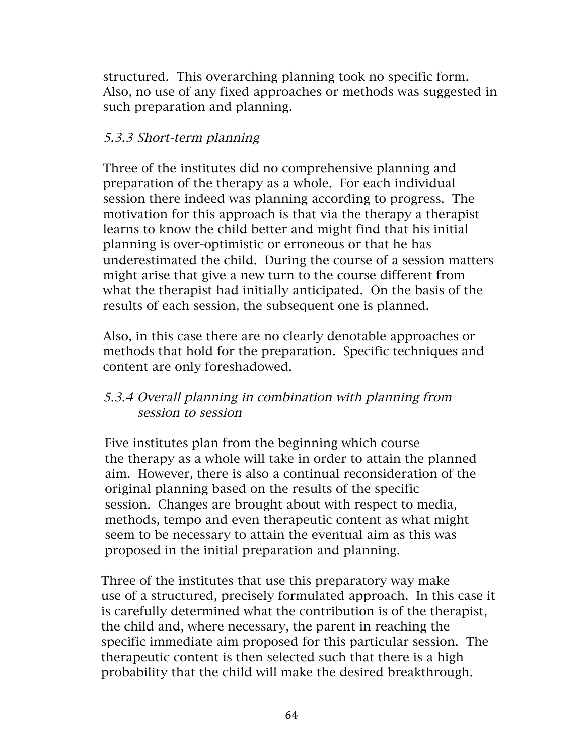structured. This overarching planning took no specific form. Also, no use of any fixed approaches or methods was suggested in such preparation and planning.

### *5.3.3 Short-term planning*

Three of the institutes did no comprehensive planning and preparation of the therapy as a whole. For each individual session there indeed was planning according to progress. The motivation for this approach is that via the therapy a therapist learns to know the child better and might find that his initial planning is over-optimistic or erroneous or that he has underestimated the child. During the course of a session matters might arise that give a new turn to the course different from what the therapist had initially anticipated. On the basis of the results of each session, the subsequent one is planned.

Also, in this case there are no clearly denotable approaches or methods that hold for the preparation. Specific techniques and content are only foreshadowed.

### *5.3.4 Overall planning in combination with planning from session to session*

Five institutes plan from the beginning which course the therapy as a whole will take in order to attain the planned aim. However, there is also a continual reconsideration of the original planning based on the results of the specific session. Changes are brought about with respect to media, methods, tempo and even therapeutic content as what might seem to be necessary to attain the eventual aim as this was proposed in the initial preparation and planning.

Three of the institutes that use this preparatory way make use of a structured, precisely formulated approach. In this case it is carefully determined what the contribution is of the therapist, the child and, where necessary, the parent in reaching the specific immediate aim proposed for this particular session. The therapeutic content is then selected such that there is a high probability that the child will make the desired breakthrough.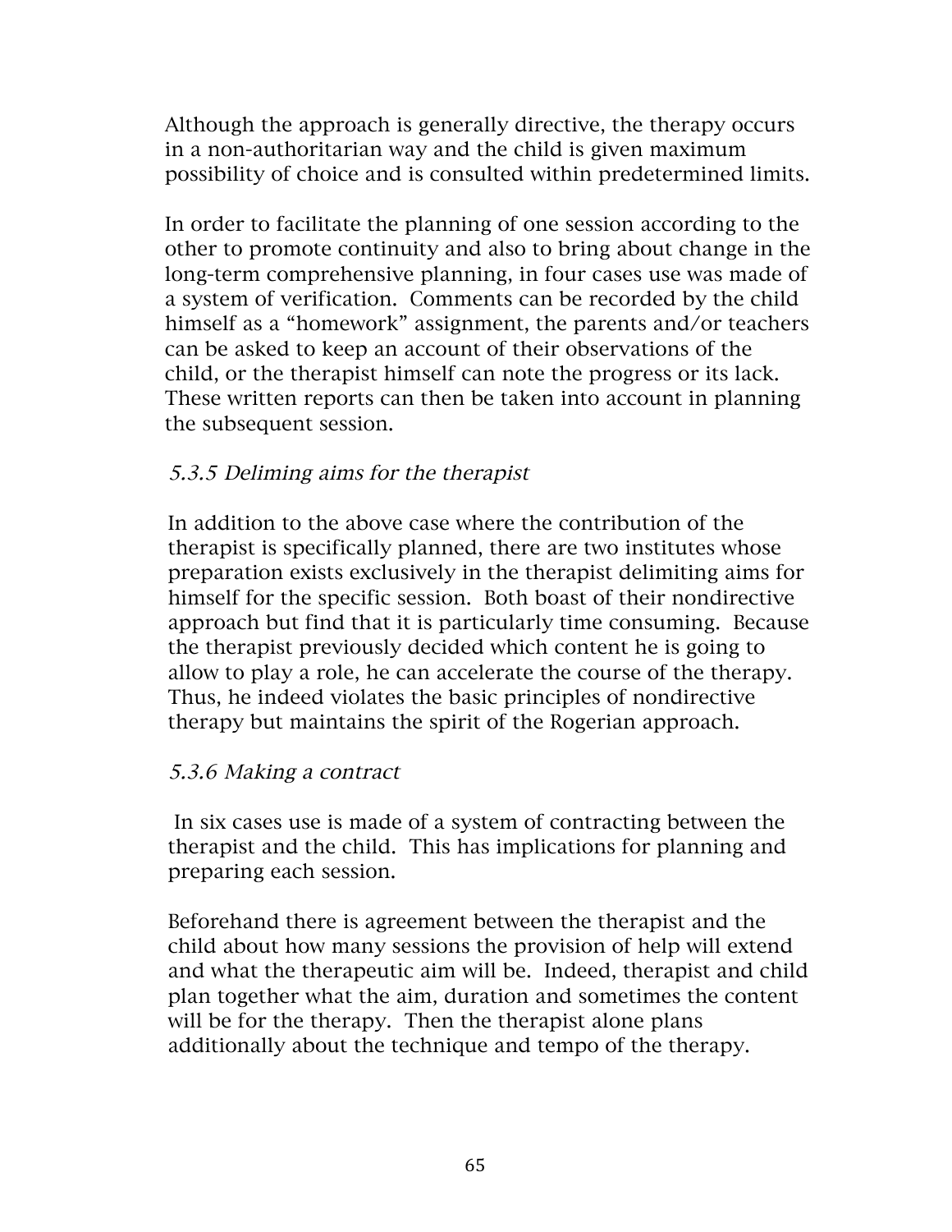Although the approach is generally directive, the therapy occurs in a non-authoritarian way and the child is given maximum possibility of choice and is consulted within predetermined limits.

In order to facilitate the planning of one session according to the other to promote continuity and also to bring about change in the long-term comprehensive planning, in four cases use was made of a system of verification. Comments can be recorded by the child himself as a "homework" assignment, the parents and/or teachers can be asked to keep an account of their observations of the child, or the therapist himself can note the progress or its lack. These written reports can then be taken into account in planning the subsequent session.

### *5.3.5 Deliming aims for the therapist*

In addition to the above case where the contribution of the therapist is specifically planned, there are two institutes whose preparation exists exclusively in the therapist delimiting aims for himself for the specific session. Both boast of their nondirective approach but find that it is particularly time consuming. Because the therapist previously decided which content he is going to allow to play a role, he can accelerate the course of the therapy. Thus, he indeed violates the basic principles of nondirective therapy but maintains the spirit of the Rogerian approach.

### *5.3.6 Making a contract*

In six cases use is made of a system of contracting between the therapist and the child. This has implications for planning and preparing each session.

Beforehand there is agreement between the therapist and the child about how many sessions the provision of help will extend and what the therapeutic aim will be. Indeed, therapist and child plan together what the aim, duration and sometimes the content will be for the therapy. Then the therapist alone plans additionally about the technique and tempo of the therapy.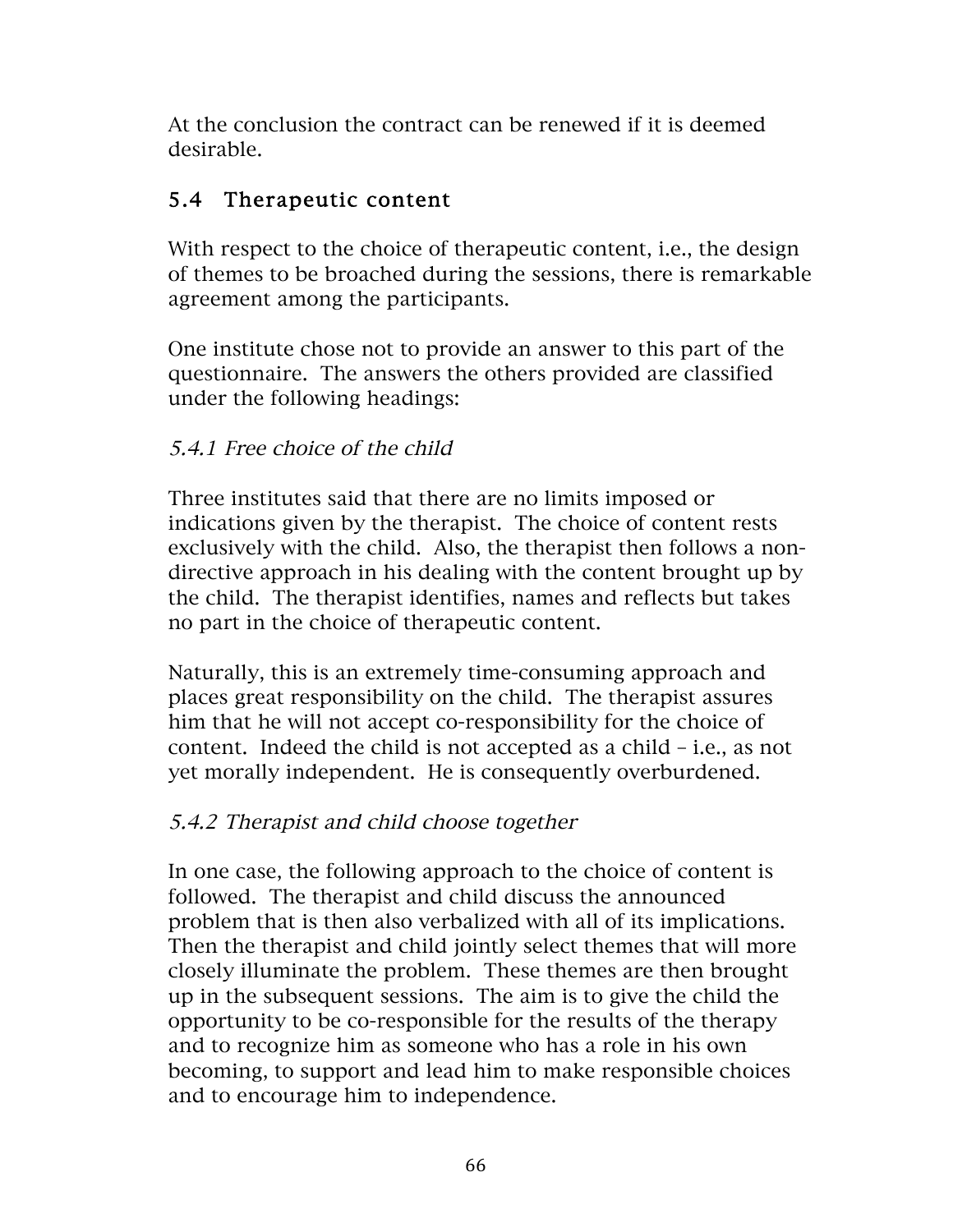At the conclusion the contract can be renewed if it is deemed desirable.

## 5.4 Therapeutic content

With respect to the choice of therapeutic content, i.e., the design of themes to be broached during the sessions, there is remarkable agreement among the participants.

One institute chose not to provide an answer to this part of the questionnaire. The answers the others provided are classified under the following headings:

### *5.4.1 Free choice of the child*

Three institutes said that there are no limits imposed or indications given by the therapist. The choice of content rests exclusively with the child. Also, the therapist then follows a non-directive approach in his dealing with the content brought up by the child. The therapist identifies, names and reflects but takes no part in the choice of therapeutic content.

Naturally, this is an extremely time-consuming approach and places great responsibility on the child. The therapist assures him that he will not accept co-responsibility for the choice of content. Indeed the child is not accepted as a child – i.e., as not yet morally independent. He is consequently overburdened.

### *5.4.2 Therapist and child choose together*

In one case, the following approach to the choice of content is followed. The therapist and child discuss the announced problem that is then also verbalized with all of its implications. Then the therapist and child jointly select themes that will more closely illuminate the problem. These themes are then brought up in the subsequent sessions. The aim is to give the child the opportunity to be co-responsible for the results of the therapy and to recognize him as someone who has a role in his own becoming, to support and lead him to make responsible choices and to encourage him to independence.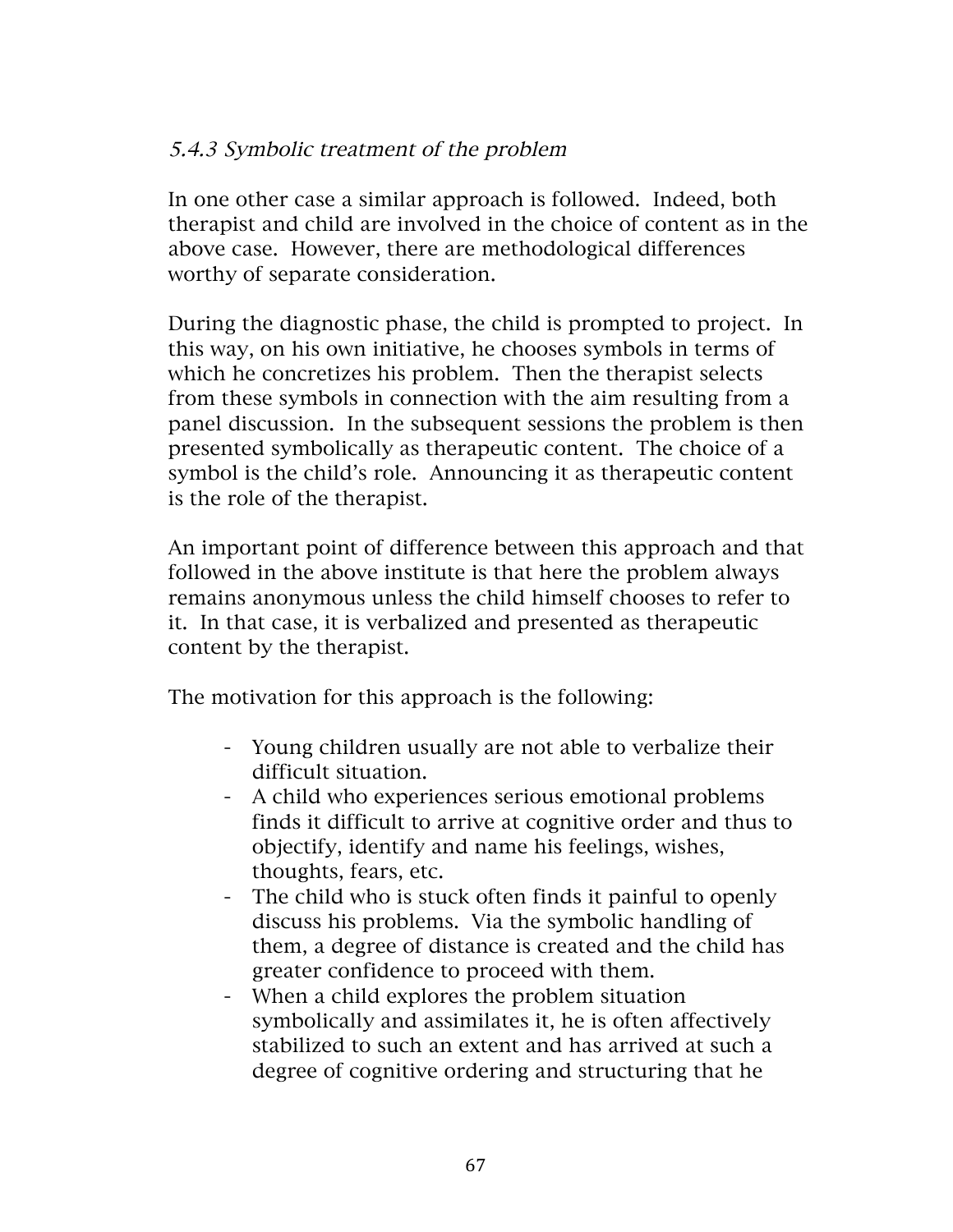### *5.4.3 Symbolic treatment of the problem*

In one other case a similar approach is followed. Indeed, both therapist and child are involved in the choice of content as in the above case. However, there are methodological differences worthy of separate consideration.

During the diagnostic phase, the child is prompted to project. In this way, on his own initiative, he chooses symbols in terms of which he concretizes his problem. Then the therapist selects from these symbols in connection with the aim resulting from a panel discussion. In the subsequent sessions the problem is then presented symbolically as therapeutic content. The choice of a symbol is the child's role. Announcing it as therapeutic content is the role of the therapist.

An important point of difference between this approach and that followed in the above institute is that here the problem always remains anonymous unless the child himself chooses to refer to it. In that case, it is verbalized and presented as therapeutic content by the therapist.

The motivation for this approach is the following:

- Young children usually are not able to verbalize their difficult situation.
- A child who experiences serious emotional problems finds it difficult to arrive at cognitive order and thus to objectify, identify and name his feelings, wishes, thoughts, fears, etc.
- The child who is stuck often finds it painful to openly discuss his problems. Via the symbolic handling of them, a degree of distance is created and the child has greater confidence to proceed with them.
- When a child explores the problem situation symbolically and assimilates it, he is often affectively stabilized to such an extent and has arrived at such a degree of cognitive ordering and structuring that he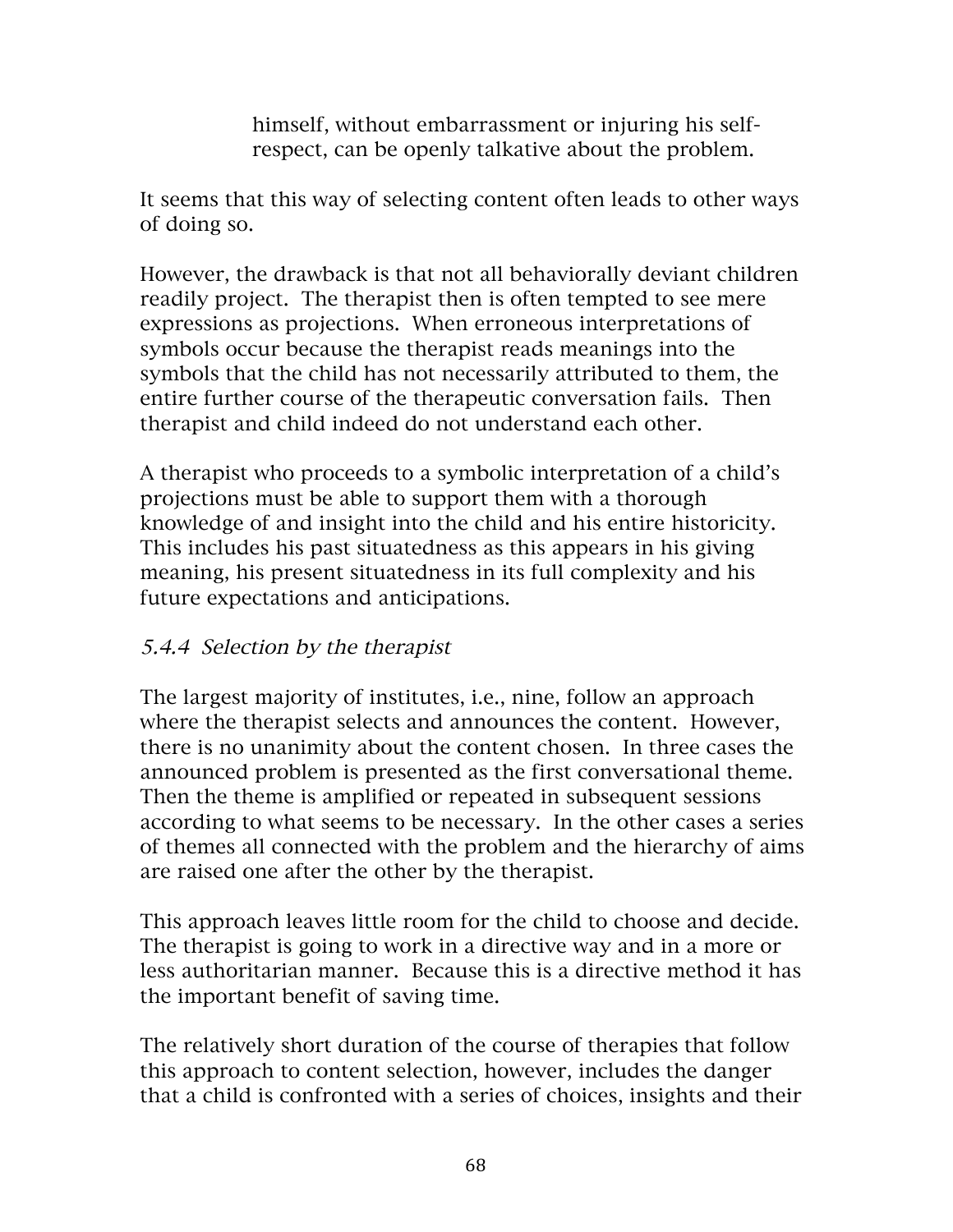himself, without embarrassment or injuring his self-respect, can be openly talkative about the problem.

It seems that this way of selecting content often leads to other ways of doing so.

However, the drawback is that not all behaviorally deviant children readily project. The therapist then is often tempted to see mere expressions as projections. When erroneous interpretations of symbols occur because the therapist reads meanings into the symbols that the child has not necessarily attributed to them, the entire further course of the therapeutic conversation fails. Then therapist and child indeed do not understand each other.

A therapist who proceeds to a symbolic interpretation of a child's projections must be able to support them with a thorough knowledge of and insight into the child and his entire historicity. This includes his past situatedness as this appears in his giving meaning, his present situatedness in its full complexity and his future expectations and anticipations.

### *5.4.4 Selection by the therapist*

The largest majority of institutes, i.e., nine, follow an approach where the therapist selects and announces the content. However, there is no unanimity about the content chosen. In three cases the announced problem is presented as the first conversational theme. Then the theme is amplified or repeated in subsequent sessions according to what seems to be necessary. In the other cases a series of themes all connected with the problem and the hierarchy of aims are raised one after the other by the therapist.

This approach leaves little room for the child to choose and decide. The therapist is going to work in a directive way and in a more or less authoritarian manner. Because this is a directive method it has the important benefit of saving time.

The relatively short duration of the course of therapies that follow this approach to content selection, however, includes the danger that a child is confronted with a series of choices, insights and their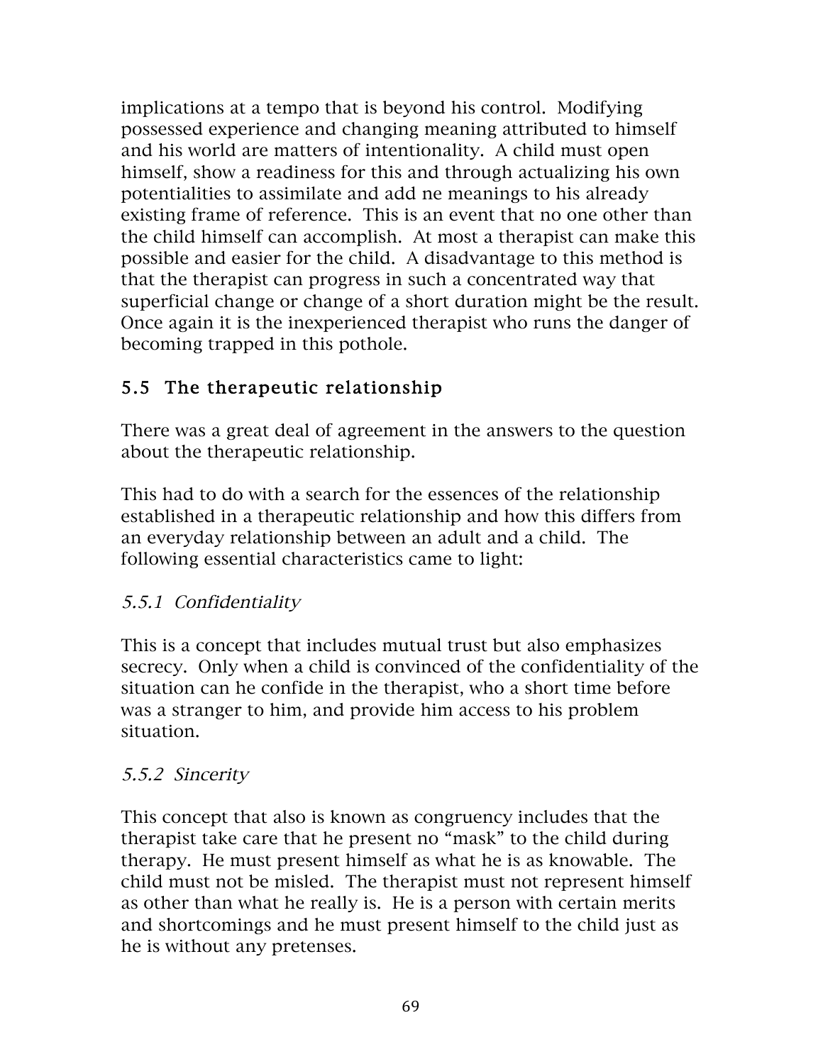implications at a tempo that is beyond his control. Modifying possessed experience and changing meaning attributed to himself and his world are matters of intentionality. A child must open himself, show a readiness for this and through actualizing his own potentialities to assimilate and add ne meanings to his already existing frame of reference. This is an event that no one other than the child himself can accomplish. At most a therapist can make this possible and easier for the child. A disadvantage to this method is that the therapist can progress in such a concentrated way that superficial change or change of a short duration might be the result. Once again it is the inexperienced therapist who runs the danger of becoming trapped in this pothole.

## 5.5 The therapeutic relationship

There was a great deal of agreement in the answers to the question about the therapeutic relationship.

This had to do with a search for the essences of the relationship established in a therapeutic relationship and how this differs from an everyday relationship between an adult and a child. The following essential characteristics came to light:

### *5.5.1 Confidentiality*

This is a concept that includes mutual trust but also emphasizes secrecy. Only when a child is convinced of the confidentiality of the situation can he confide in the therapist, who a short time before was a stranger to him, and provide him access to his problem situation.

### *5.5.2 Sincerity*

This concept that also is known as congruency includes that the therapist take care that he present no "mask" to the child during therapy. He must present himself as what he is as knowable. The child must not be misled. The therapist must not represent himself as other than what he really is. He is a person with certain merits and shortcomings and he must present himself to the child just as he is without any pretenses.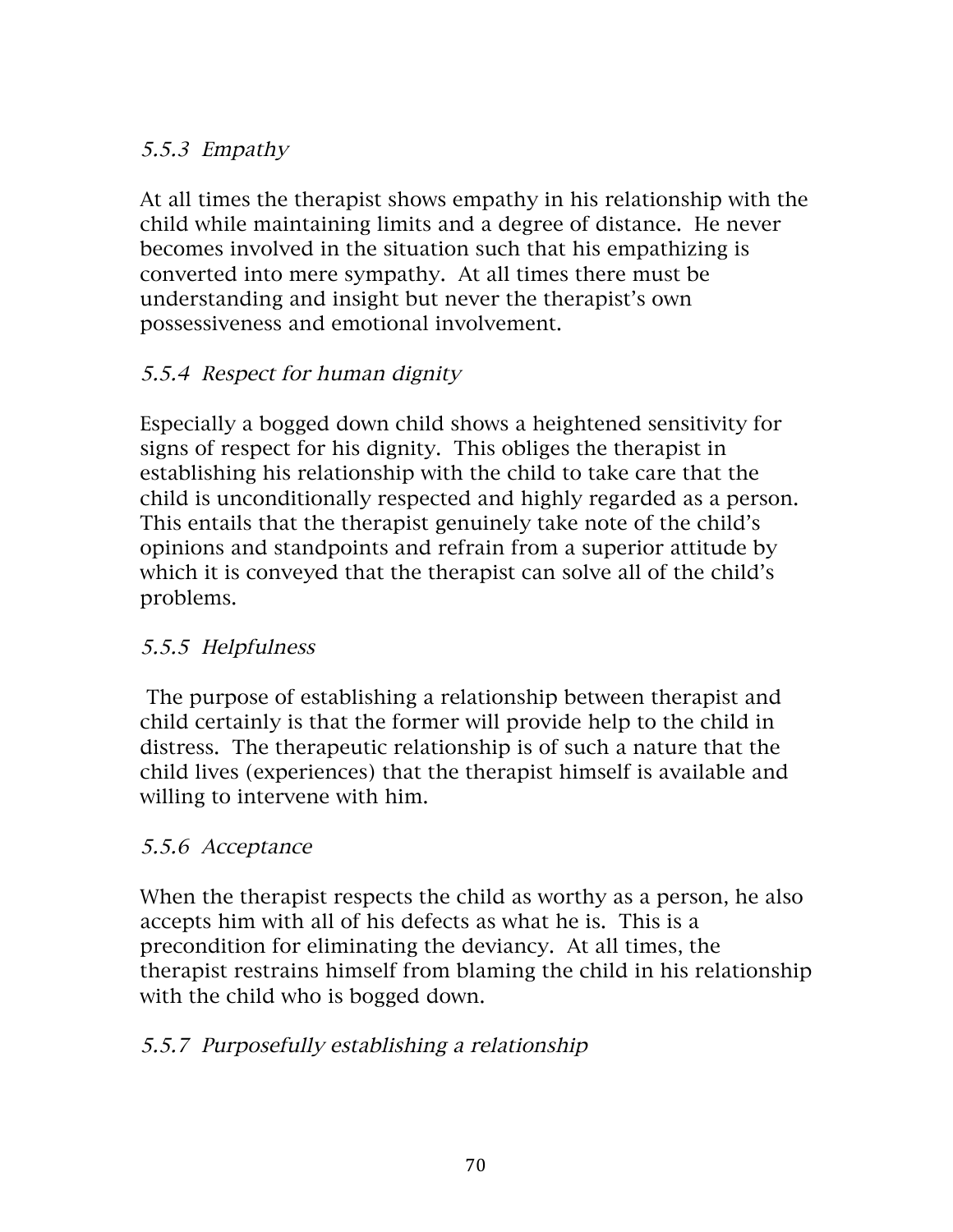### *5.5.3 Empathy*

At all times the therapist shows empathy in his relationship with the child while maintaining limits and a degree of distance. He never becomes involved in the situation such that his empathizing is converted into mere sympathy. At all times there must be understanding and insight but never the therapist's own possessiveness and emotional involvement.

### *5.5.4 Respect for human dignity*

Especially a bogged down child shows a heightened sensitivity for signs of respect for his dignity. This obliges the therapist in establishing his relationship with the child to take care that the child is unconditionally respected and highly regarded as a person. This entails that the therapist genuinely take note of the child's opinions and standpoints and refrain from a superior attitude by which it is conveyed that the therapist can solve all of the child's problems.

### *5.5.5 Helpfulness*

The purpose of establishing a relationship between therapist and child certainly is that the former will provide help to the child in distress. The therapeutic relationship is of such a nature that the child lives (experiences) that the therapist himself is available and willing to intervene with him.

### *5.5.6 Acceptance*

When the therapist respects the child as worthy as a person, he also accepts him with all of his defects as what he is. This is a precondition for eliminating the deviancy. At all times, the therapist restrains himself from blaming the child in his relationship with the child who is bogged down.

### *5.5.7 Purposefully establishing a relationship*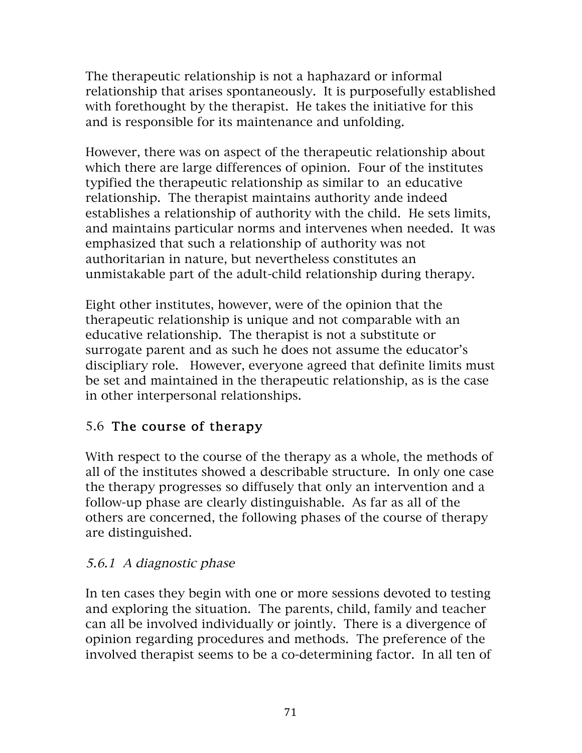The therapeutic relationship is not a haphazard or informal relationship that arises spontaneously. It is purposefully established with forethought by the therapist. He takes the initiative for this and is responsible for its maintenance and unfolding.

However, there was on aspect of the therapeutic relationship about which there are large differences of opinion. Four of the institutes typified the therapeutic relationship as similar to an educative relationship. The therapist maintains authority ande indeed establishes a relationship of authority with the child. He sets limits, and maintains particular norms and intervenes when needed. It was emphasized that such a relationship of authority was not authoritarian in nature, but nevertheless constitutes an unmistakable part of the adult-child relationship during therapy.

Eight other institutes, however, were of the opinion that the therapeutic relationship is unique and not comparable with an educative relationship. The therapist is not a substitute or surrogate parent and as such he does not assume the educator's discipliary role. However, everyone agreed that definite limits must be set and maintained in the therapeutic relationship, as is the case in other interpersonal relationships.

## 5.6 The course of therapy

With respect to the course of the therapy as a whole, the methods of all of the institutes showed a describable structure. In only one case the therapy progresses so diffusely that only an intervention and a follow-up phase are clearly distinguishable. As far as all of the others are concerned, the following phases of the course of therapy are distinguished.

### *5.6.1 A diagnostic phase*

In ten cases they begin with one or more sessions devoted to testing and exploring the situation. The parents, child, family and teacher can all be involved individually or jointly. There is a divergence of opinion regarding procedures and methods. The preference of the involved therapist seems to be a co-determining factor. In all ten of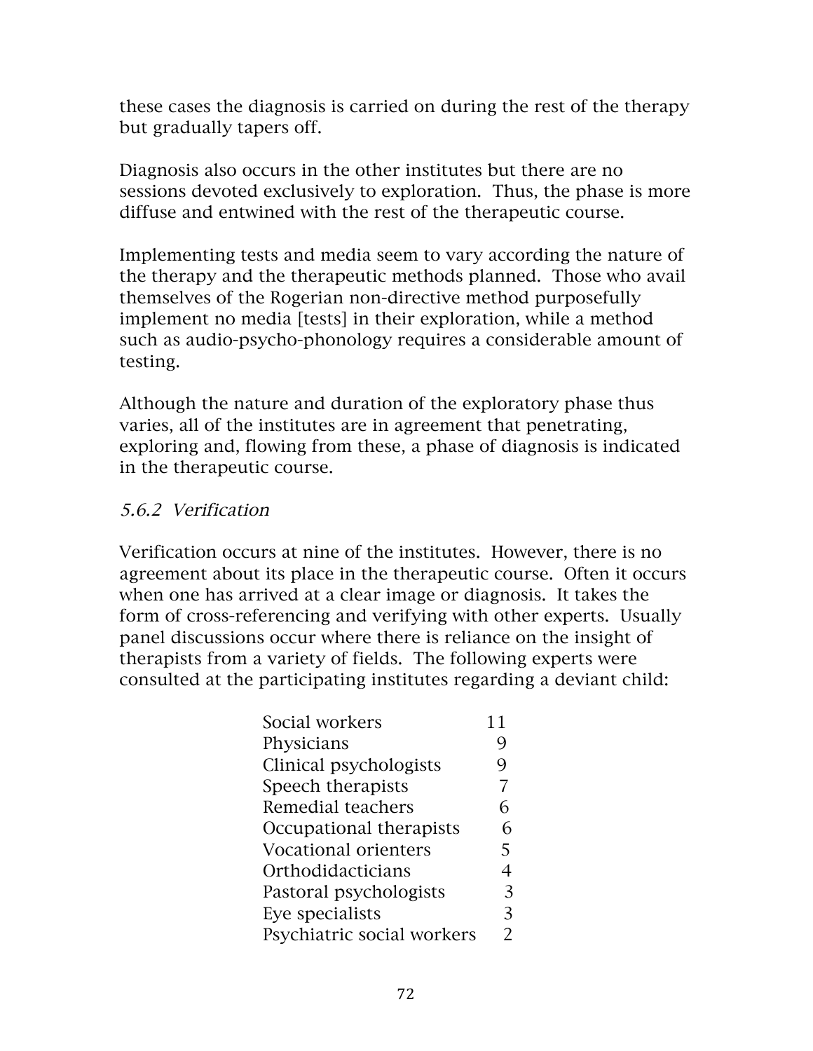these cases the diagnosis is carried on during the rest of the therapy but gradually tapers off.

Diagnosis also occurs in the other institutes but there are no sessions devoted exclusively to exploration. Thus, the phase is more diffuse and entwined with the rest of the therapeutic course.

Implementing tests and media seem to vary according the nature of the therapy and the therapeutic methods planned. Those who avail themselves of the Rogerian non-directive method purposefully implement no media [tests] in their exploration, while a method such as audio-psycho-phonology requires a considerable amount of testing.

Although the nature and duration of the exploratory phase thus varies, all of the institutes are in agreement that penetrating, exploring and, flowing from these, a phase of diagnosis is indicated in the therapeutic course.

### *5.6.2 Verification*

Verification occurs at nine of the institutes. However, there is no agreement about its place in the therapeutic course. Often it occurs when one has arrived at a clear image or diagnosis. It takes the form of cross-referencing and verifying with other experts. Usually panel discussions occur where there is reliance on the insight of therapists from a variety of fields. The following experts were consulted at the participating institutes regarding a deviant child:

| | |
|---|---|
| Social workers | 11 |
| Physicians | 9 |
| Clinical psychologists | 9 |
| Speech therapists | 7 |
| Remedial teachers | 6 |
| Occupational therapists | 6 |
| Vocational orienters | 5 |
| Orthodidacticians | 4 |
| Pastoral psychologists | 3 |
| Eye specialists | 3 |
| Psychiatric social workers | 2 |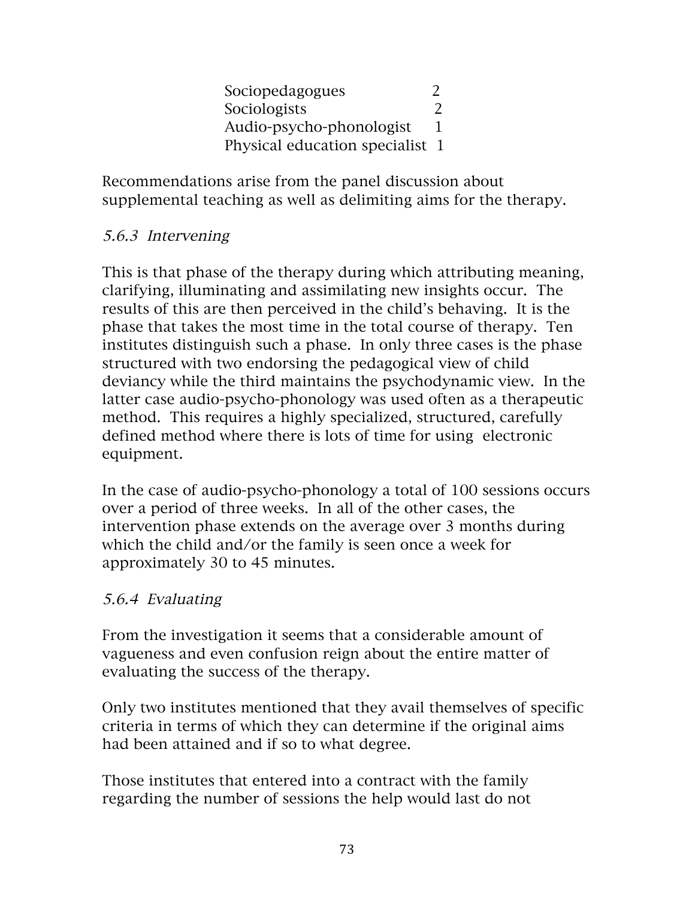| | |
|---|---|
| Sociopedagogues | 2 |
| Sociologists | 2 |
| Audio-psycho-phonologist | 1 |
| Physical education specialist | 1 |

Recommendations arise from the panel discussion about supplemental teaching as well as delimiting aims for the therapy.

### *5.6.3 Intervening*

This is that phase of the therapy during which attributing meaning, clarifying, illuminating and assimilating new insights occur. The results of this are then perceived in the child's behaving. It is the phase that takes the most time in the total course of therapy. Ten institutes distinguish such a phase. In only three cases is the phase structured with two endorsing the pedagogical view of child deviancy while the third maintains the psychodynamic view. In the latter case audio-psycho-phonology was used often as a therapeutic method. This requires a highly specialized, structured, carefully defined method where there is lots of time for using electronic equipment.

In the case of audio-psycho-phonology a total of 100 sessions occurs over a period of three weeks. In all of the other cases, the intervention phase extends on the average over 3 months during which the child and/or the family is seen once a week for approximately 30 to 45 minutes.

### *5.6.4 Evaluating*

From the investigation it seems that a considerable amount of vagueness and even confusion reign about the entire matter of evaluating the success of the therapy.

Only two institutes mentioned that they avail themselves of specific criteria in terms of which they can determine if the original aims had been attained and if so to what degree.

Those institutes that entered into a contract with the family regarding the number of sessions the help would last do not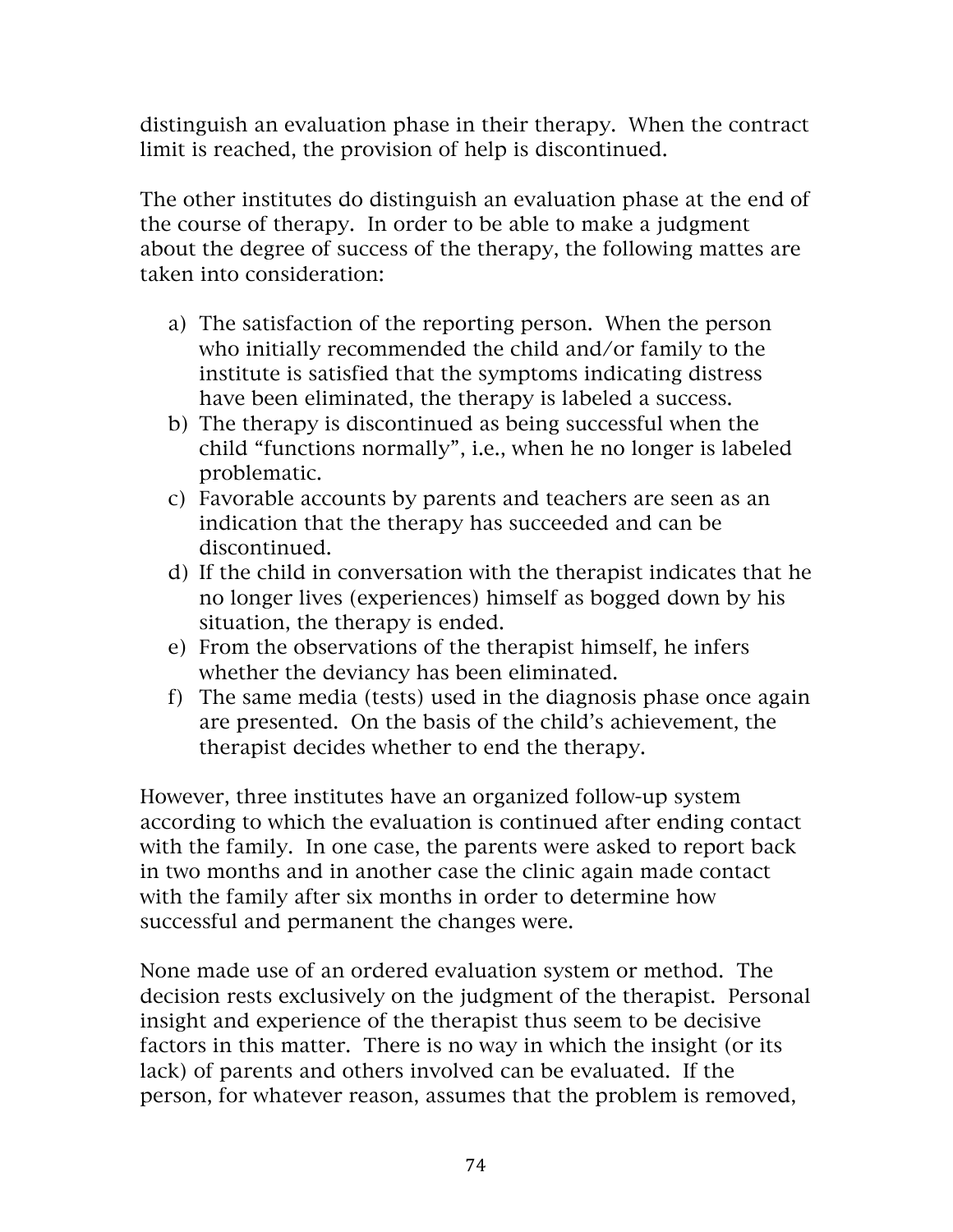distinguish an evaluation phase in their therapy. When the contract limit is reached, the provision of help is discontinued.

The other institutes do distinguish an evaluation phase at the end of the course of therapy. In order to be able to make a judgment about the degree of success of the therapy, the following mattes are taken into consideration:

a) The satisfaction of the reporting person. When the person who initially recommended the child and/or family to the institute is satisfied that the symptoms indicating distress have been eliminated, the therapy is labeled a success.
b) The therapy is discontinued as being successful when the child "functions normally", i.e., when he no longer is labeled problematic.
c) Favorable accounts by parents and teachers are seen as an indication that the therapy has succeeded and can be discontinued.
d) If the child in conversation with the therapist indicates that he no longer lives (experiences) himself as bogged down by his situation, the therapy is ended.
e) From the observations of the therapist himself, he infers whether the deviancy has been eliminated.
f) The same media (tests) used in the diagnosis phase once again are presented. On the basis of the child's achievement, the therapist decides whether to end the therapy.

However, three institutes have an organized follow-up system according to which the evaluation is continued after ending contact with the family. In one case, the parents were asked to report back in two months and in another case the clinic again made contact with the family after six months in order to determine how successful and permanent the changes were.

None made use of an ordered evaluation system or method. The decision rests exclusively on the judgment of the therapist. Personal insight and experience of the therapist thus seem to be decisive factors in this matter. There is no way in which the insight (or its lack) of parents and others involved can be evaluated. If the person, for whatever reason, assumes that the problem is removed,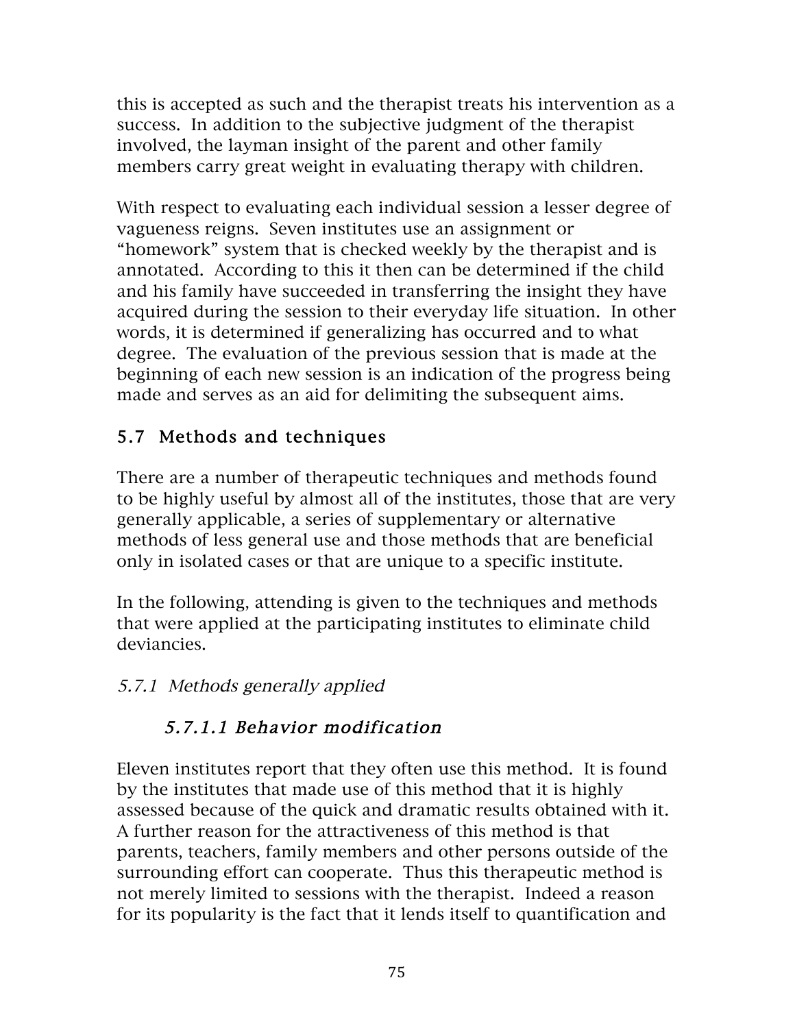this is accepted as such and the therapist treats his intervention as a success. In addition to the subjective judgment of the therapist involved, the layman insight of the parent and other family members carry great weight in evaluating therapy with children.

With respect to evaluating each individual session a lesser degree of vagueness reigns. Seven institutes use an assignment or "homework" system that is checked weekly by the therapist and is annotated. According to this it then can be determined if the child and his family have succeeded in transferring the insight they have acquired during the session to their everyday life situation. In other words, it is determined if generalizing has occurred and to what degree. The evaluation of the previous session that is made at the beginning of each new session is an indication of the progress being made and serves as an aid for delimiting the subsequent aims.

## 5.7 Methods and techniques

There are a number of therapeutic techniques and methods found to be highly useful by almost all of the institutes, those that are very generally applicable, a series of supplementary or alternative methods of less general use and those methods that are beneficial only in isolated cases or that are unique to a specific institute.

In the following, attending is given to the techniques and methods that were applied at the participating institutes to eliminate child deviancies.

### *5.7.1 Methods generally applied*

#### *5.7.1.1 Behavior modification*

Eleven institutes report that they often use this method. It is found by the institutes that made use of this method that it is highly assessed because of the quick and dramatic results obtained with it. A further reason for the attractiveness of this method is that parents, teachers, family members and other persons outside of the surrounding effort can cooperate. Thus this therapeutic method is not merely limited to sessions with the therapist. Indeed a reason for its popularity is the fact that it lends itself to quantification and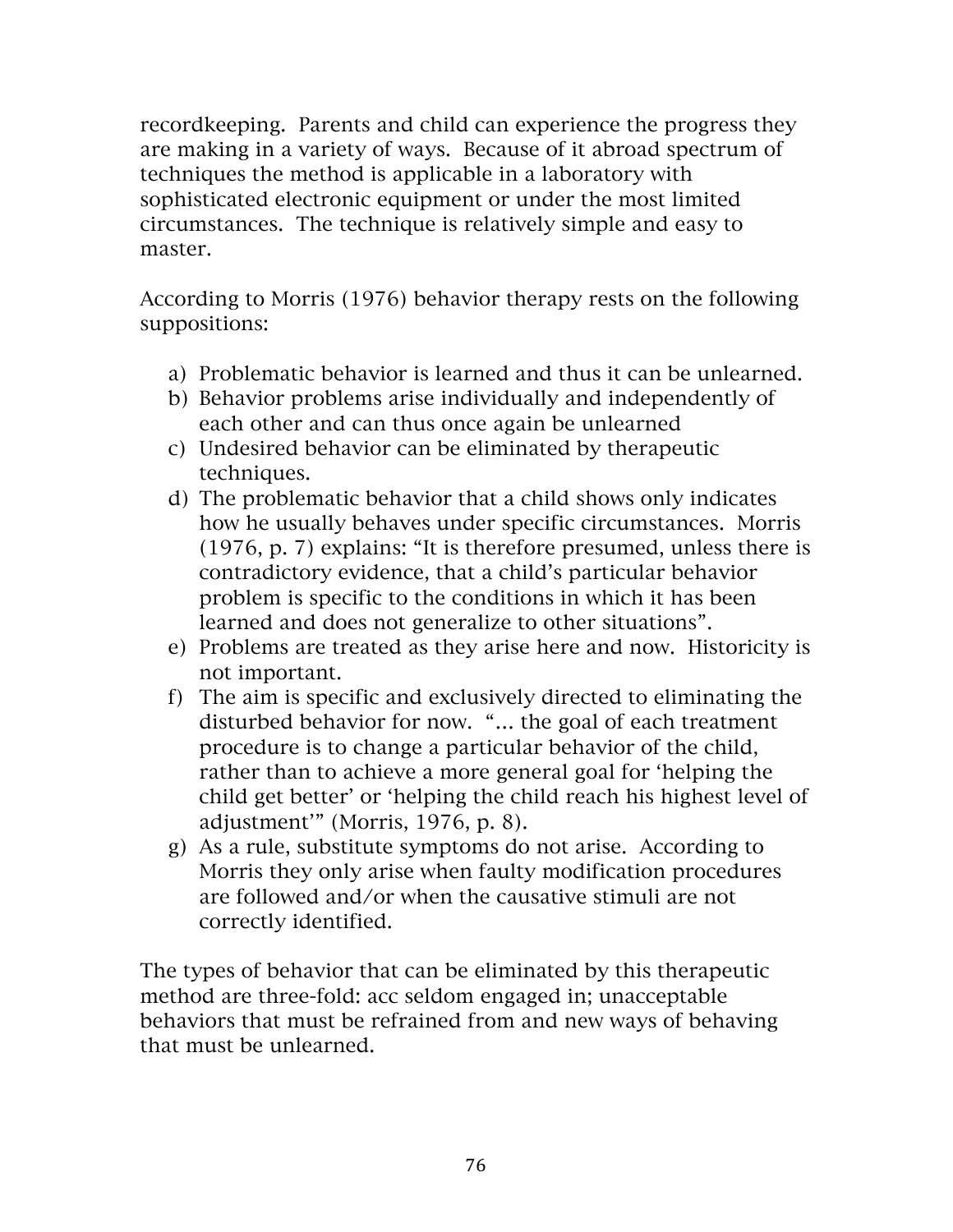recordkeeping. Parents and child can experience the progress they are making in a variety of ways. Because of it abroad spectrum of techniques the method is applicable in a laboratory with sophisticated electronic equipment or under the most limited circumstances. The technique is relatively simple and easy to master.

According to Morris (1976) behavior therapy rests on the following suppositions:

a) Problematic behavior is learned and thus it can be unlearned.
b) Behavior problems arise individually and independently of each other and can thus once again be unlearned
c) Undesired behavior can be eliminated by therapeutic techniques.
d) The problematic behavior that a child shows only indicates how he usually behaves under specific circumstances. Morris (1976, p. 7) explains: "It is therefore presumed, unless there is contradictory evidence, that a child's particular behavior problem is specific to the conditions in which it has been learned and does not generalize to other situations".
e) Problems are treated as they arise here and now. Historicity is not important.
f) The aim is specific and exclusively directed to eliminating the disturbed behavior for now. "… the goal of each treatment procedure is to change a particular behavior of the child, rather than to achieve a more general goal for 'helping the child get better' or 'helping the child reach his highest level of adjustment'" (Morris, 1976, p. 8).
g) As a rule, substitute symptoms do not arise. According to Morris they only arise when faulty modification procedures are followed and/or when the causative stimuli are not correctly identified.

The types of behavior that can be eliminated by this therapeutic method are three-fold: acc seldom engaged in; unacceptable behaviors that must be refrained from and new ways of behaving that must be unlearned.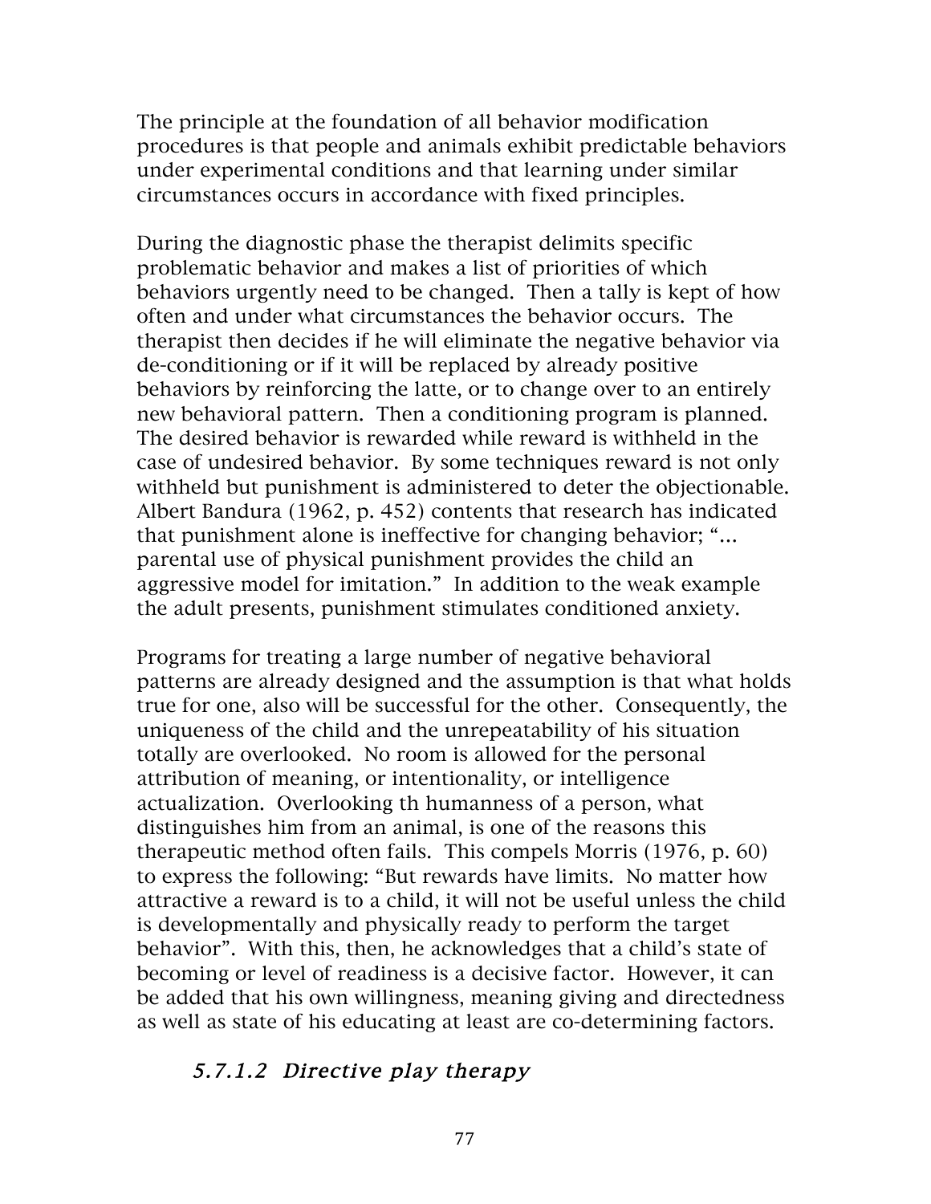The principle at the foundation of all behavior modification procedures is that people and animals exhibit predictable behaviors under experimental conditions and that learning under similar circumstances occurs in accordance with fixed principles.

During the diagnostic phase the therapist delimits specific problematic behavior and makes a list of priorities of which behaviors urgently need to be changed. Then a tally is kept of how often and under what circumstances the behavior occurs. The therapist then decides if he will eliminate the negative behavior via de-conditioning or if it will be replaced by already positive behaviors by reinforcing the latte, or to change over to an entirely new behavioral pattern. Then a conditioning program is planned. The desired behavior is rewarded while reward is withheld in the case of undesired behavior. By some techniques reward is not only withheld but punishment is administered to deter the objectionable. Albert Bandura (1962, p. 452) contents that research has indicated that punishment alone is ineffective for changing behavior; "... parental use of physical punishment provides the child an aggressive model for imitation." In addition to the weak example the adult presents, punishment stimulates conditioned anxiety.

Programs for treating a large number of negative behavioral patterns are already designed and the assumption is that what holds true for one, also will be successful for the other. Consequently, the uniqueness of the child and the unrepeatability of his situation totally are overlooked. No room is allowed for the personal attribution of meaning, or intentionality, or intelligence actualization. Overlooking th humanness of a person, what distinguishes him from an animal, is one of the reasons this therapeutic method often fails. This compels Morris (1976, p. 60) to express the following: "But rewards have limits. No matter how attractive a reward is to a child, it will not be useful unless the child is developmentally and physically ready to perform the target behavior". With this, then, he acknowledges that a child's state of becoming or level of readiness is a decisive factor. However, it can be added that his own willingness, meaning giving and directedness as well as state of his educating at least are co-determining factors.

#### *5.7.1.2 Directive play therapy*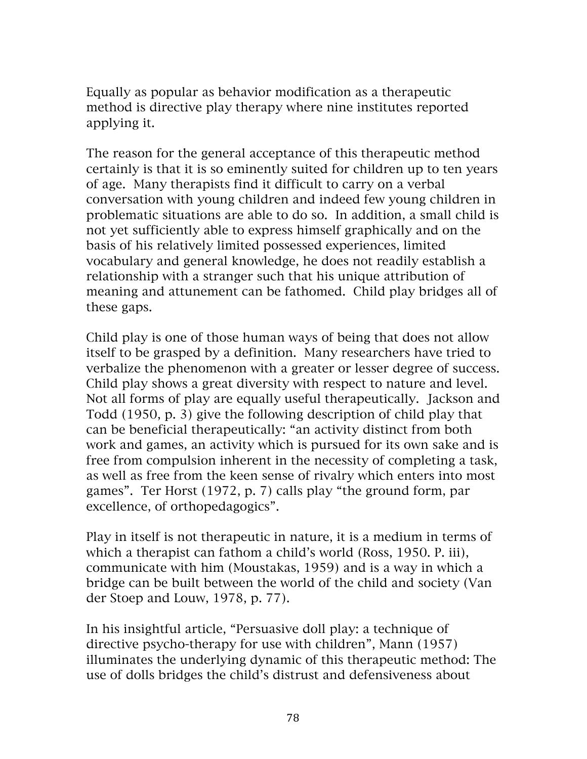Equally as popular as behavior modification as a therapeutic method is directive play therapy where nine institutes reported applying it.

The reason for the general acceptance of this therapeutic method certainly is that it is so eminently suited for children up to ten years of age. Many therapists find it difficult to carry on a verbal conversation with young children and indeed few young children in problematic situations are able to do so. In addition, a small child is not yet sufficiently able to express himself graphically and on the basis of his relatively limited possessed experiences, limited vocabulary and general knowledge, he does not readily establish a relationship with a stranger such that his unique attribution of meaning and attunement can be fathomed. Child play bridges all of these gaps.

Child play is one of those human ways of being that does not allow itself to be grasped by a definition. Many researchers have tried to verbalize the phenomenon with a greater or lesser degree of success. Child play shows a great diversity with respect to nature and level. Not all forms of play are equally useful therapeutically. Jackson and Todd (1950, p. 3) give the following description of child play that can be beneficial therapeutically: "an activity distinct from both work and games, an activity which is pursued for its own sake and is free from compulsion inherent in the necessity of completing a task, as well as free from the keen sense of rivalry which enters into most games". Ter Horst (1972, p. 7) calls play "the ground form, par excellence, of orthopedagogics".

Play in itself is not therapeutic in nature, it is a medium in terms of which a therapist can fathom a child's world (Ross, 1950. P. iii), communicate with him (Moustakas, 1959) and is a way in which a bridge can be built between the world of the child and society (Van der Stoep and Louw, 1978, p. 77).

In his insightful article, "Persuasive doll play: a technique of directive psycho-therapy for use with children", Mann (1957) illuminates the underlying dynamic of this therapeutic method: The use of dolls bridges the child's distrust and defensiveness about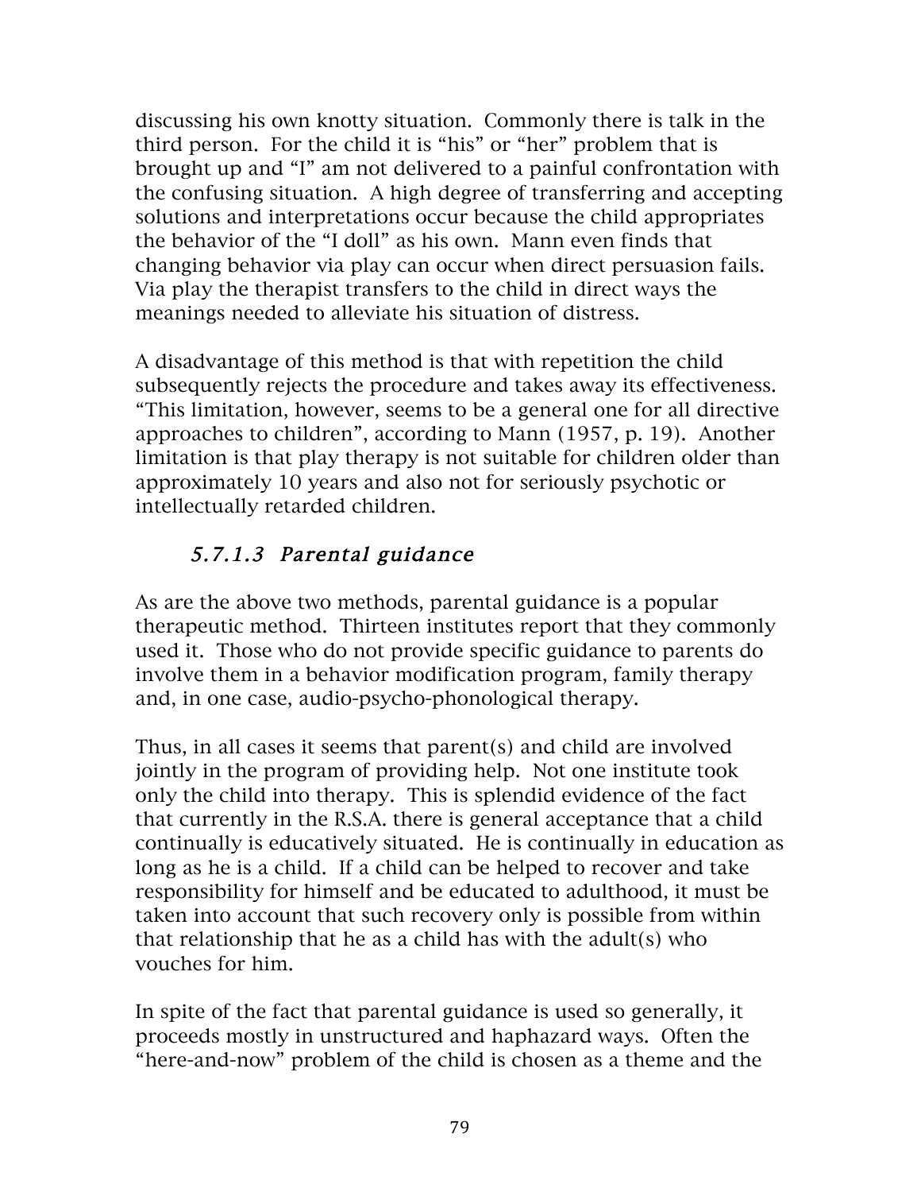discussing his own knotty situation. Commonly there is talk in the third person. For the child it is "his" or "her" problem that is brought up and "I" am not delivered to a painful confrontation with the confusing situation. A high degree of transferring and accepting solutions and interpretations occur because the child appropriates the behavior of the "I doll" as his own. Mann even finds that changing behavior via play can occur when direct persuasion fails. Via play the therapist transfers to the child in direct ways the meanings needed to alleviate his situation of distress.

A disadvantage of this method is that with repetition the child subsequently rejects the procedure and takes away its effectiveness. "This limitation, however, seems to be a general one for all directive approaches to children", according to Mann (1957, p. 19). Another limitation is that play therapy is not suitable for children older than approximately 10 years and also not for seriously psychotic or intellectually retarded children.

#### *5.7.1.3 Parental guidance*

As are the above two methods, parental guidance is a popular therapeutic method. Thirteen institutes report that they commonly used it. Those who do not provide specific guidance to parents do involve them in a behavior modification program, family therapy and, in one case, audio-psycho-phonological therapy.

Thus, in all cases it seems that parent(s) and child are involved jointly in the program of providing help. Not one institute took only the child into therapy. This is splendid evidence of the fact that currently in the R.S.A. there is general acceptance that a child continually is educatively situated. He is continually in education as long as he is a child. If a child can be helped to recover and take responsibility for himself and be educated to adulthood, it must be taken into account that such recovery only is possible from within that relationship that he as a child has with the adult(s) who vouches for him.

In spite of the fact that parental guidance is used so generally, it proceeds mostly in unstructured and haphazard ways. Often the "here-and-now" problem of the child is chosen as a theme and the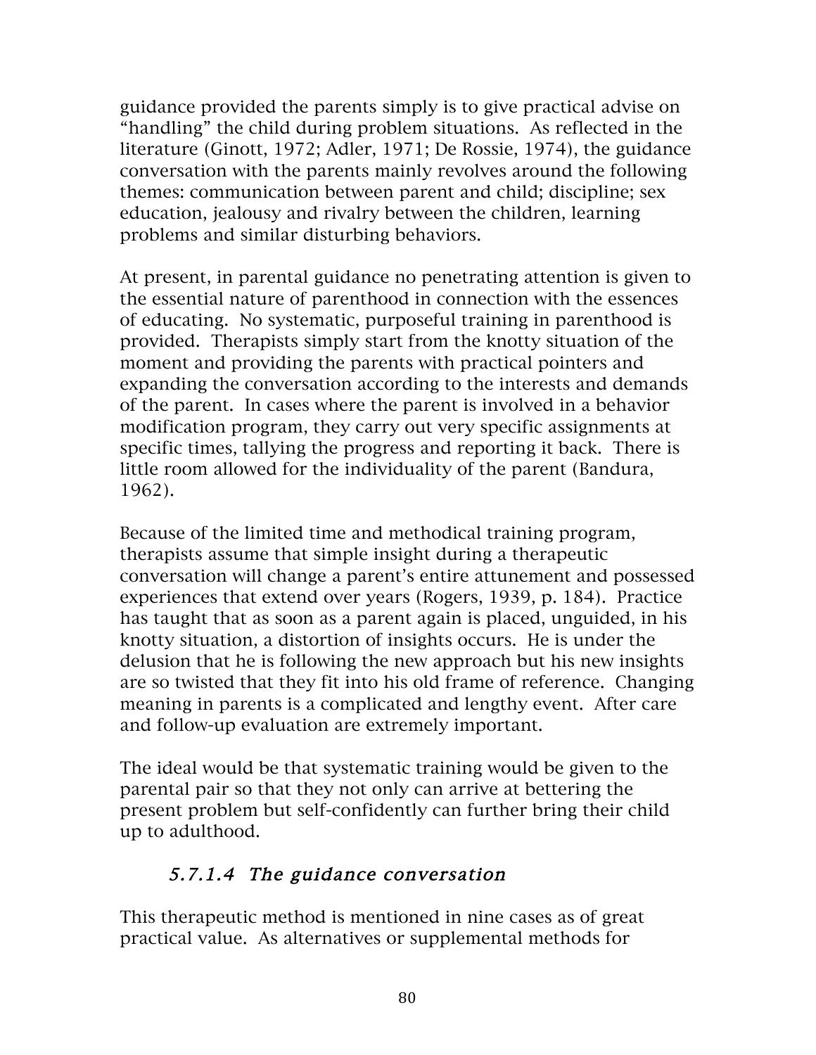guidance provided the parents simply is to give practical advise on "handling" the child during problem situations. As reflected in the literature (Ginott, 1972; Adler, 1971; De Rossie, 1974), the guidance conversation with the parents mainly revolves around the following themes: communication between parent and child; discipline; sex education, jealousy and rivalry between the children, learning problems and similar disturbing behaviors.

At present, in parental guidance no penetrating attention is given to the essential nature of parenthood in connection with the essences of educating. No systematic, purposeful training in parenthood is provided. Therapists simply start from the knotty situation of the moment and providing the parents with practical pointers and expanding the conversation according to the interests and demands of the parent. In cases where the parent is involved in a behavior modification program, they carry out very specific assignments at specific times, tallying the progress and reporting it back. There is little room allowed for the individuality of the parent (Bandura, 1962).

Because of the limited time and methodical training program, therapists assume that simple insight during a therapeutic conversation will change a parent's entire attunement and possessed experiences that extend over years (Rogers, 1939, p. 184). Practice has taught that as soon as a parent again is placed, unguided, in his knotty situation, a distortion of insights occurs. He is under the delusion that he is following the new approach but his new insights are so twisted that they fit into his old frame of reference. Changing meaning in parents is a complicated and lengthy event. After care and follow-up evaluation are extremely important.

The ideal would be that systematic training would be given to the parental pair so that they not only can arrive at bettering the present problem but self-confidently can further bring their child up to adulthood.

#### *5.7.1.4 The guidance conversation*

This therapeutic method is mentioned in nine cases as of great practical value. As alternatives or supplemental methods for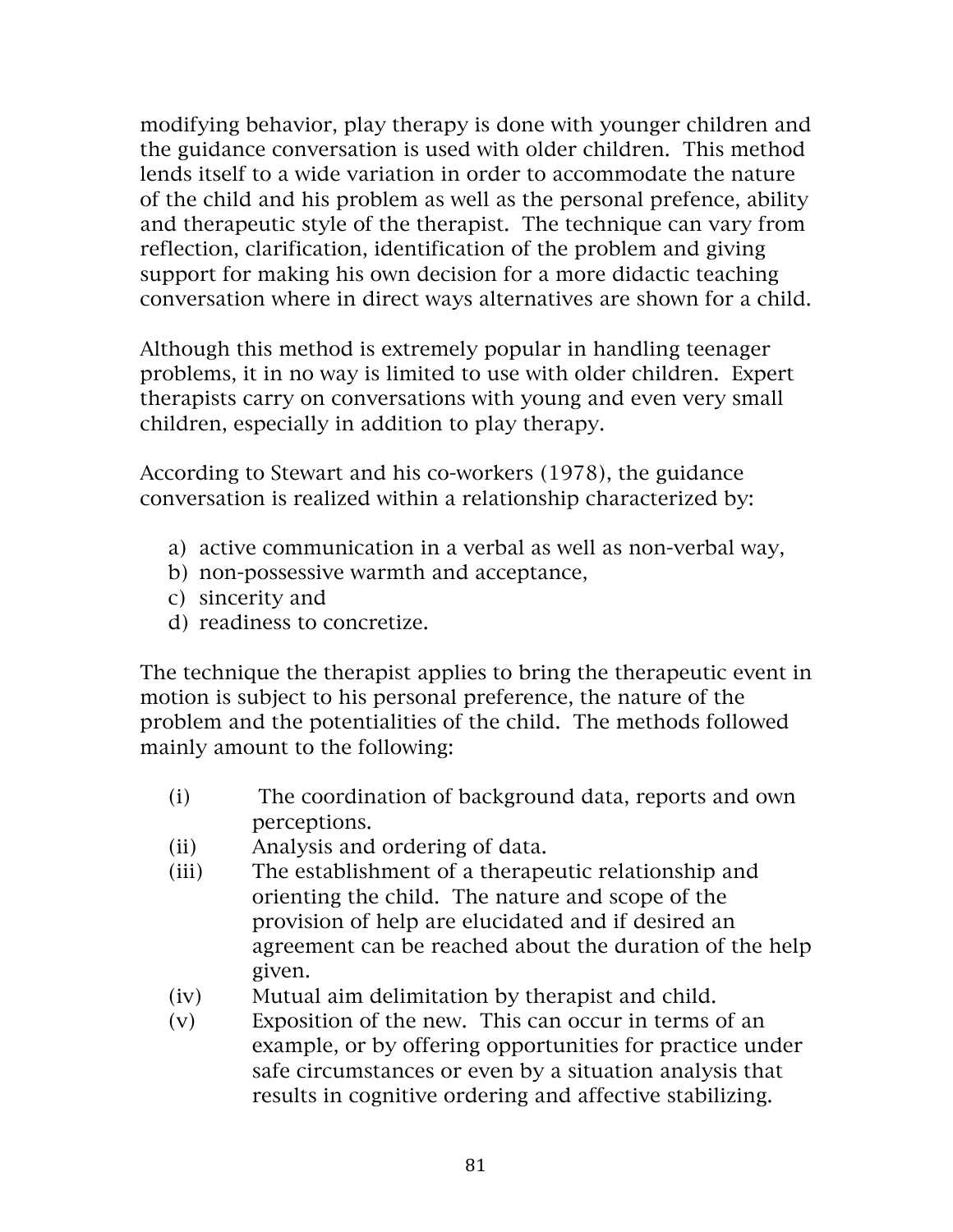modifying behavior, play therapy is done with younger children and the guidance conversation is used with older children. This method lends itself to a wide variation in order to accommodate the nature of the child and his problem as well as the personal prefence, ability and therapeutic style of the therapist. The technique can vary from reflection, clarification, identification of the problem and giving support for making his own decision for a more didactic teaching conversation where in direct ways alternatives are shown for a child.

Although this method is extremely popular in handling teenager problems, it in no way is limited to use with older children. Expert therapists carry on conversations with young and even very small children, especially in addition to play therapy.

According to Stewart and his co-workers (1978), the guidance conversation is realized within a relationship characterized by:

a) active communication in a verbal as well as non-verbal way,
b) non-possessive warmth and acceptance,
c) sincerity and
d) readiness to concretize.

The technique the therapist applies to bring the therapeutic event in motion is subject to his personal preference, the nature of the problem and the potentialities of the child. The methods followed mainly amount to the following:

(i) The coordination of background data, reports and own perceptions.
(ii) Analysis and ordering of data.
(iii) The establishment of a therapeutic relationship and orienting the child. The nature and scope of the provision of help are elucidated and if desired an agreement can be reached about the duration of the help given.
(iv) Mutual aim delimitation by therapist and child.
(v) Exposition of the new. This can occur in terms of an example, or by offering opportunities for practice under safe circumstances or even by a situation analysis that results in cognitive ordering and affective stabilizing.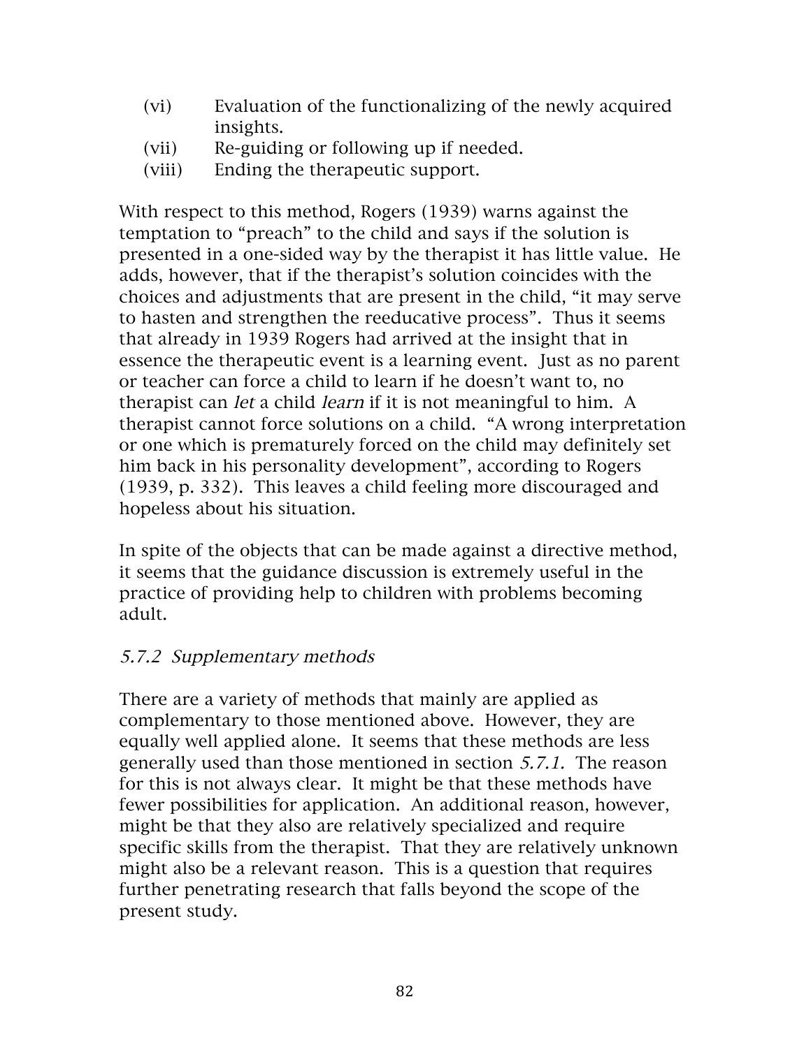(vi) Evaluation of the functionalizing of the newly acquired insights.
(vii) Re-guiding or following up if needed.
(viii) Ending the therapeutic support.

With respect to this method, Rogers (1939) warns against the temptation to "preach" to the child and says if the solution is presented in a one-sided way by the therapist it has little value. He adds, however, that if the therapist's solution coincides with the choices and adjustments that are present in the child, "it may serve to hasten and strengthen the reeducative process". Thus it seems that already in 1939 Rogers had arrived at the insight that in essence the therapeutic event is a learning event. Just as no parent or teacher can force a child to learn if he doesn't want to, no therapist can *let* a child *learn* if it is not meaningful to him. A therapist cannot force solutions on a child. "A wrong interpretation or one which is prematurely forced on the child may definitely set him back in his personality development", according to Rogers (1939, p. 332). This leaves a child feeling more discouraged and hopeless about his situation.

In spite of the objects that can be made against a directive method, it seems that the guidance discussion is extremely useful in the practice of providing help to children with problems becoming adult.

### *5.7.2 Supplementary methods*

There are a variety of methods that mainly are applied as complementary to those mentioned above. However, they are equally well applied alone. It seems that these methods are less generally used than those mentioned in section *5.7.1.* The reason for this is not always clear. It might be that these methods have fewer possibilities for application. An additional reason, however, might be that they also are relatively specialized and require specific skills from the therapist. That they are relatively unknown might also be a relevant reason. This is a question that requires further penetrating research that falls beyond the scope of the present study.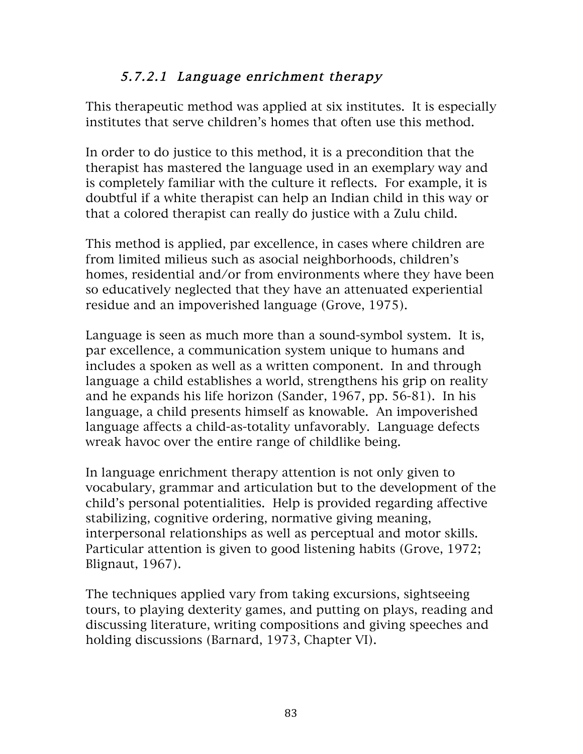#### *5.7.2.1 Language enrichment therapy*

This therapeutic method was applied at six institutes. It is especially institutes that serve children's homes that often use this method.

In order to do justice to this method, it is a precondition that the therapist has mastered the language used in an exemplary way and is completely familiar with the culture it reflects. For example, it is doubtful if a white therapist can help an Indian child in this way or that a colored therapist can really do justice with a Zulu child.

This method is applied, par excellence, in cases where children are from limited milieus such as asocial neighborhoods, children's homes, residential and/or from environments where they have been so educatively neglected that they have an attenuated experiential residue and an impoverished language (Grove, 1975).

Language is seen as much more than a sound-symbol system. It is, par excellence, a communication system unique to humans and includes a spoken as well as a written component. In and through language a child establishes a world, strengthens his grip on reality and he expands his life horizon (Sander, 1967, pp. 56-81). In his language, a child presents himself as knowable. An impoverished language affects a child-as-totality unfavorably. Language defects wreak havoc over the entire range of childlike being.

In language enrichment therapy attention is not only given to vocabulary, grammar and articulation but to the development of the child's personal potentialities. Help is provided regarding affective stabilizing, cognitive ordering, normative giving meaning, interpersonal relationships as well as perceptual and motor skills. Particular attention is given to good listening habits (Grove, 1972; Blignaut, 1967).

The techniques applied vary from taking excursions, sightseeing tours, to playing dexterity games, and putting on plays, reading and discussing literature, writing compositions and giving speeches and holding discussions (Barnard, 1973, Chapter VI).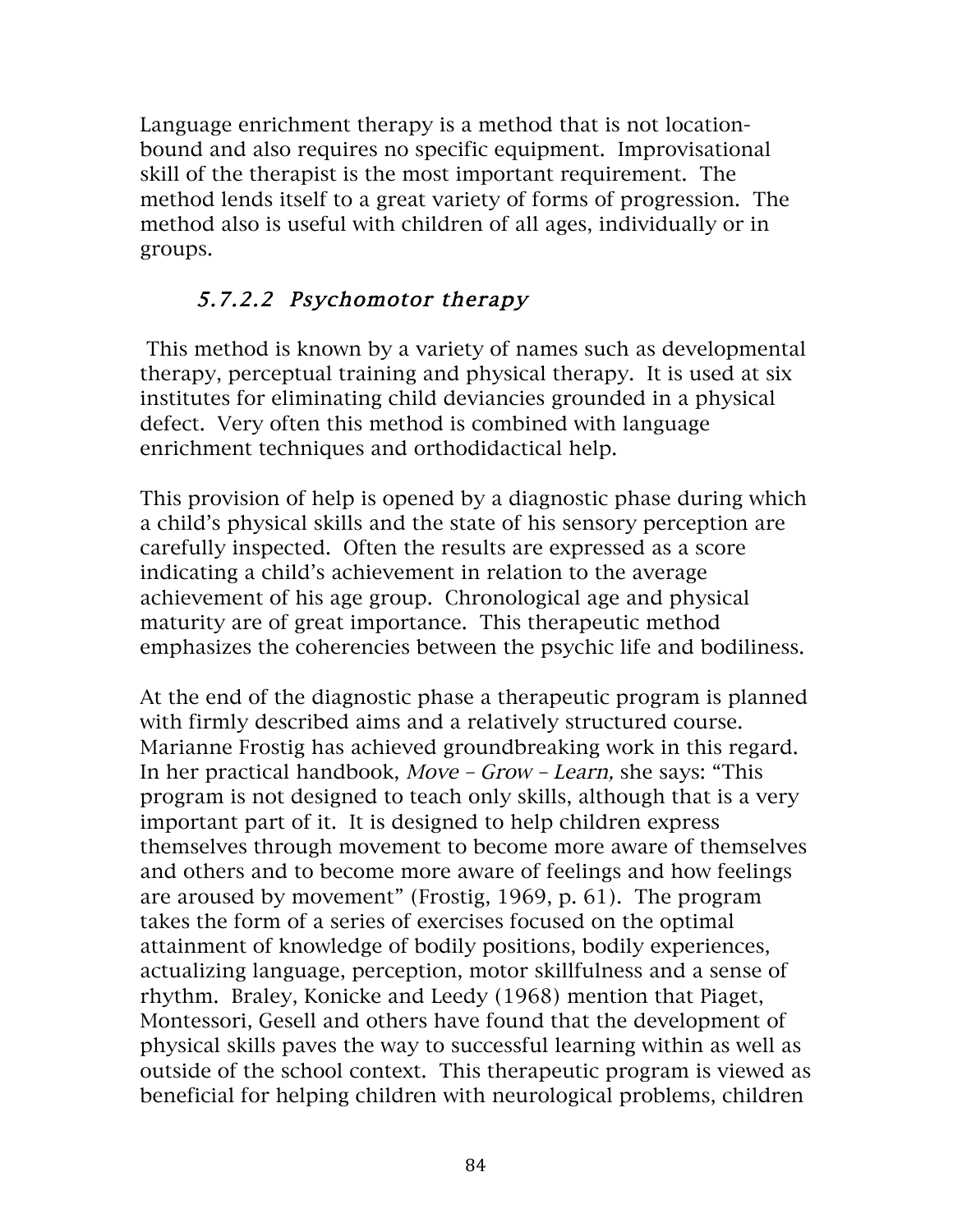Language enrichment therapy is a method that is not location-bound and also requires no specific equipment. Improvisational skill of the therapist is the most important requirement. The method lends itself to a great variety of forms of progression. The method also is useful with children of all ages, individually or in groups.

#### *5.7.2.2 Psychomotor therapy*

This method is known by a variety of names such as developmental therapy, perceptual training and physical therapy. It is used at six institutes for eliminating child deviancies grounded in a physical defect. Very often this method is combined with language enrichment techniques and orthodidactical help.

This provision of help is opened by a diagnostic phase during which a child's physical skills and the state of his sensory perception are carefully inspected. Often the results are expressed as a score indicating a child's achievement in relation to the average achievement of his age group. Chronological age and physical maturity are of great importance. This therapeutic method emphasizes the coherencies between the psychic life and bodiliness.

At the end of the diagnostic phase a therapeutic program is planned with firmly described aims and a relatively structured course. Marianne Frostig has achieved groundbreaking work in this regard. In her practical handbook, *Move – Grow – Learn,* she says: "This program is not designed to teach only skills, although that is a very important part of it. It is designed to help children express themselves through movement to become more aware of themselves and others and to become more aware of feelings and how feelings are aroused by movement" (Frostig, 1969, p. 61). The program takes the form of a series of exercises focused on the optimal attainment of knowledge of bodily positions, bodily experiences, actualizing language, perception, motor skillfulness and a sense of rhythm. Braley, Konicke and Leedy (1968) mention that Piaget, Montessori, Gesell and others have found that the development of physical skills paves the way to successful learning within as well as outside of the school context. This therapeutic program is viewed as beneficial for helping children with neurological problems, children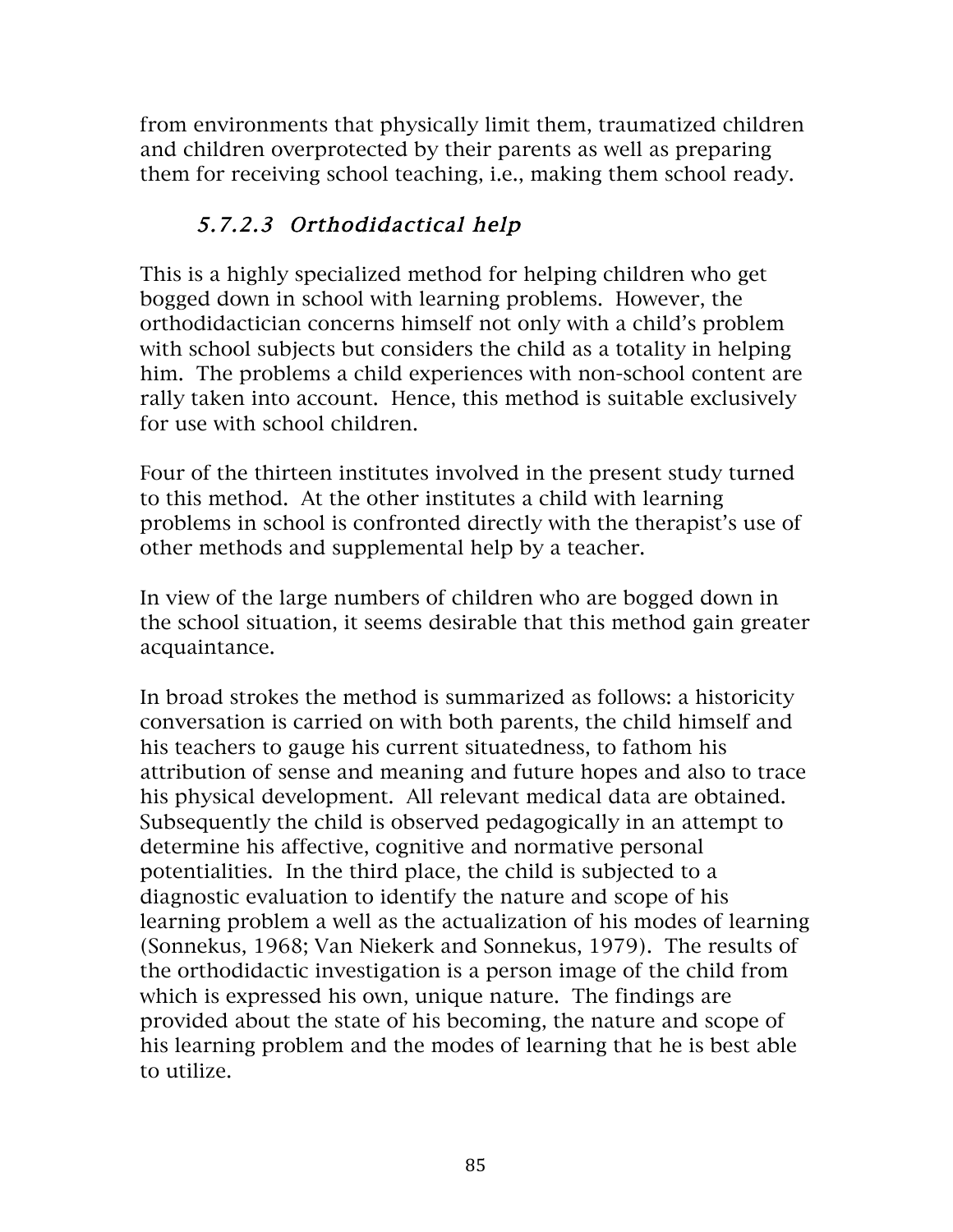from environments that physically limit them, traumatized children and children overprotected by their parents as well as preparing them for receiving school teaching, i.e., making them school ready.

#### *5.7.2.3 Orthodidactical help*

This is a highly specialized method for helping children who get bogged down in school with learning problems. However, the orthodidactician concerns himself not only with a child's problem with school subjects but considers the child as a totality in helping him. The problems a child experiences with non-school content are rally taken into account. Hence, this method is suitable exclusively for use with school children.

Four of the thirteen institutes involved in the present study turned to this method. At the other institutes a child with learning problems in school is confronted directly with the therapist's use of other methods and supplemental help by a teacher.

In view of the large numbers of children who are bogged down in the school situation, it seems desirable that this method gain greater acquaintance.

In broad strokes the method is summarized as follows: a historicity conversation is carried on with both parents, the child himself and his teachers to gauge his current situatedness, to fathom his attribution of sense and meaning and future hopes and also to trace his physical development. All relevant medical data are obtained. Subsequently the child is observed pedagogically in an attempt to determine his affective, cognitive and normative personal potentialities. In the third place, the child is subjected to a diagnostic evaluation to identify the nature and scope of his learning problem a well as the actualization of his modes of learning (Sonnekus, 1968; Van Niekerk and Sonnekus, 1979). The results of the orthodidactic investigation is a person image of the child from which is expressed his own, unique nature. The findings are provided about the state of his becoming, the nature and scope of his learning problem and the modes of learning that he is best able to utilize.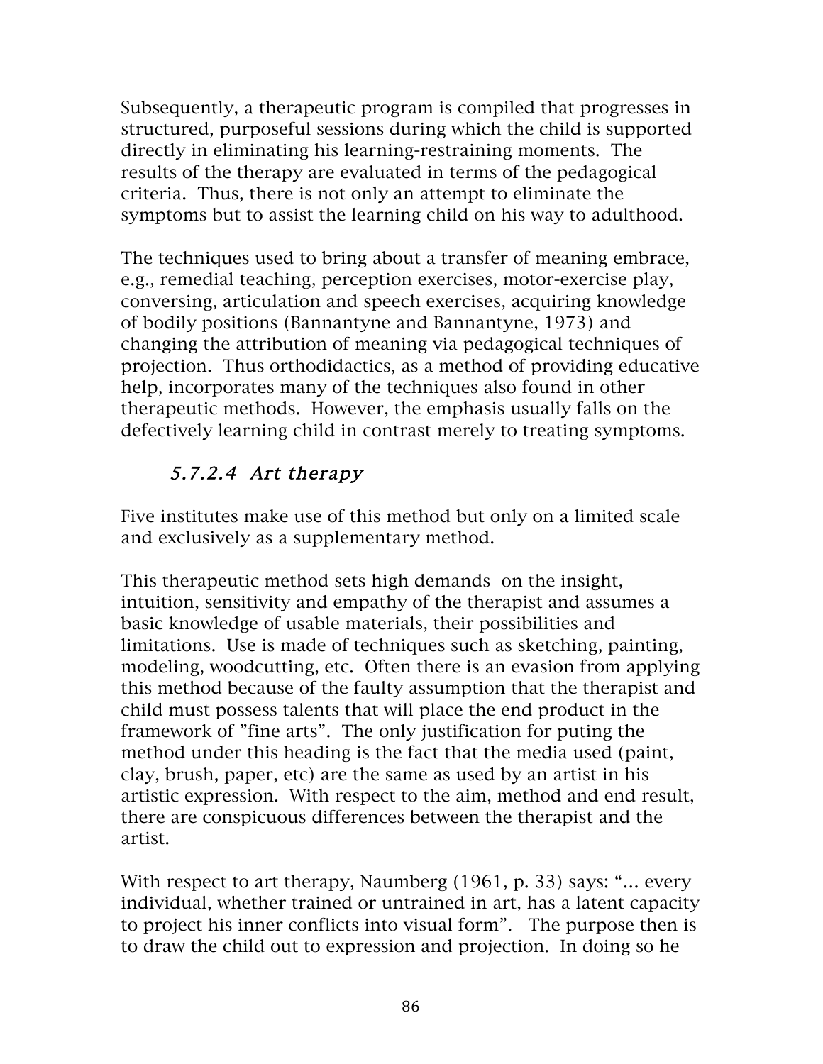Subsequently, a therapeutic program is compiled that progresses in structured, purposeful sessions during which the child is supported directly in eliminating his learning-restraining moments. The results of the therapy are evaluated in terms of the pedagogical criteria. Thus, there is not only an attempt to eliminate the symptoms but to assist the learning child on his way to adulthood.

The techniques used to bring about a transfer of meaning embrace, e.g., remedial teaching, perception exercises, motor-exercise play, conversing, articulation and speech exercises, acquiring knowledge of bodily positions (Bannantyne and Bannantyne, 1973) and changing the attribution of meaning via pedagogical techniques of projection. Thus orthodidactics, as a method of providing educative help, incorporates many of the techniques also found in other therapeutic methods. However, the emphasis usually falls on the defectively learning child in contrast merely to treating symptoms.

#### *5.7.2.4 Art therapy*

Five institutes make use of this method but only on a limited scale and exclusively as a supplementary method.

This therapeutic method sets high demands on the insight, intuition, sensitivity and empathy of the therapist and assumes a basic knowledge of usable materials, their possibilities and limitations. Use is made of techniques such as sketching, painting, modeling, woodcutting, etc. Often there is an evasion from applying this method because of the faulty assumption that the therapist and child must possess talents that will place the end product in the framework of "fine arts". The only justification for puting the method under this heading is the fact that the media used (paint, clay, brush, paper, etc) are the same as used by an artist in his artistic expression. With respect to the aim, method and end result, there are conspicuous differences between the therapist and the artist.

With respect to art therapy, Naumberg (1961, p. 33) says: "... every individual, whether trained or untrained in art, has a latent capacity to project his inner conflicts into visual form". The purpose then is to draw the child out to expression and projection. In doing so he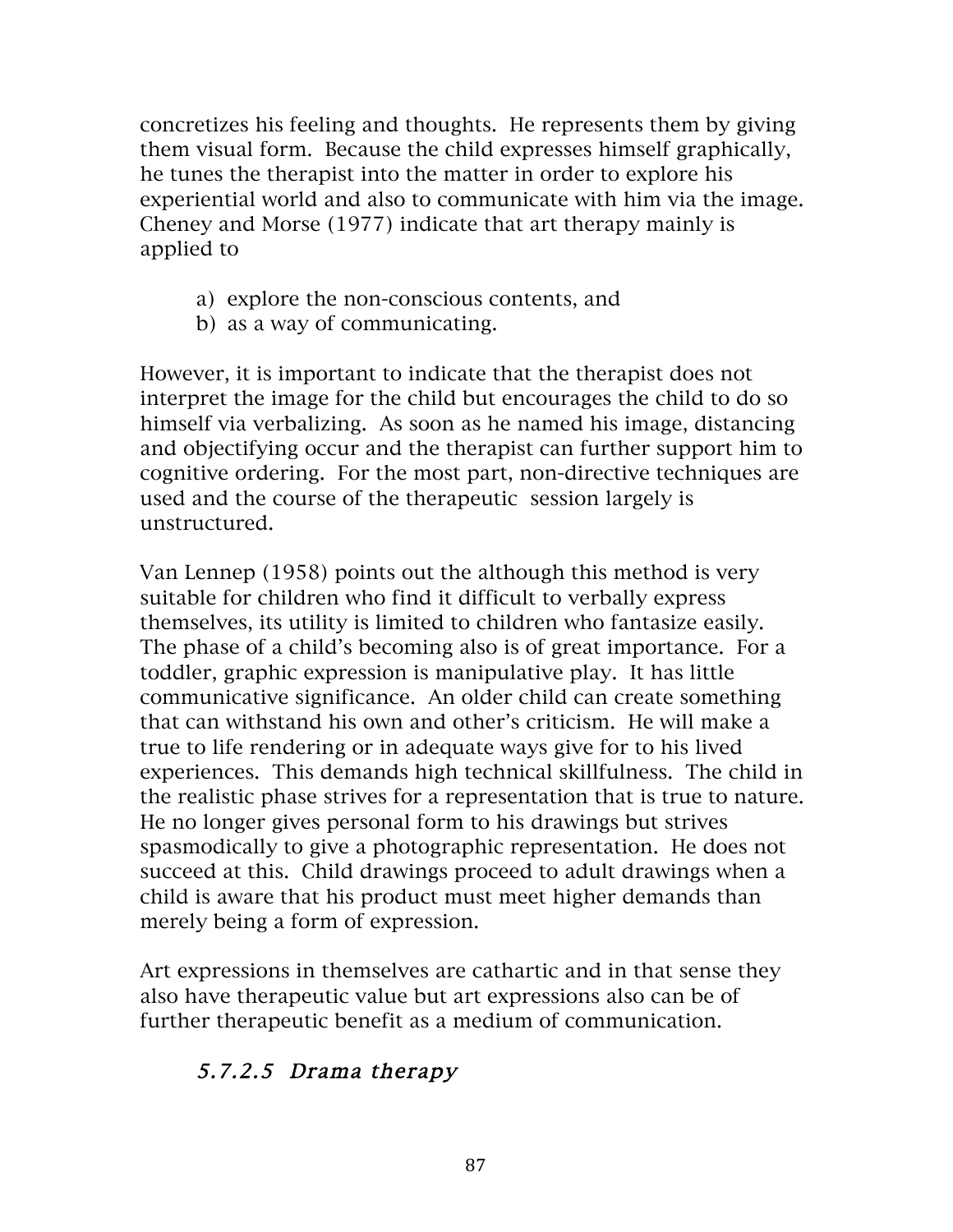concretizes his feeling and thoughts. He represents them by giving them visual form. Because the child expresses himself graphically, he tunes the therapist into the matter in order to explore his experiential world and also to communicate with him via the image. Cheney and Morse (1977) indicate that art therapy mainly is applied to

a) explore the non-conscious contents, and
b) as a way of communicating.

However, it is important to indicate that the therapist does not interpret the image for the child but encourages the child to do so himself via verbalizing. As soon as he named his image, distancing and objectifying occur and the therapist can further support him to cognitive ordering. For the most part, non-directive techniques are used and the course of the therapeutic session largely is unstructured.

Van Lennep (1958) points out the although this method is very suitable for children who find it difficult to verbally express themselves, its utility is limited to children who fantasize easily. The phase of a child's becoming also is of great importance. For a toddler, graphic expression is manipulative play. It has little communicative significance. An older child can create something that can withstand his own and other's criticism. He will make a true to life rendering or in adequate ways give for to his lived experiences. This demands high technical skillfulness. The child in the realistic phase strives for a representation that is true to nature. He no longer gives personal form to his drawings but strives spasmodically to give a photographic representation. He does not succeed at this. Child drawings proceed to adult drawings when a child is aware that his product must meet higher demands than merely being a form of expression.

Art expressions in themselves are cathartic and in that sense they also have therapeutic value but art expressions also can be of further therapeutic benefit as a medium of communication.

#### *5.7.2.5 Drama therapy*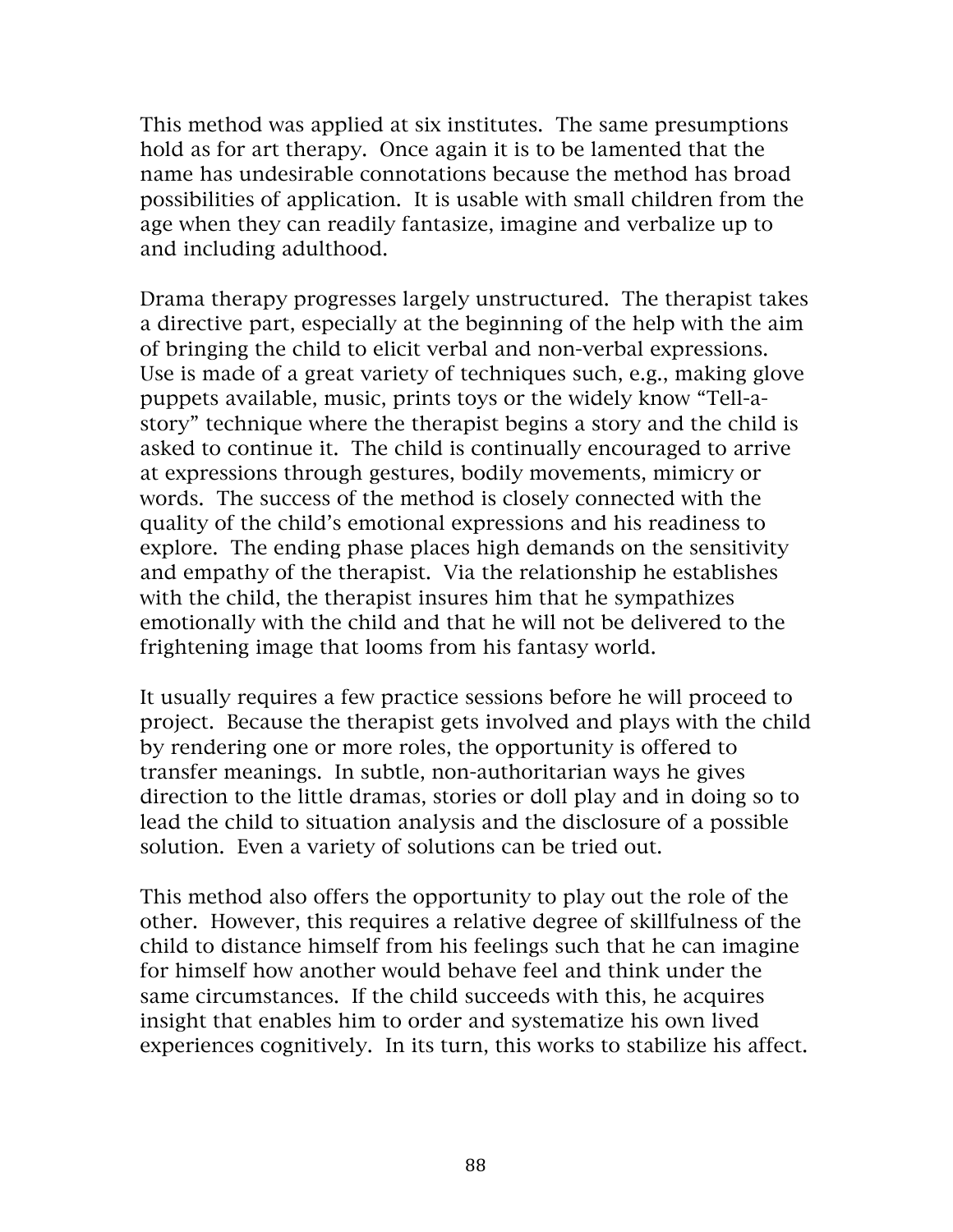This method was applied at six institutes. The same presumptions hold as for art therapy. Once again it is to be lamented that the name has undesirable connotations because the method has broad possibilities of application. It is usable with small children from the age when they can readily fantasize, imagine and verbalize up to and including adulthood.

Drama therapy progresses largely unstructured. The therapist takes a directive part, especially at the beginning of the help with the aim of bringing the child to elicit verbal and non-verbal expressions. Use is made of a great variety of techniques such, e.g., making glove puppets available, music, prints toys or the widely know "Tell-a-story" technique where the therapist begins a story and the child is asked to continue it. The child is continually encouraged to arrive at expressions through gestures, bodily movements, mimicry or words. The success of the method is closely connected with the quality of the child's emotional expressions and his readiness to explore. The ending phase places high demands on the sensitivity and empathy of the therapist. Via the relationship he establishes with the child, the therapist insures him that he sympathizes emotionally with the child and that he will not be delivered to the frightening image that looms from his fantasy world.

It usually requires a few practice sessions before he will proceed to project. Because the therapist gets involved and plays with the child by rendering one or more roles, the opportunity is offered to transfer meanings. In subtle, non-authoritarian ways he gives direction to the little dramas, stories or doll play and in doing so to lead the child to situation analysis and the disclosure of a possible solution. Even a variety of solutions can be tried out.

This method also offers the opportunity to play out the role of the other. However, this requires a relative degree of skillfulness of the child to distance himself from his feelings such that he can imagine for himself how another would behave feel and think under the same circumstances. If the child succeeds with this, he acquires insight that enables him to order and systematize his own lived experiences cognitively. In its turn, this works to stabilize his affect.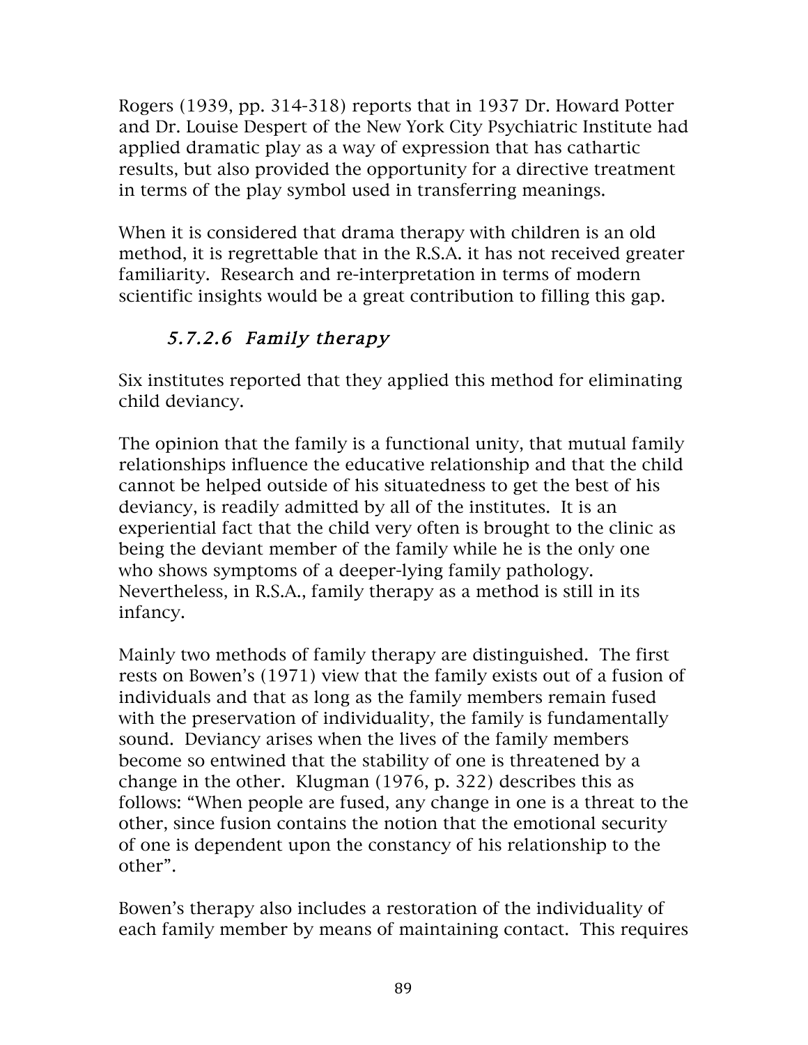Rogers (1939, pp. 314-318) reports that in 1937 Dr. Howard Potter and Dr. Louise Despert of the New York City Psychiatric Institute had applied dramatic play as a way of expression that has cathartic results, but also provided the opportunity for a directive treatment in terms of the play symbol used in transferring meanings.

When it is considered that drama therapy with children is an old method, it is regrettable that in the R.S.A. it has not received greater familiarity. Research and re-interpretation in terms of modern scientific insights would be a great contribution to filling this gap.

#### *5.7.2.6 Family therapy*

Six institutes reported that they applied this method for eliminating child deviancy.

The opinion that the family is a functional unity, that mutual family relationships influence the educative relationship and that the child cannot be helped outside of his situatedness to get the best of his deviancy, is readily admitted by all of the institutes. It is an experiential fact that the child very often is brought to the clinic as being the deviant member of the family while he is the only one who shows symptoms of a deeper-lying family pathology. Nevertheless, in R.S.A., family therapy as a method is still in its infancy.

Mainly two methods of family therapy are distinguished. The first rests on Bowen's (1971) view that the family exists out of a fusion of individuals and that as long as the family members remain fused with the preservation of individuality, the family is fundamentally sound. Deviancy arises when the lives of the family members become so entwined that the stability of one is threatened by a change in the other. Klugman (1976, p. 322) describes this as follows: "When people are fused, any change in one is a threat to the other, since fusion contains the notion that the emotional security of one is dependent upon the constancy of his relationship to the other".

Bowen's therapy also includes a restoration of the individuality of each family member by means of maintaining contact. This requires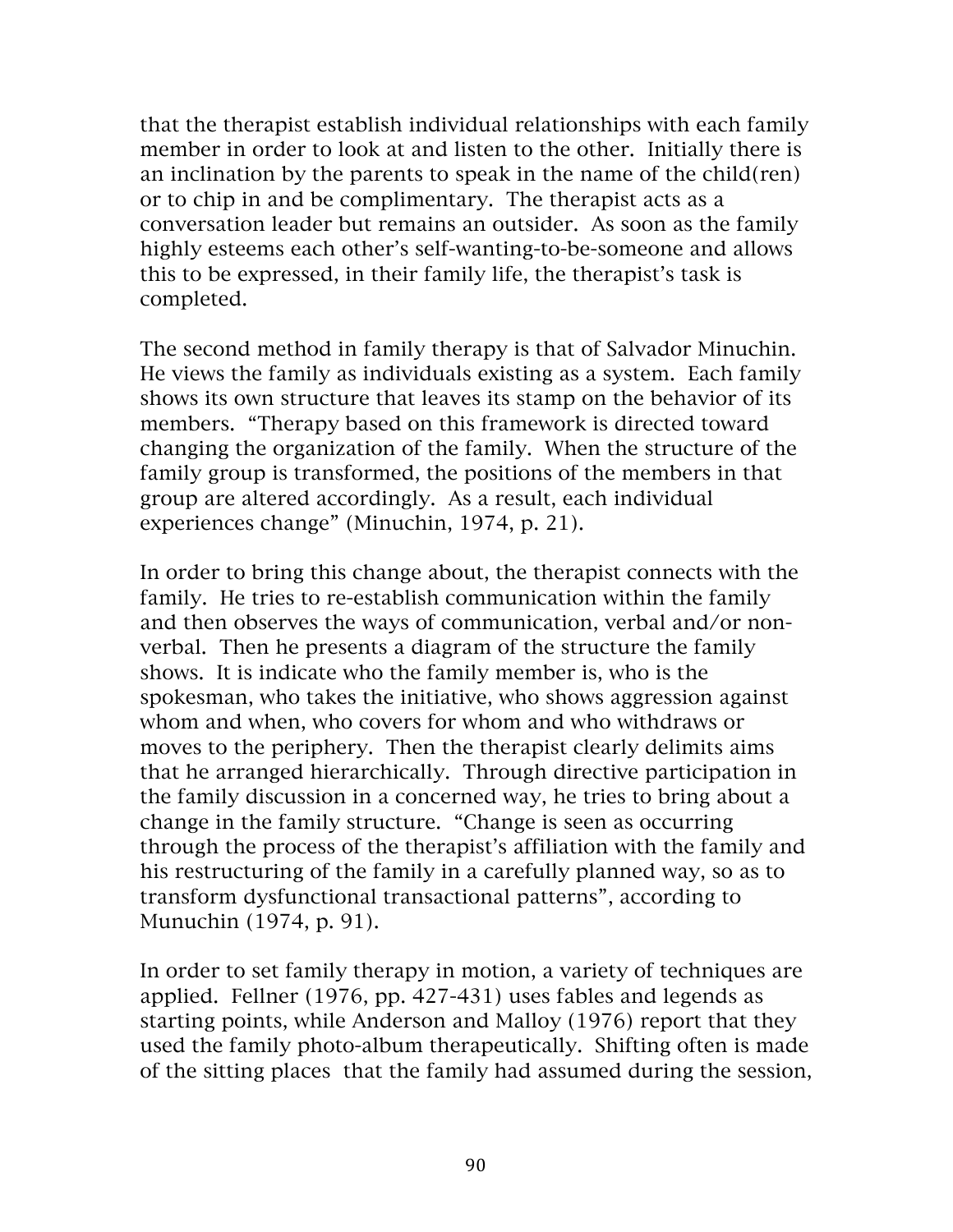that the therapist establish individual relationships with each family member in order to look at and listen to the other. Initially there is an inclination by the parents to speak in the name of the child(ren) or to chip in and be complimentary. The therapist acts as a conversation leader but remains an outsider. As soon as the family highly esteems each other's self-wanting-to-be-someone and allows this to be expressed, in their family life, the therapist's task is completed.

The second method in family therapy is that of Salvador Minuchin. He views the family as individuals existing as a system. Each family shows its own structure that leaves its stamp on the behavior of its members. "Therapy based on this framework is directed toward changing the organization of the family. When the structure of the family group is transformed, the positions of the members in that group are altered accordingly. As a result, each individual experiences change" (Minuchin, 1974, p. 21).

In order to bring this change about, the therapist connects with the family. He tries to re-establish communication within the family and then observes the ways of communication, verbal and/or non-verbal. Then he presents a diagram of the structure the family shows. It is indicate who the family member is, who is the spokesman, who takes the initiative, who shows aggression against whom and when, who covers for whom and who withdraws or moves to the periphery. Then the therapist clearly delimits aims that he arranged hierarchically. Through directive participation in the family discussion in a concerned way, he tries to bring about a change in the family structure. "Change is seen as occurring through the process of the therapist's affiliation with the family and his restructuring of the family in a carefully planned way, so as to transform dysfunctional transactional patterns", according to Munuchin (1974, p. 91).

In order to set family therapy in motion, a variety of techniques are applied. Fellner (1976, pp. 427-431) uses fables and legends as starting points, while Anderson and Malloy (1976) report that they used the family photo-album therapeutically. Shifting often is made of the sitting places that the family had assumed during the session,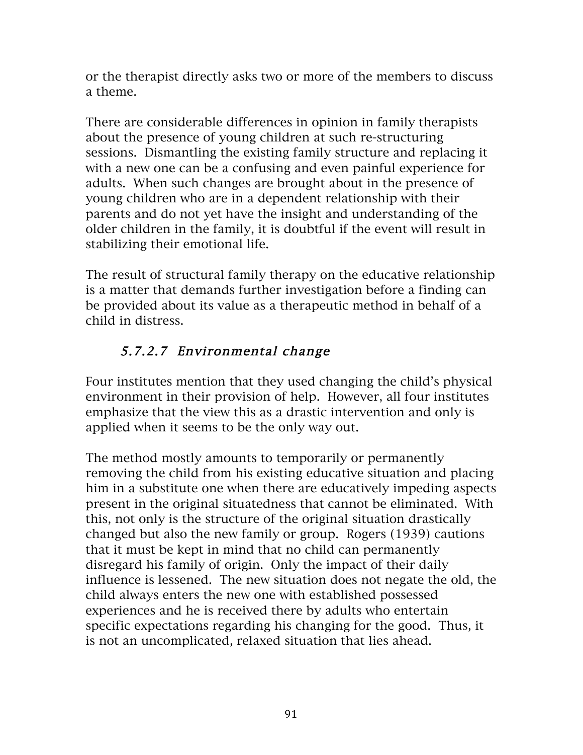or the therapist directly asks two or more of the members to discuss a theme.

There are considerable differences in opinion in family therapists about the presence of young children at such re-structuring sessions. Dismantling the existing family structure and replacing it with a new one can be a confusing and even painful experience for adults. When such changes are brought about in the presence of young children who are in a dependent relationship with their parents and do not yet have the insight and understanding of the older children in the family, it is doubtful if the event will result in stabilizing their emotional life.

The result of structural family therapy on the educative relationship is a matter that demands further investigation before a finding can be provided about its value as a therapeutic method in behalf of a child in distress.

#### *5.7.2.7 Environmental change*

Four institutes mention that they used changing the child's physical environment in their provision of help. However, all four institutes emphasize that the view this as a drastic intervention and only is applied when it seems to be the only way out.

The method mostly amounts to temporarily or permanently removing the child from his existing educative situation and placing him in a substitute one when there are educatively impeding aspects present in the original situatedness that cannot be eliminated. With this, not only is the structure of the original situation drastically changed but also the new family or group. Rogers (1939) cautions that it must be kept in mind that no child can permanently disregard his family of origin. Only the impact of their daily influence is lessened. The new situation does not negate the old, the child always enters the new one with established possessed experiences and he is received there by adults who entertain specific expectations regarding his changing for the good. Thus, it is not an uncomplicated, relaxed situation that lies ahead.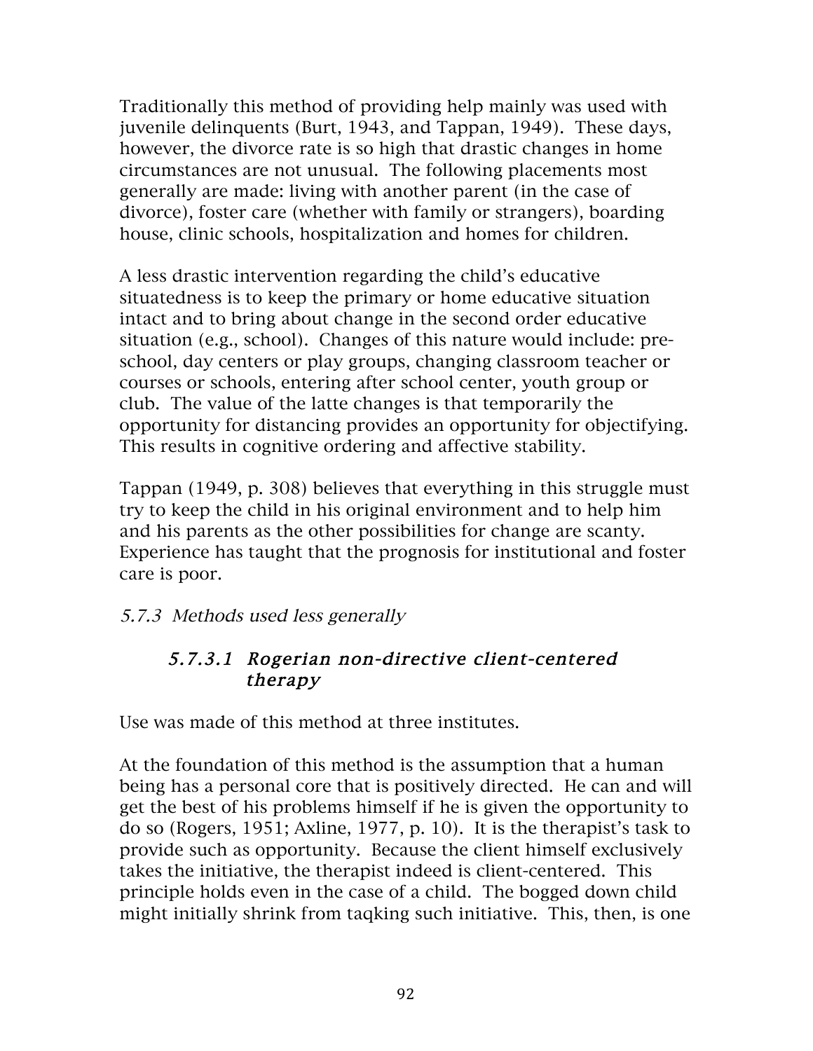Traditionally this method of providing help mainly was used with juvenile delinquents (Burt, 1943, and Tappan, 1949). These days, however, the divorce rate is so high that drastic changes in home circumstances are not unusual. The following placements most generally are made: living with another parent (in the case of divorce), foster care (whether with family or strangers), boarding house, clinic schools, hospitalization and homes for children.

A less drastic intervention regarding the child's educative situatedness is to keep the primary or home educative situation intact and to bring about change in the second order educative situation (e.g., school). Changes of this nature would include: pre-school, day centers or play groups, changing classroom teacher or courses or schools, entering after school center, youth group or club. The value of the latte changes is that temporarily the opportunity for distancing provides an opportunity for objectifying. This results in cognitive ordering and affective stability.

Tappan (1949, p. 308) believes that everything in this struggle must try to keep the child in his original environment and to help him and his parents as the other possibilities for change are scanty. Experience has taught that the prognosis for institutional and foster care is poor.

### *5.7.3 Methods used less generally*

#### *5.7.3.1 Rogerian non-directive client-centered therapy*

Use was made of this method at three institutes.

At the foundation of this method is the assumption that a human being has a personal core that is positively directed. He can and will get the best of his problems himself if he is given the opportunity to do so (Rogers, 1951; Axline, 1977, p. 10). It is the therapist's task to provide such as opportunity. Because the client himself exclusively takes the initiative, the therapist indeed is client-centered. This principle holds even in the case of a child. The bogged down child might initially shrink from taqking such initiative. This, then, is one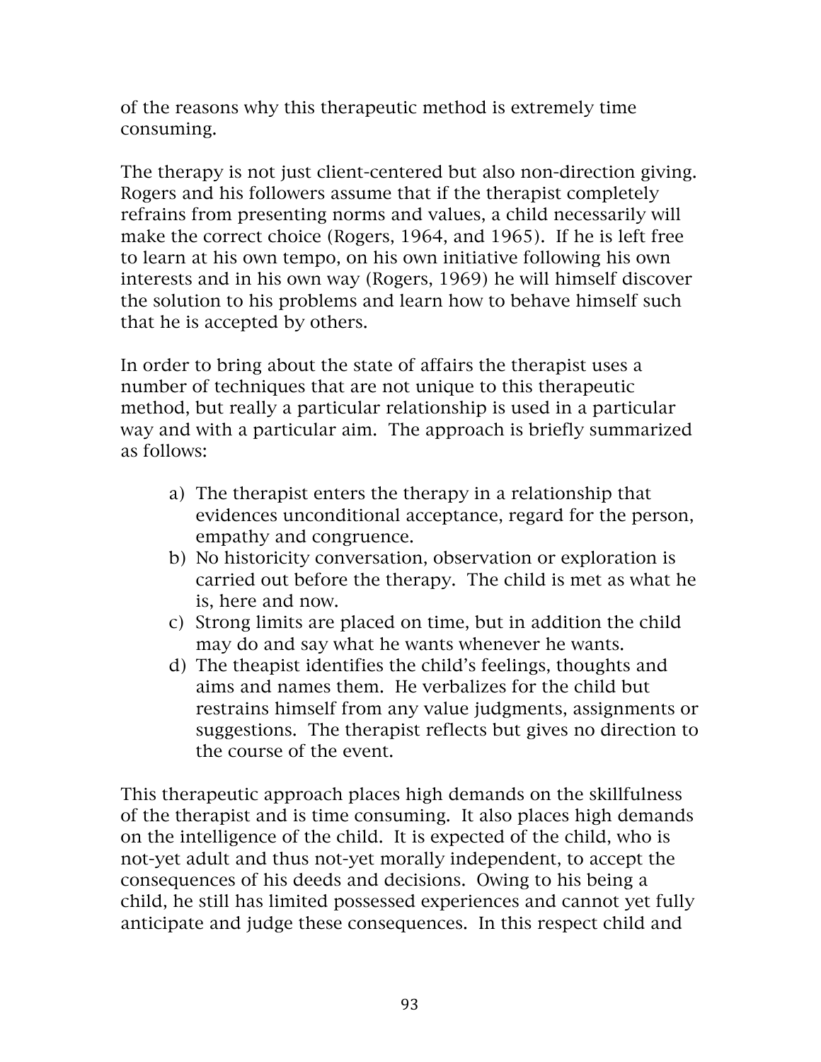of the reasons why this therapeutic method is extremely time consuming.

The therapy is not just client-centered but also non-direction giving. Rogers and his followers assume that if the therapist completely refrains from presenting norms and values, a child necessarily will make the correct choice (Rogers, 1964, and 1965). If he is left free to learn at his own tempo, on his own initiative following his own interests and in his own way (Rogers, 1969) he will himself discover the solution to his problems and learn how to behave himself such that he is accepted by others.

In order to bring about the state of affairs the therapist uses a number of techniques that are not unique to this therapeutic method, but really a particular relationship is used in a particular way and with a particular aim. The approach is briefly summarized as follows:

a) The therapist enters the therapy in a relationship that evidences unconditional acceptance, regard for the person, empathy and congruence.
b) No historicity conversation, observation or exploration is carried out before the therapy. The child is met as what he is, here and now.
c) Strong limits are placed on time, but in addition the child may do and say what he wants whenever he wants.
d) The theapist identifies the child's feelings, thoughts and aims and names them. He verbalizes for the child but restrains himself from any value judgments, assignments or suggestions. The therapist reflects but gives no direction to the course of the event.

This therapeutic approach places high demands on the skillfulness of the therapist and is time consuming. It also places high demands on the intelligence of the child. It is expected of the child, who is not-yet adult and thus not-yet morally independent, to accept the consequences of his deeds and decisions. Owing to his being a child, he still has limited possessed experiences and cannot yet fully anticipate and judge these consequences. In this respect child and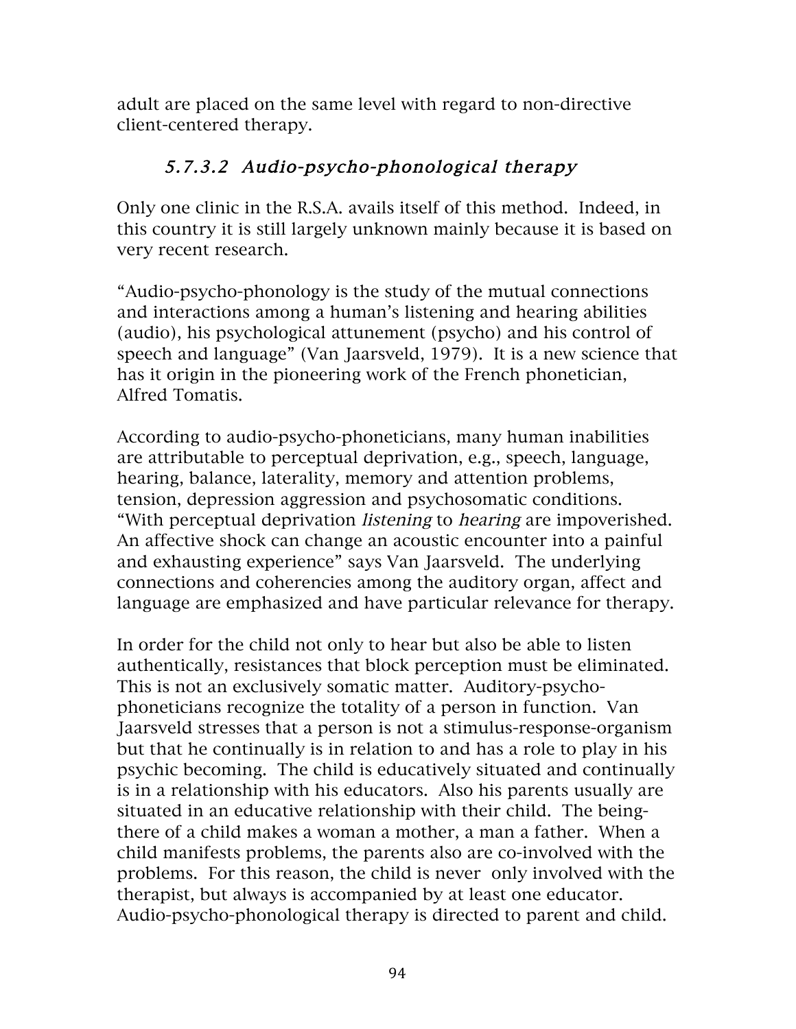adult are placed on the same level with regard to non-directive client-centered therapy.

#### *5.7.3.2 Audio-psycho-phonological therapy*

Only one clinic in the R.S.A. avails itself of this method. Indeed, in this country it is still largely unknown mainly because it is based on very recent research.

"Audio-psycho-phonology is the study of the mutual connections and interactions among a human's listening and hearing abilities (audio), his psychological attunement (psycho) and his control of speech and language" (Van Jaarsveld, 1979). It is a new science that has it origin in the pioneering work of the French phonetician, Alfred Tomatis.

According to audio-psycho-phoneticians, many human inabilities are attributable to perceptual deprivation, e.g., speech, language, hearing, balance, laterality, memory and attention problems, tension, depression aggression and psychosomatic conditions. "With perceptual deprivation *listening* to *hearing* are impoverished. An affective shock can change an acoustic encounter into a painful and exhausting experience" says Van Jaarsveld. The underlying connections and coherencies among the auditory organ, affect and language are emphasized and have particular relevance for therapy.

In order for the child not only to hear but also be able to listen authentically, resistances that block perception must be eliminated. This is not an exclusively somatic matter. Auditory-psycho-phoneticians recognize the totality of a person in function. Van Jaarsveld stresses that a person is not a stimulus-response-organism but that he continually is in relation to and has a role to play in his psychic becoming. The child is educatively situated and continually is in a relationship with his educators. Also his parents usually are situated in an educative relationship with their child. The being-there of a child makes a woman a mother, a man a father. When a child manifests problems, the parents also are co-involved with the problems. For this reason, the child is never only involved with the therapist, but always is accompanied by at least one educator. Audio-psycho-phonological therapy is directed to parent and child.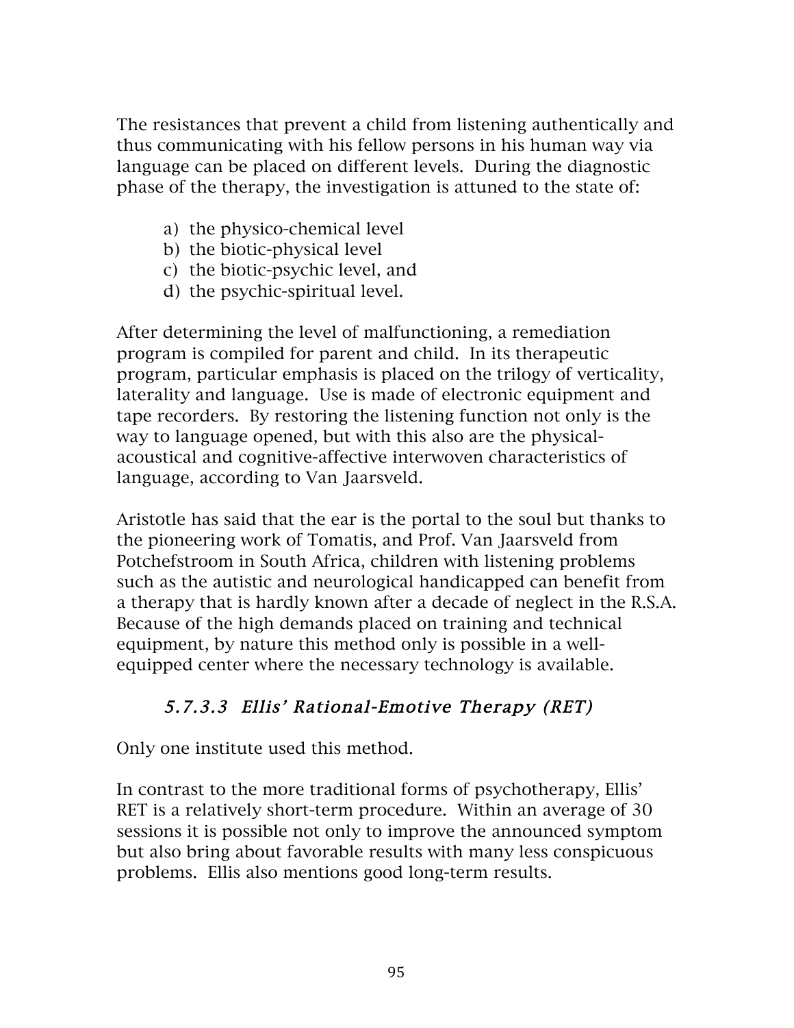The resistances that prevent a child from listening authentically and thus communicating with his fellow persons in his human way via language can be placed on different levels. During the diagnostic phase of the therapy, the investigation is attuned to the state of:

a) the physico-chemical level
b) the biotic-physical level
c) the biotic-psychic level, and
d) the psychic-spiritual level.

After determining the level of malfunctioning, a remediation program is compiled for parent and child. In its therapeutic program, particular emphasis is placed on the trilogy of verticality, laterality and language. Use is made of electronic equipment and tape recorders. By restoring the listening function not only is the way to language opened, but with this also are the physical-acoustical and cognitive-affective interwoven characteristics of language, according to Van Jaarsveld.

Aristotle has said that the ear is the portal to the soul but thanks to the pioneering work of Tomatis, and Prof. Van Jaarsveld from Potchefstroom in South Africa, children with listening problems such as the autistic and neurological handicapped can benefit from a therapy that is hardly known after a decade of neglect in the R.S.A. Because of the high demands placed on training and technical equipment, by nature this method only is possible in a well-equipped center where the necessary technology is available.

#### *5.7.3.3 Ellis' Rational-Emotive Therapy (RET)*

Only one institute used this method.

In contrast to the more traditional forms of psychotherapy, Ellis' RET is a relatively short-term procedure. Within an average of 30 sessions it is possible not only to improve the announced symptom but also bring about favorable results with many less conspicuous problems. Ellis also mentions good long-term results.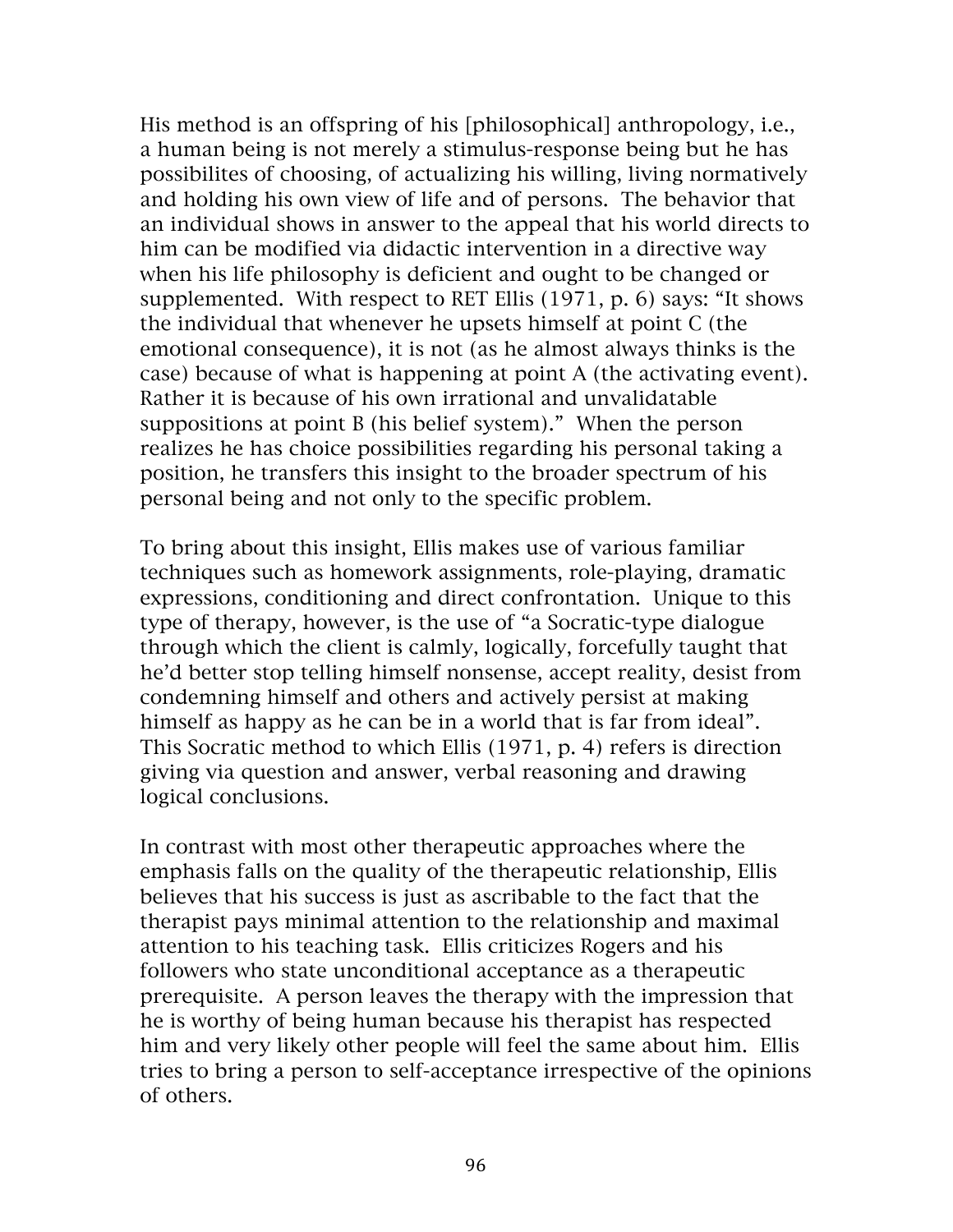His method is an offspring of his [philosophical] anthropology, i.e., a human being is not merely a stimulus-response being but he has possibilites of choosing, of actualizing his willing, living normatively and holding his own view of life and of persons. The behavior that an individual shows in answer to the appeal that his world directs to him can be modified via didactic intervention in a directive way when his life philosophy is deficient and ought to be changed or supplemented. With respect to RET Ellis (1971, p. 6) says: "It shows the individual that whenever he upsets himself at point C (the emotional consequence), it is not (as he almost always thinks is the case) because of what is happening at point A (the activating event). Rather it is because of his own irrational and unvalidatable suppositions at point B (his belief system)." When the person realizes he has choice possibilities regarding his personal taking a position, he transfers this insight to the broader spectrum of his personal being and not only to the specific problem.

To bring about this insight, Ellis makes use of various familiar techniques such as homework assignments, role-playing, dramatic expressions, conditioning and direct confrontation. Unique to this type of therapy, however, is the use of "a Socratic-type dialogue through which the client is calmly, logically, forcefully taught that he'd better stop telling himself nonsense, accept reality, desist from condemning himself and others and actively persist at making himself as happy as he can be in a world that is far from ideal". This Socratic method to which Ellis (1971, p. 4) refers is direction giving via question and answer, verbal reasoning and drawing logical conclusions.

In contrast with most other therapeutic approaches where the emphasis falls on the quality of the therapeutic relationship, Ellis believes that his success is just as ascribable to the fact that the therapist pays minimal attention to the relationship and maximal attention to his teaching task. Ellis criticizes Rogers and his followers who state unconditional acceptance as a therapeutic prerequisite. A person leaves the therapy with the impression that he is worthy of being human because his therapist has respected him and very likely other people will feel the same about him. Ellis tries to bring a person to self-acceptance irrespective of the opinions of others.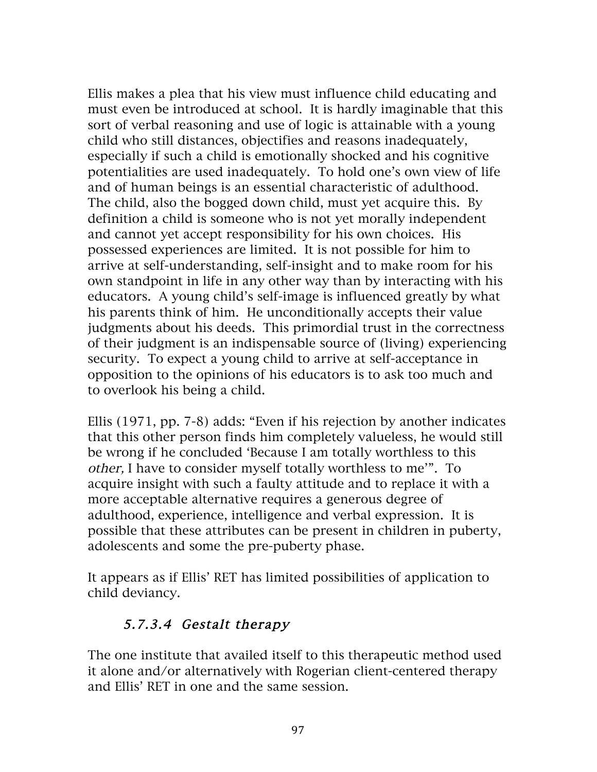Ellis makes a plea that his view must influence child educating and must even be introduced at school. It is hardly imaginable that this sort of verbal reasoning and use of logic is attainable with a young child who still distances, objectifies and reasons inadequately, especially if such a child is emotionally shocked and his cognitive potentialities are used inadequately. To hold one's own view of life and of human beings is an essential characteristic of adulthood. The child, also the bogged down child, must yet acquire this. By definition a child is someone who is not yet morally independent and cannot yet accept responsibility for his own choices. His possessed experiences are limited. It is not possible for him to arrive at self-understanding, self-insight and to make room for his own standpoint in life in any other way than by interacting with his educators. A young child's self-image is influenced greatly by what his parents think of him. He unconditionally accepts their value judgments about his deeds. This primordial trust in the correctness of their judgment is an indispensable source of (living) experiencing security. To expect a young child to arrive at self-acceptance in opposition to the opinions of his educators is to ask too much and to overlook his being a child.

Ellis (1971, pp. 7-8) adds: "Even if his rejection by another indicates that this other person finds him completely valueless, he would still be wrong if he concluded 'Because I am totally worthless to this *other,* I have to consider myself totally worthless to me'". To acquire insight with such a faulty attitude and to replace it with a more acceptable alternative requires a generous degree of adulthood, experience, intelligence and verbal expression. It is possible that these attributes can be present in children in puberty, adolescents and some the pre-puberty phase.

It appears as if Ellis' RET has limited possibilities of application to child deviancy.

#### *5.7.3.4 Gestalt therapy*

The one institute that availed itself to this therapeutic method used it alone and/or alternatively with Rogerian client-centered therapy and Ellis' RET in one and the same session.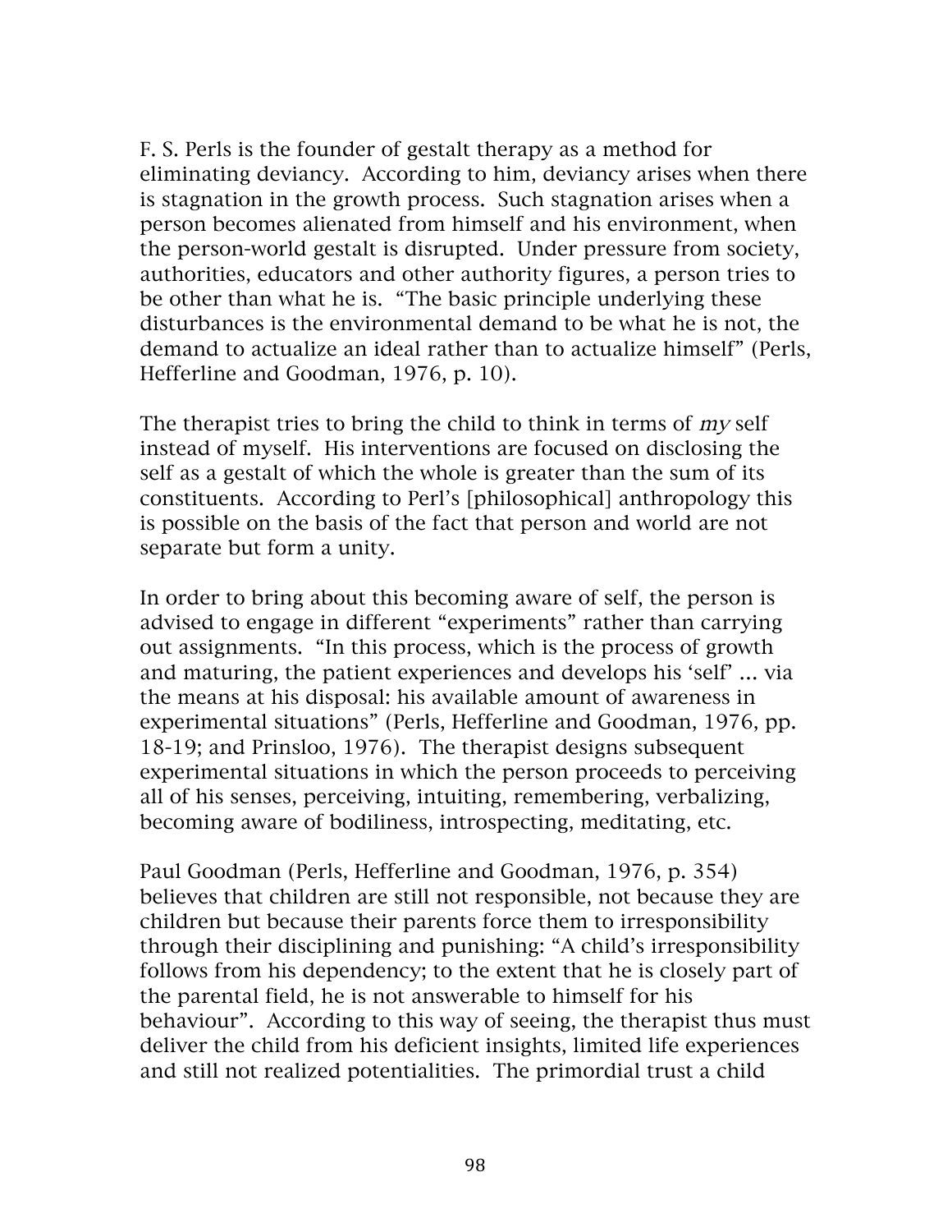F. S. Perls is the founder of gestalt therapy as a method for eliminating deviancy. According to him, deviancy arises when there is stagnation in the growth process. Such stagnation arises when a person becomes alienated from himself and his environment, when the person-world gestalt is disrupted. Under pressure from society, authorities, educators and other authority figures, a person tries to be other than what he is. "The basic principle underlying these disturbances is the environmental demand to be what he is not, the demand to actualize an ideal rather than to actualize himself" (Perls, Hefferline and Goodman, 1976, p. 10).

The therapist tries to bring the child to think in terms of *my* self instead of myself. His interventions are focused on disclosing the self as a gestalt of which the whole is greater than the sum of its constituents. According to Perl's [philosophical] anthropology this is possible on the basis of the fact that person and world are not separate but form a unity.

In order to bring about this becoming aware of self, the person is advised to engage in different "experiments" rather than carrying out assignments. "In this process, which is the process of growth and maturing, the patient experiences and develops his 'self' ... via the means at his disposal: his available amount of awareness in experimental situations" (Perls, Hefferline and Goodman, 1976, pp. 18-19; and Prinsloo, 1976). The therapist designs subsequent experimental situations in which the person proceeds to perceiving all of his senses, perceiving, intuiting, remembering, verbalizing, becoming aware of bodiliness, introspecting, meditating, etc.

Paul Goodman (Perls, Hefferline and Goodman, 1976, p. 354) believes that children are still not responsible, not because they are children but because their parents force them to irresponsibility through their disciplining and punishing: "A child's irresponsibility follows from his dependency; to the extent that he is closely part of the parental field, he is not answerable to himself for his behaviour". According to this way of seeing, the therapist thus must deliver the child from his deficient insights, limited life experiences and still not realized potentialities. The primordial trust a child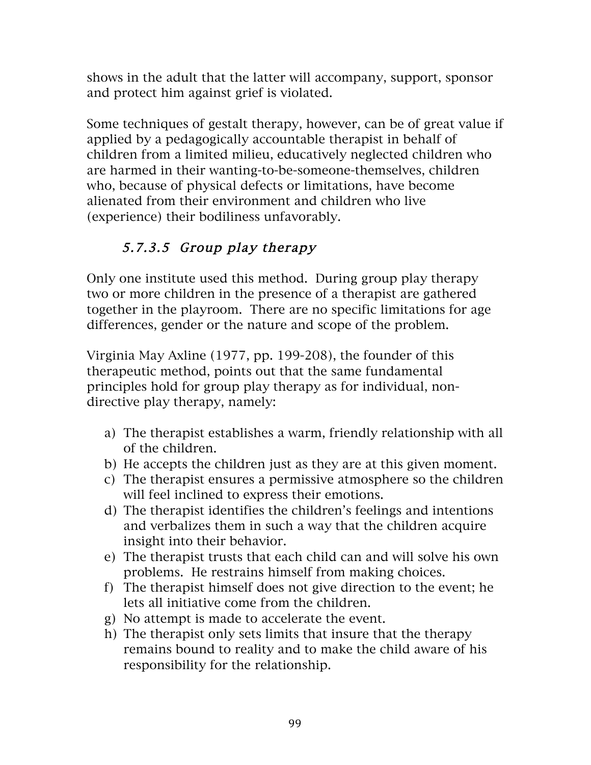shows in the adult that the latter will accompany, support, sponsor and protect him against grief is violated.

Some techniques of gestalt therapy, however, can be of great value if applied by a pedagogically accountable therapist in behalf of children from a limited milieu, educatively neglected children who are harmed in their wanting-to-be-someone-themselves, children who, because of physical defects or limitations, have become alienated from their environment and children who live (experience) their bodiliness unfavorably.

#### *5.7.3.5 Group play therapy*

Only one institute used this method. During group play therapy two or more children in the presence of a therapist are gathered together in the playroom. There are no specific limitations for age differences, gender or the nature and scope of the problem.

Virginia May Axline (1977, pp. 199-208), the founder of this therapeutic method, points out that the same fundamental principles hold for group play therapy as for individual, non-directive play therapy, namely:

a) The therapist establishes a warm, friendly relationship with all of the children.
b) He accepts the children just as they are at this given moment.
c) The therapist ensures a permissive atmosphere so the children will feel inclined to express their emotions.
d) The therapist identifies the children's feelings and intentions and verbalizes them in such a way that the children acquire insight into their behavior.
e) The therapist trusts that each child can and will solve his own problems. He restrains himself from making choices.
f) The therapist himself does not give direction to the event; he lets all initiative come from the children.
g) No attempt is made to accelerate the event.
h) The therapist only sets limits that insure that the therapy remains bound to reality and to make the child aware of his responsibility for the relationship.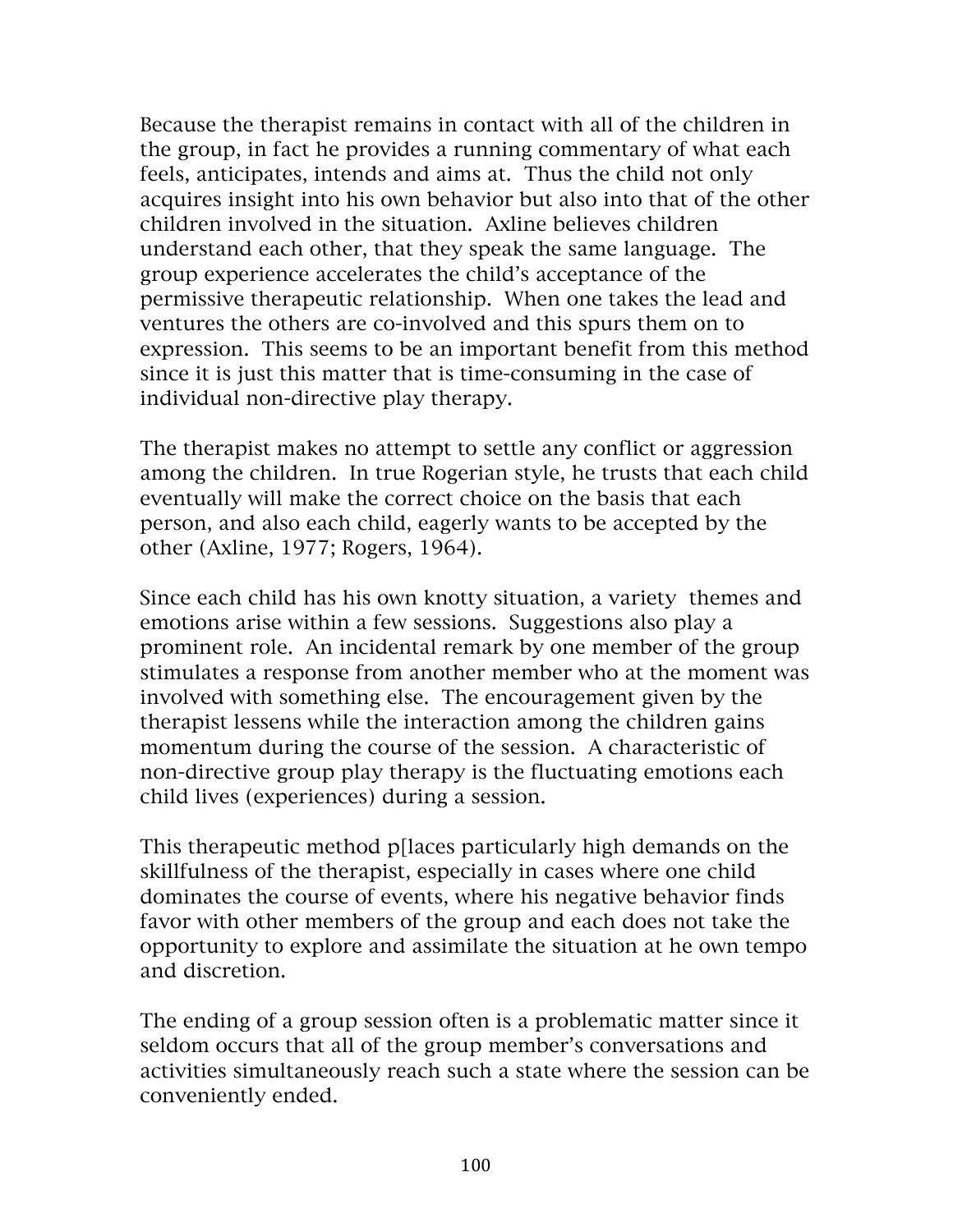Because the therapist remains in contact with all of the children in the group, in fact he provides a running commentary of what each feels, anticipates, intends and aims at. Thus the child not only acquires insight into his own behavior but also into that of the other children involved in the situation. Axline believes children understand each other, that they speak the same language. The group experience accelerates the child's acceptance of the permissive therapeutic relationship. When one takes the lead and ventures the others are co-involved and this spurs them on to expression. This seems to be an important benefit from this method since it is just this matter that is time-consuming in the case of individual non-directive play therapy.

The therapist makes no attempt to settle any conflict or aggression among the children. In true Rogerian style, he trusts that each child eventually will make the correct choice on the basis that each person, and also each child, eagerly wants to be accepted by the other (Axline, 1977; Rogers, 1964).

Since each child has his own knotty situation, a variety themes and emotions arise within a few sessions. Suggestions also play a prominent role. An incidental remark by one member of the group stimulates a response from another member who at the moment was involved with something else. The encouragement given by the therapist lessens while the interaction among the children gains momentum during the course of the session. A characteristic of non-directive group play therapy is the fluctuating emotions each child lives (experiences) during a session.

This therapeutic method p[laces particularly high demands on the skillfulness of the therapist, especially in cases where one child dominates the course of events, where his negative behavior finds favor with other members of the group and each does not take the opportunity to explore and assimilate the situation at he own tempo and discretion.

The ending of a group session often is a problematic matter since it seldom occurs that all of the group member's conversations and activities simultaneously reach such a state where the session can be conveniently ended.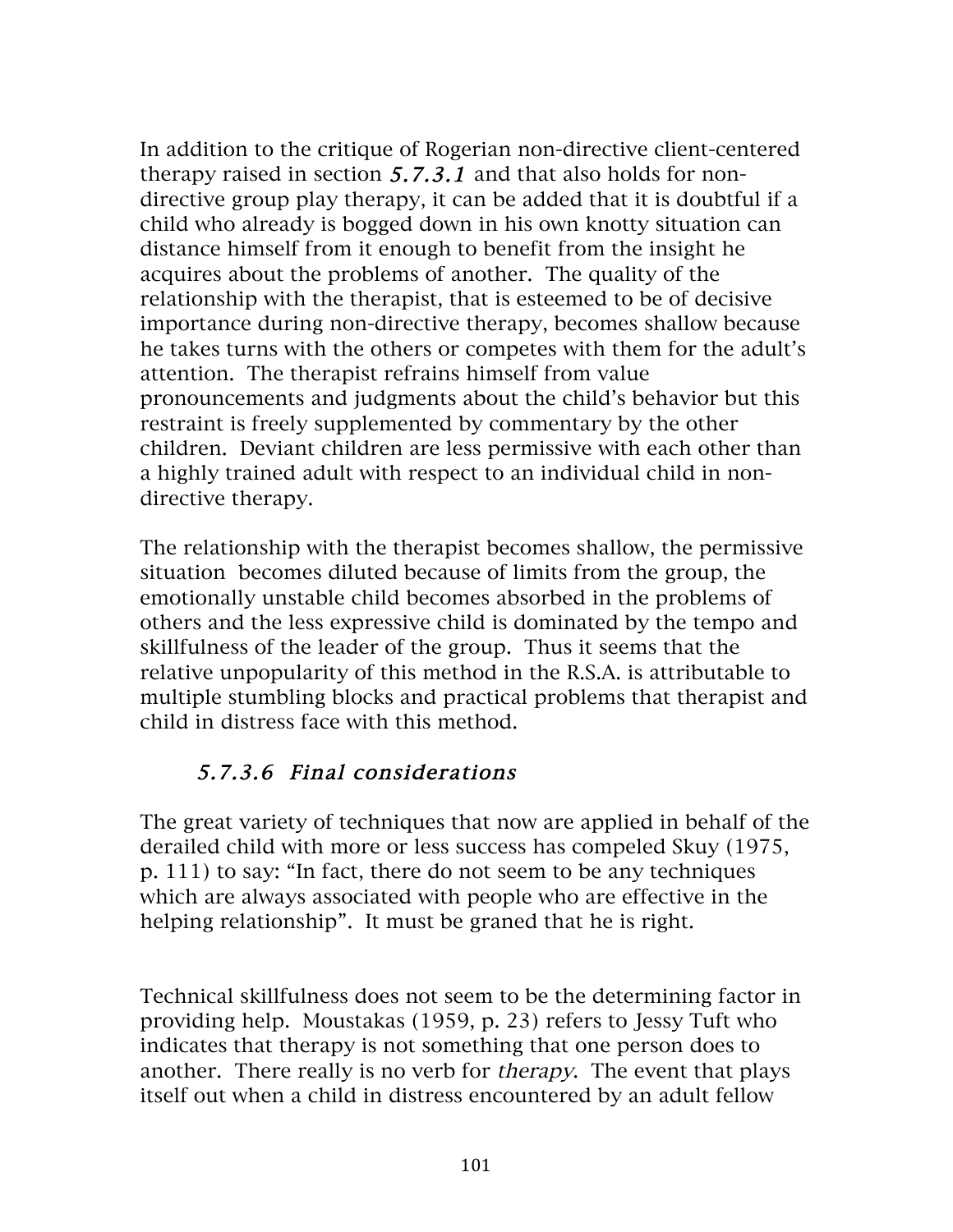In addition to the critique of Rogerian non-directive client-centered therapy raised in section *5.7.3.1* and that also holds for non-directive group play therapy, it can be added that it is doubtful if a child who already is bogged down in his own knotty situation can distance himself from it enough to benefit from the insight he acquires about the problems of another. The quality of the relationship with the therapist, that is esteemed to be of decisive importance during non-directive therapy, becomes shallow because he takes turns with the others or competes with them for the adult's attention. The therapist refrains himself from value pronouncements and judgments about the child's behavior but this restraint is freely supplemented by commentary by the other children. Deviant children are less permissive with each other than a highly trained adult with respect to an individual child in non-directive therapy.

The relationship with the therapist becomes shallow, the permissive situation becomes diluted because of limits from the group, the emotionally unstable child becomes absorbed in the problems of others and the less expressive child is dominated by the tempo and skillfulness of the leader of the group. Thus it seems that the relative unpopularity of this method in the R.S.A. is attributable to multiple stumbling blocks and practical problems that therapist and child in distress face with this method.

### *5.7.3.6 Final considerations*

The great variety of techniques that now are applied in behalf of the derailed child with more or less success has compeled Skuy (1975, p. 111) to say: "In fact, there do not seem to be any techniques which are always associated with people who are effective in the helping relationship". It must be graned that he is right.

Technical skillfulness does not seem to be the determining factor in providing help. Moustakas (1959, p. 23) refers to Jessy Tuft who indicates that therapy is not something that one person does to another. There really is no verb for *therapy*. The event that plays itself out when a child in distress encountered by an adult fellow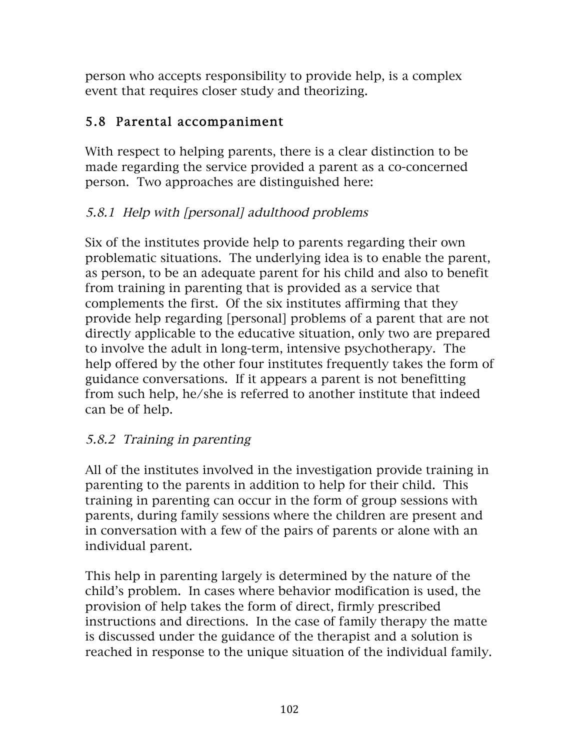person who accepts responsibility to provide help, is a complex event that requires closer study and theorizing.

## 5.8 Parental accompaniment

With respect to helping parents, there is a clear distinction to be made regarding the service provided a parent as a co-concerned person. Two approaches are distinguished here:

### *5.8.1 Help with [personal] adulthood problems*

Six of the institutes provide help to parents regarding their own problematic situations. The underlying idea is to enable the parent, as person, to be an adequate parent for his child and also to benefit from training in parenting that is provided as a service that complements the first. Of the six institutes affirming that they provide help regarding [personal] problems of a parent that are not directly applicable to the educative situation, only two are prepared to involve the adult in long-term, intensive psychotherapy. The help offered by the other four institutes frequently takes the form of guidance conversations. If it appears a parent is not benefitting from such help, he/she is referred to another institute that indeed can be of help.

### *5.8.2 Training in parenting*

All of the institutes involved in the investigation provide training in parenting to the parents in addition to help for their child. This training in parenting can occur in the form of group sessions with parents, during family sessions where the children are present and in conversation with a few of the pairs of parents or alone with an individual parent.

This help in parenting largely is determined by the nature of the child's problem. In cases where behavior modification is used, the provision of help takes the form of direct, firmly prescribed instructions and directions. In the case of family therapy the matte is discussed under the guidance of the therapist and a solution is reached in response to the unique situation of the individual family.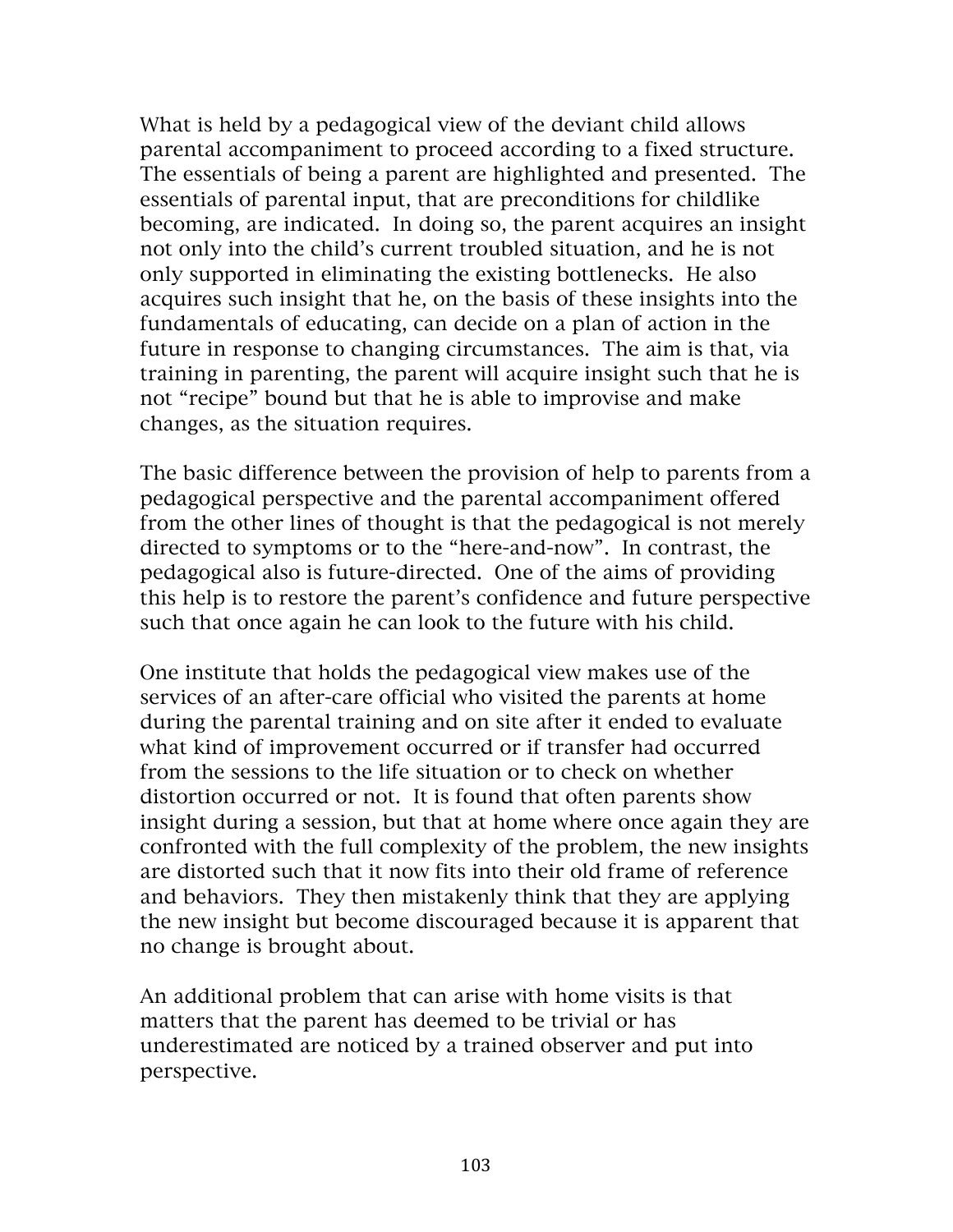What is held by a pedagogical view of the deviant child allows parental accompaniment to proceed according to a fixed structure. The essentials of being a parent are highlighted and presented. The essentials of parental input, that are preconditions for childlike becoming, are indicated. In doing so, the parent acquires an insight not only into the child's current troubled situation, and he is not only supported in eliminating the existing bottlenecks. He also acquires such insight that he, on the basis of these insights into the fundamentals of educating, can decide on a plan of action in the future in response to changing circumstances. The aim is that, via training in parenting, the parent will acquire insight such that he is not "recipe" bound but that he is able to improvise and make changes, as the situation requires.

The basic difference between the provision of help to parents from a pedagogical perspective and the parental accompaniment offered from the other lines of thought is that the pedagogical is not merely directed to symptoms or to the "here-and-now". In contrast, the pedagogical also is future-directed. One of the aims of providing this help is to restore the parent's confidence and future perspective such that once again he can look to the future with his child.

One institute that holds the pedagogical view makes use of the services of an after-care official who visited the parents at home during the parental training and on site after it ended to evaluate what kind of improvement occurred or if transfer had occurred from the sessions to the life situation or to check on whether distortion occurred or not. It is found that often parents show insight during a session, but that at home where once again they are confronted with the full complexity of the problem, the new insights are distorted such that it now fits into their old frame of reference and behaviors. They then mistakenly think that they are applying the new insight but become discouraged because it is apparent that no change is brought about.

An additional problem that can arise with home visits is that matters that the parent has deemed to be trivial or has underestimated are noticed by a trained observer and put into perspective.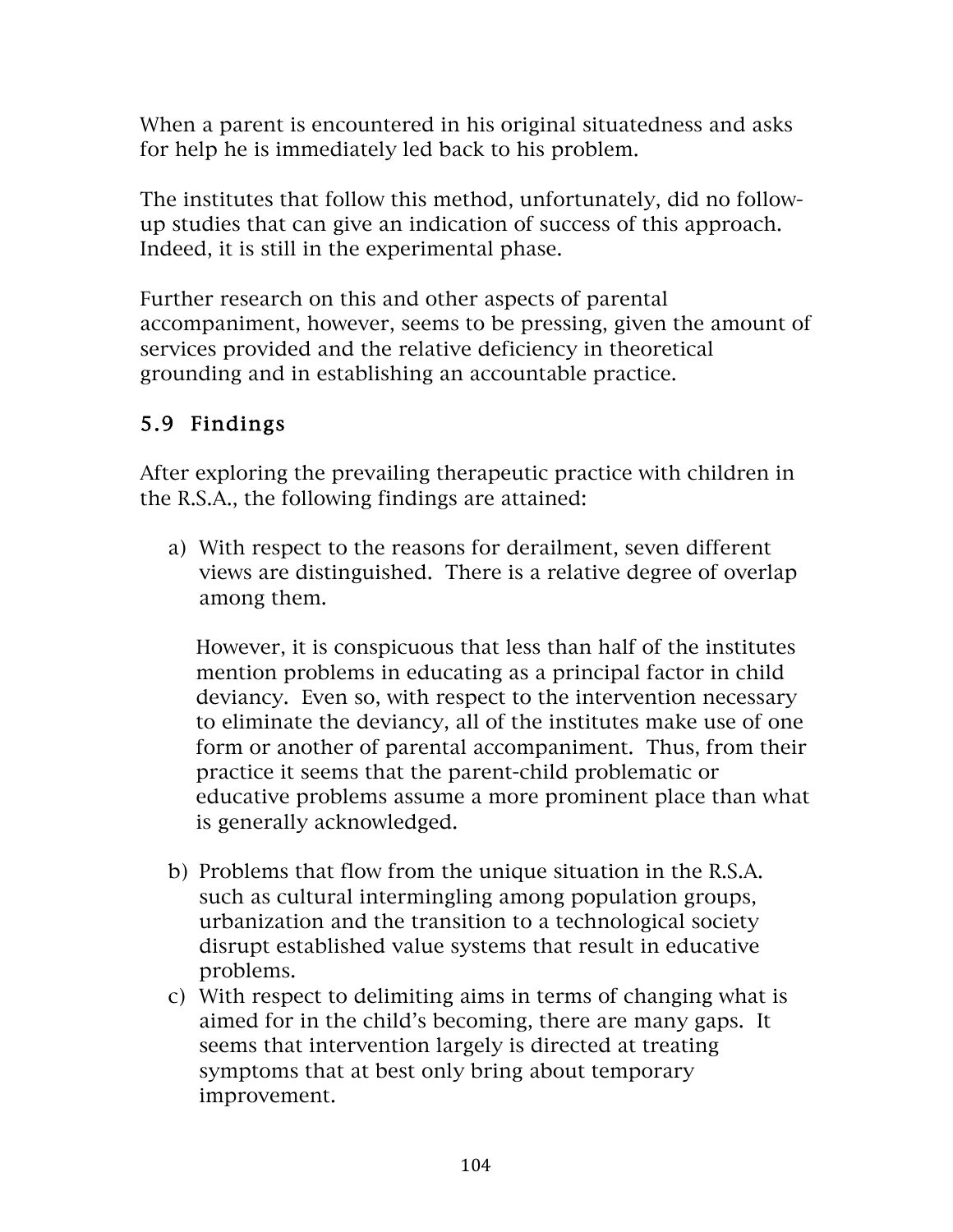When a parent is encountered in his original situatedness and asks for help he is immediately led back to his problem.

The institutes that follow this method, unfortunately, did no follow-up studies that can give an indication of success of this approach. Indeed, it is still in the experimental phase.

Further research on this and other aspects of parental accompaniment, however, seems to be pressing, given the amount of services provided and the relative deficiency in theoretical grounding and in establishing an accountable practice.

## 5.9 Findings

After exploring the prevailing therapeutic practice with children in the R.S.A., the following findings are attained:

a) With respect to the reasons for derailment, seven different views are distinguished. There is a relative degree of overlap among them.

   However, it is conspicuous that less than half of the institutes mention problems in educating as a principal factor in child deviancy. Even so, with respect to the intervention necessary to eliminate the deviancy, all of the institutes make use of one form or another of parental accompaniment. Thus, from their practice it seems that the parent-child problematic or educative problems assume a more prominent place than what is generally acknowledged.

b) Problems that flow from the unique situation in the R.S.A. such as cultural intermingling among population groups, urbanization and the transition to a technological society disrupt established value systems that result in educative problems.

c) With respect to delimiting aims in terms of changing what is aimed for in the child's becoming, there are many gaps. It seems that intervention largely is directed at treating symptoms that at best only bring about temporary improvement.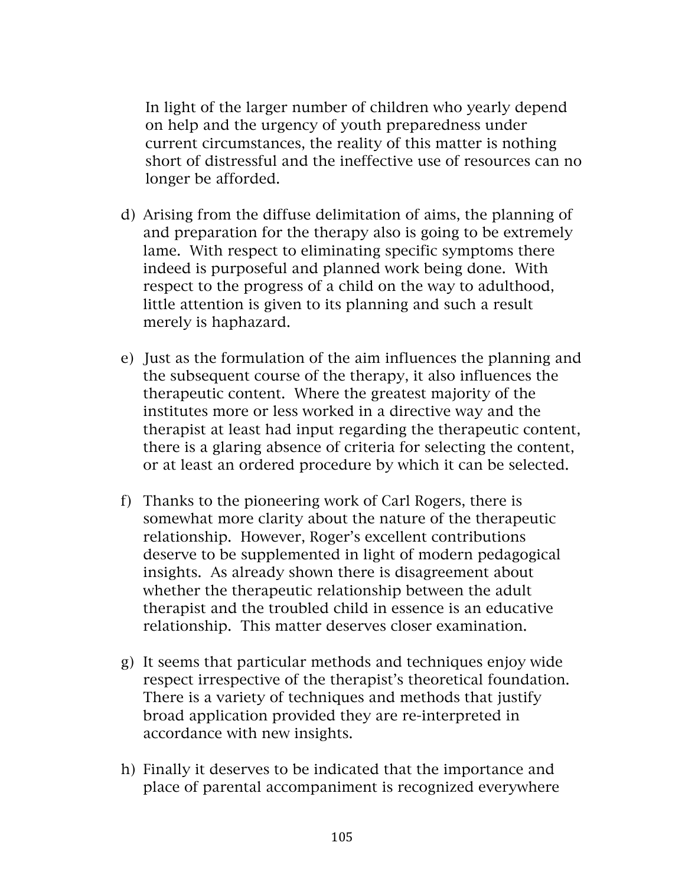In light of the larger number of children who yearly depend on help and the urgency of youth preparedness under current circumstances, the reality of this matter is nothing short of distressful and the ineffective use of resources can no longer be afforded.

d) Arising from the diffuse delimitation of aims, the planning of and preparation for the therapy also is going to be extremely lame. With respect to eliminating specific symptoms there indeed is purposeful and planned work being done. With respect to the progress of a child on the way to adulthood, little attention is given to its planning and such a result merely is haphazard.

e) Just as the formulation of the aim influences the planning and the subsequent course of the therapy, it also influences the therapeutic content. Where the greatest majority of the institutes more or less worked in a directive way and the therapist at least had input regarding the therapeutic content, there is a glaring absence of criteria for selecting the content, or at least an ordered procedure by which it can be selected.

f) Thanks to the pioneering work of Carl Rogers, there is somewhat more clarity about the nature of the therapeutic relationship. However, Roger's excellent contributions deserve to be supplemented in light of modern pedagogical insights. As already shown there is disagreement about whether the therapeutic relationship between the adult therapist and the troubled child in essence is an educative relationship. This matter deserves closer examination.

g) It seems that particular methods and techniques enjoy wide respect irrespective of the therapist's theoretical foundation. There is a variety of techniques and methods that justify broad application provided they are re-interpreted in accordance with new insights.

h) Finally it deserves to be indicated that the importance and place of parental accompaniment is recognized everywhere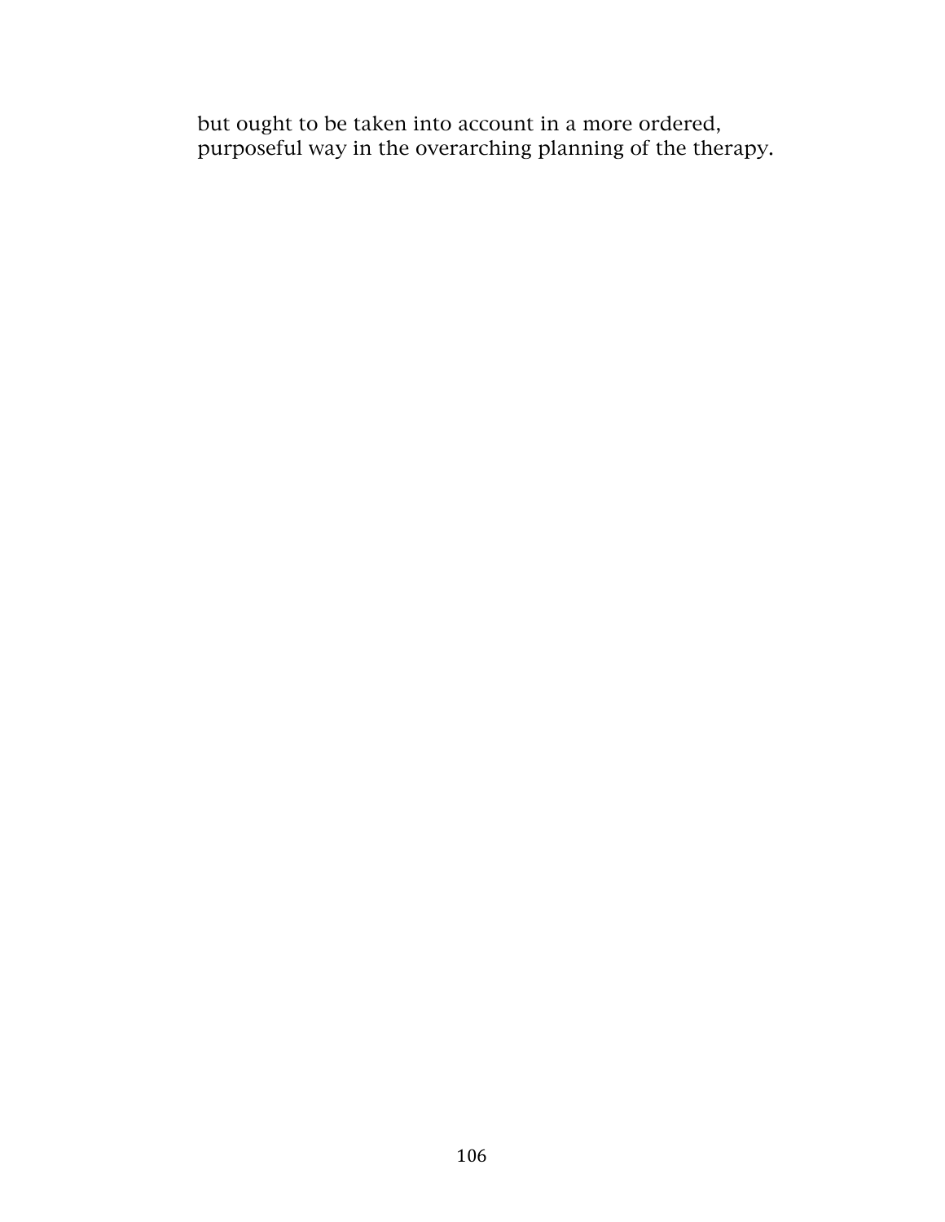but ought to be taken into account in a more ordered, purposeful way in the overarching planning of the therapy.